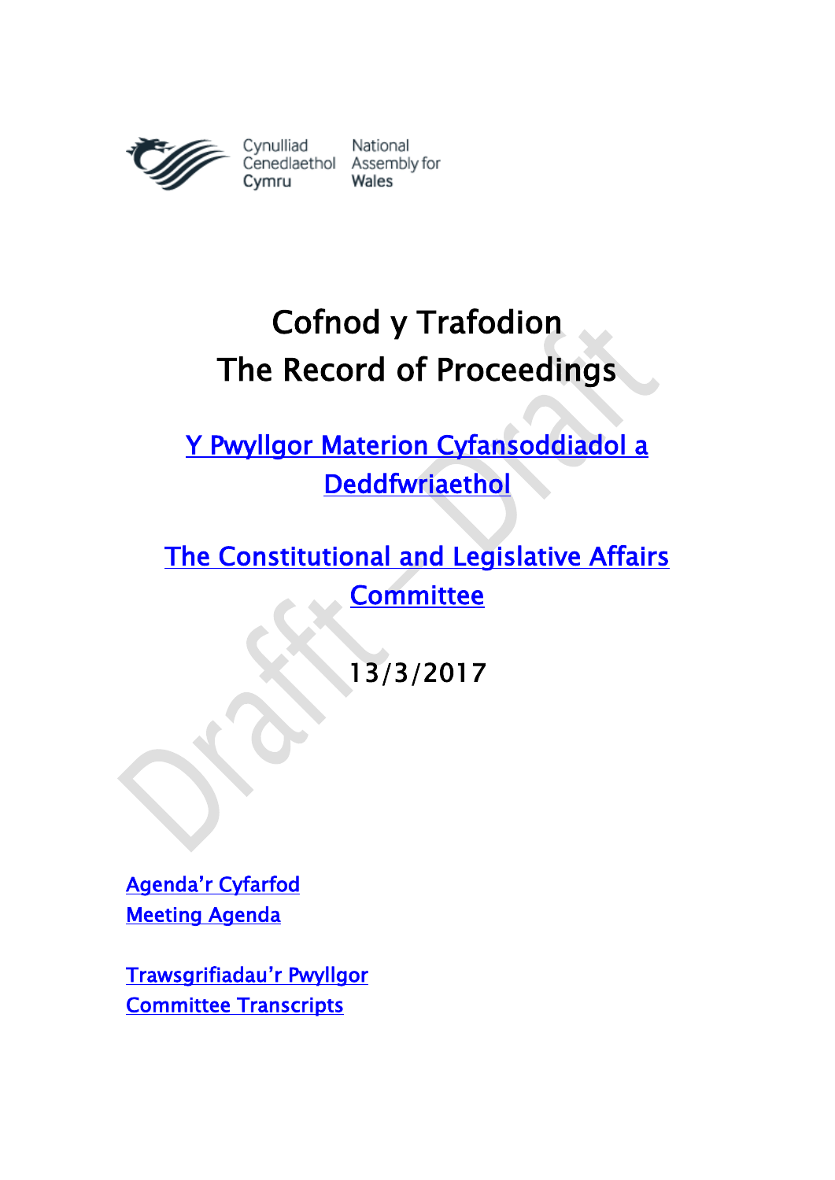Cynulliad Cenedlaethol Cymru | National Assembly for Wales

# Cofnod y Trafodion
# The Record of Proceedings

## Y Pwyllgor Materion Cyfansoddiadol a Deddfwriaethol

## The Constitutional and Legislative Affairs Committee

13/3/2017

Agenda'r Cyfarfod
Meeting Agenda

Trawsgrifiadau'r Pwyllgor
Committee Transcripts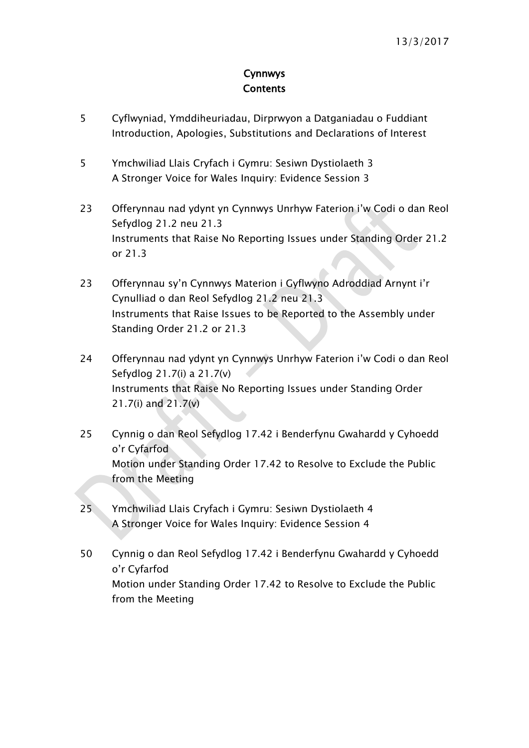13/3/2017

# Cynnwys
# Contents

5 Cyflwyniad, Ymddiheuriadau, Dirprwyon a Datganiadau o Fuddiant
Introduction, Apologies, Substitutions and Declarations of Interest

5 Ymchwiliad Llais Cryfach i Gymru: Sesiwn Dystiolaeth 3
A Stronger Voice for Wales Inquiry: Evidence Session 3

23 Offerynnau nad ydynt yn Cynnwys Unrhyw Faterion i'w Codi o dan Reol Sefydlog 21.2 neu 21.3
Instruments that Raise No Reporting Issues under Standing Order 21.2 or 21.3

23 Offerynnau sy'n Cynnwys Materion i Gyflwyno Adroddiad Arnynt i'r Cynulliad o dan Reol Sefydlog 21.2 neu 21.3
Instruments that Raise Issues to be Reported to the Assembly under Standing Order 21.2 or 21.3

24 Offerynnau nad ydynt yn Cynnwys Unrhyw Faterion i'w Codi o dan Reol Sefydlog 21.7(i) a 21.7(v)
Instruments that Raise No Reporting Issues under Standing Order 21.7(i) and 21.7(v)

25 Cynnig o dan Reol Sefydlog 17.42 i Benderfynu Gwahardd y Cyhoedd o'r Cyfarfod
Motion under Standing Order 17.42 to Resolve to Exclude the Public from the Meeting

25 Ymchwiliad Llais Cryfach i Gymru: Sesiwn Dystiolaeth 4
A Stronger Voice for Wales Inquiry: Evidence Session 4

50 Cynnig o dan Reol Sefydlog 17.42 i Benderfynu Gwahardd y Cyhoedd o'r Cyfarfod
Motion under Standing Order 17.42 to Resolve to Exclude the Public from the Meeting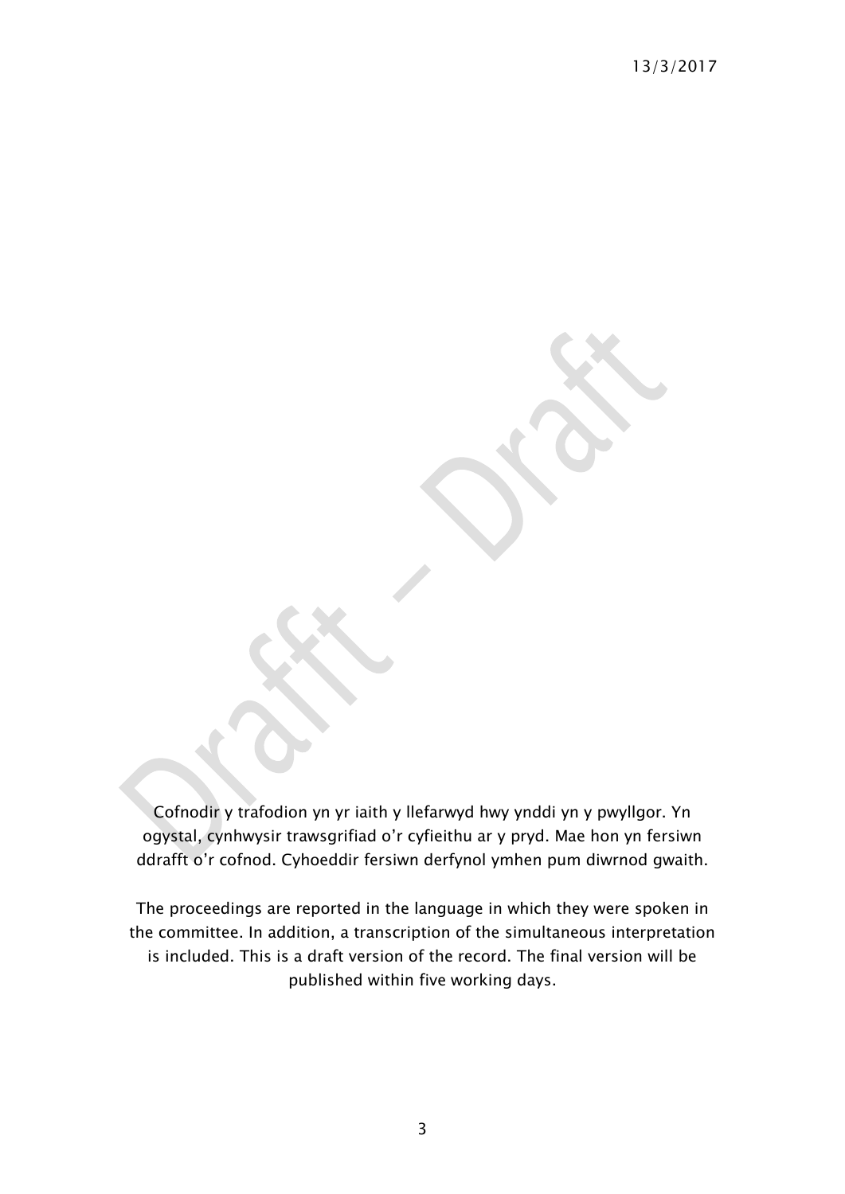Cofnodir y trafodion yn yr iaith y llefarwyd hwy ynddi yn y pwyllgor. Yn ogystal, cynhwysir trawsgrifiad o'r cyfieithu ar y pryd. Mae hon yn fersiwn ddrafft o'r cofnod. Cyhoeddir fersiwn derfynol ymhen pum diwrnod gwaith.

The proceedings are reported in the language in which they were spoken in the committee. In addition, a transcription of the simultaneous interpretation is included. This is a draft version of the record. The final version will be published within five working days.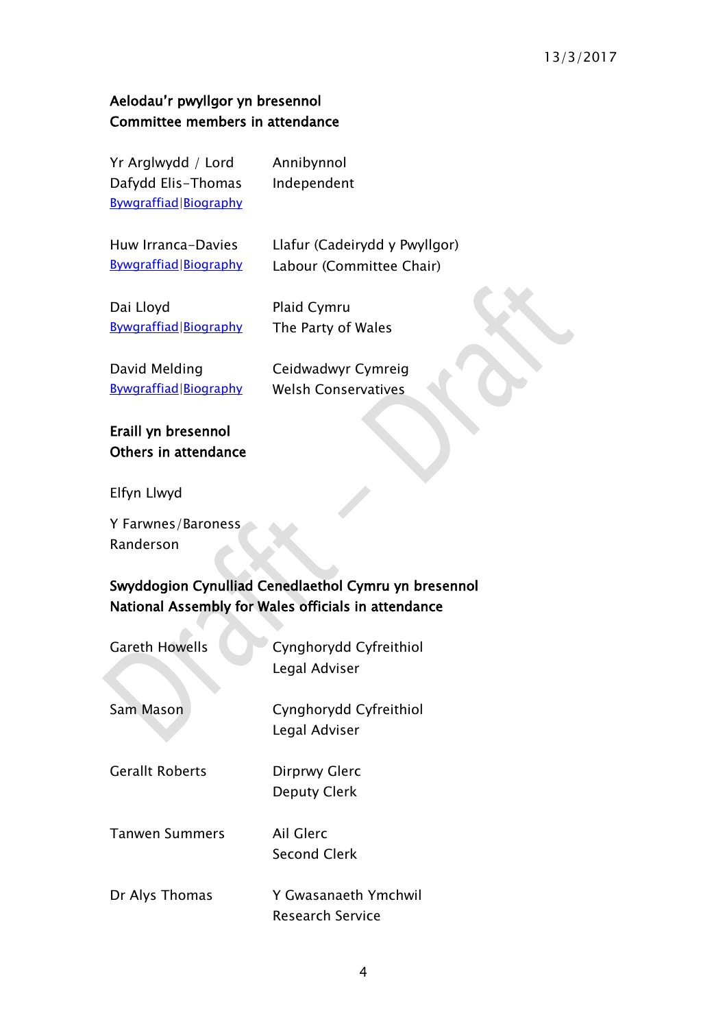13/3/2017

**Aelodau'r pwyllgor yn bresennol**
**Committee members in attendance**

| | |
|---|---|
| Yr Arglwydd / Lord Dafydd Elis-Thomas<br>Bywgraffiad\|Biography | Annibynnol<br>Independent |
| Huw Irranca-Davies<br>Bywgraffiad\|Biography | Llafur (Cadeirydd y Pwyllgor)<br>Labour (Committee Chair) |
| Dai Lloyd<br>Bywgraffiad\|Biography | Plaid Cymru<br>The Party of Wales |
| David Melding<br>Bywgraffiad\|Biography | Ceidwadwyr Cymreig<br>Welsh Conservatives |

**Eraill yn bresennol**
**Others in attendance**

Elfyn Llwyd

Y Farwnes/Baroness Randerson

**Swyddogion Cynulliad Cenedlaethol Cymru yn bresennol**
**National Assembly for Wales officials in attendance**

| | |
|---|---|
| Gareth Howells | Cynghorydd Cyfreithiol<br>Legal Adviser |
| Sam Mason | Cynghorydd Cyfreithiol<br>Legal Adviser |
| Gerallt Roberts | Dirprwy Glerc<br>Deputy Clerk |
| Tanwen Summers | Ail Glerc<br>Second Clerk |
| Dr Alys Thomas | Y Gwasanaeth Ymchwil<br>Research Service |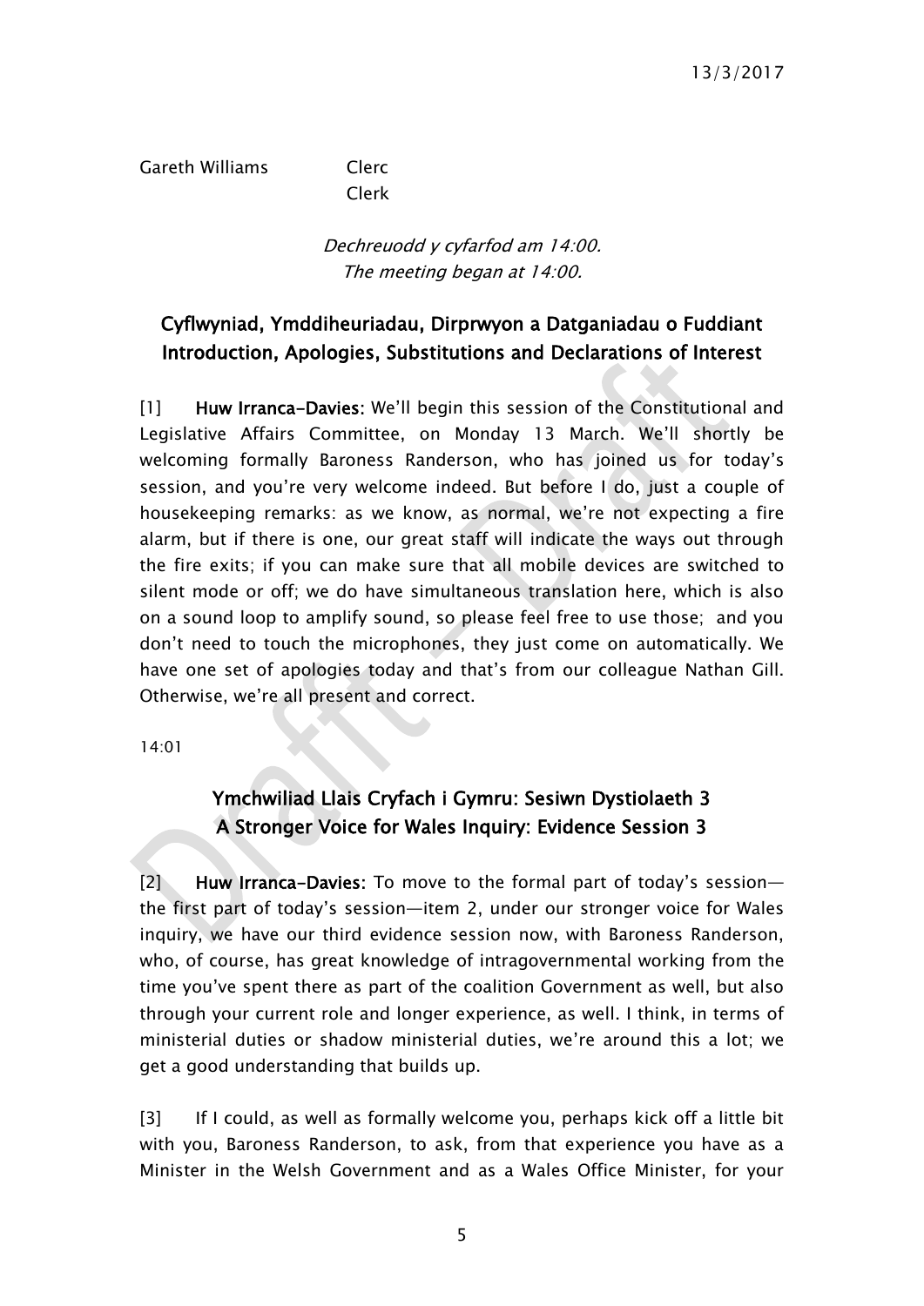Gareth Williams Clerc
Clerk

*Dechreuodd y cyfarfod am 14:00.*
*The meeting began at 14:00.*

## Cyflwyniad, Ymddiheuriadau, Dirprwyon a Datganiadau o Fuddiant
## Introduction, Apologies, Substitutions and Declarations of Interest

[1] **Huw Irranca-Davies:** We'll begin this session of the Constitutional and Legislative Affairs Committee, on Monday 13 March. We'll shortly be welcoming formally Baroness Randerson, who has joined us for today's session, and you're very welcome indeed. But before I do, just a couple of housekeeping remarks: as we know, as normal, we're not expecting a fire alarm, but if there is one, our great staff will indicate the ways out through the fire exits; if you can make sure that all mobile devices are switched to silent mode or off; we do have simultaneous translation here, which is also on a sound loop to amplify sound, so please feel free to use those; and you don't need to touch the microphones, they just come on automatically. We have one set of apologies today and that's from our colleague Nathan Gill. Otherwise, we're all present and correct.

14:01

## Ymchwiliad Llais Cryfach i Gymru: Sesiwn Dystiolaeth 3
## A Stronger Voice for Wales Inquiry: Evidence Session 3

[2] **Huw Irranca-Davies:** To move to the formal part of today's session—the first part of today's session—item 2, under our stronger voice for Wales inquiry, we have our third evidence session now, with Baroness Randerson, who, of course, has great knowledge of intragovernmental working from the time you've spent there as part of the coalition Government as well, but also through your current role and longer experience, as well. I think, in terms of ministerial duties or shadow ministerial duties, we're around this a lot; we get a good understanding that builds up.

[3] If I could, as well as formally welcome you, perhaps kick off a little bit with you, Baroness Randerson, to ask, from that experience you have as a Minister in the Welsh Government and as a Wales Office Minister, for your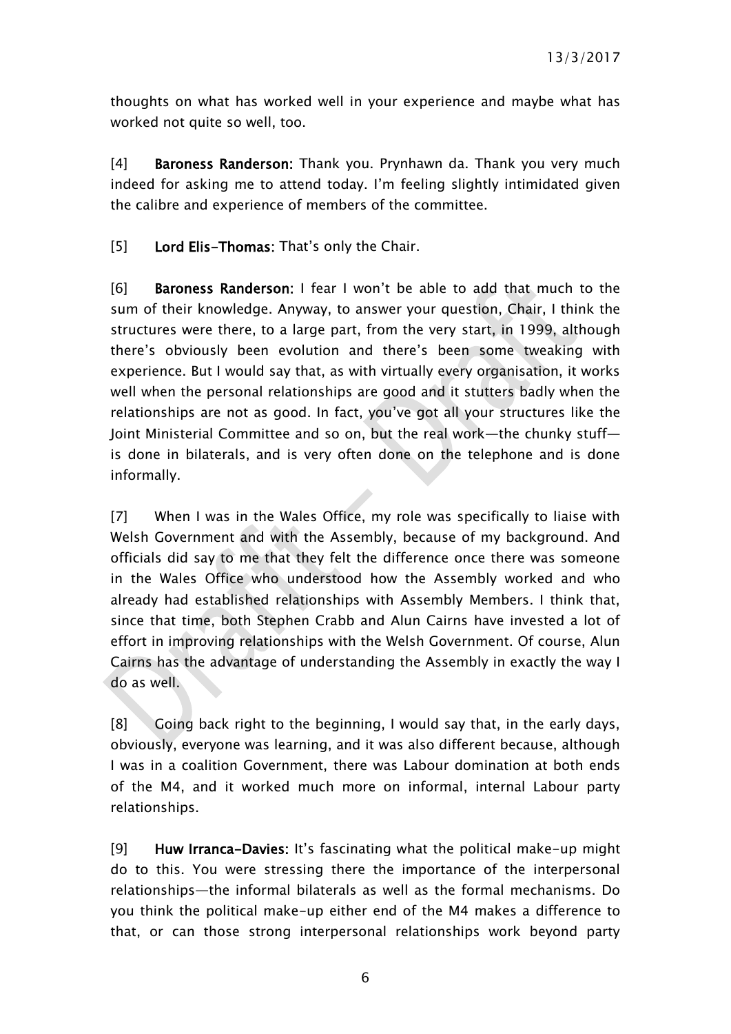thoughts on what has worked well in your experience and maybe what has worked not quite so well, too.

[4] **Baroness Randerson:** Thank you. Prynhawn da. Thank you very much indeed for asking me to attend today. I'm feeling slightly intimidated given the calibre and experience of members of the committee.

[5] **Lord Elis-Thomas:** That's only the Chair.

[6] **Baroness Randerson:** I fear I won't be able to add that much to the sum of their knowledge. Anyway, to answer your question, Chair, I think the structures were there, to a large part, from the very start, in 1999, although there's obviously been evolution and there's been some tweaking with experience. But I would say that, as with virtually every organisation, it works well when the personal relationships are good and it stutters badly when the relationships are not as good. In fact, you've got all your structures like the Joint Ministerial Committee and so on, but the real work—the chunky stuff—is done in bilaterals, and is very often done on the telephone and is done informally.

[7] When I was in the Wales Office, my role was specifically to liaise with Welsh Government and with the Assembly, because of my background. And officials did say to me that they felt the difference once there was someone in the Wales Office who understood how the Assembly worked and who already had established relationships with Assembly Members. I think that, since that time, both Stephen Crabb and Alun Cairns have invested a lot of effort in improving relationships with the Welsh Government. Of course, Alun Cairns has the advantage of understanding the Assembly in exactly the way I do as well.

[8] Going back right to the beginning, I would say that, in the early days, obviously, everyone was learning, and it was also different because, although I was in a coalition Government, there was Labour domination at both ends of the M4, and it worked much more on informal, internal Labour party relationships.

[9] **Huw Irranca-Davies:** It's fascinating what the political make-up might do to this. You were stressing there the importance of the interpersonal relationships—the informal bilaterals as well as the formal mechanisms. Do you think the political make-up either end of the M4 makes a difference to that, or can those strong interpersonal relationships work beyond party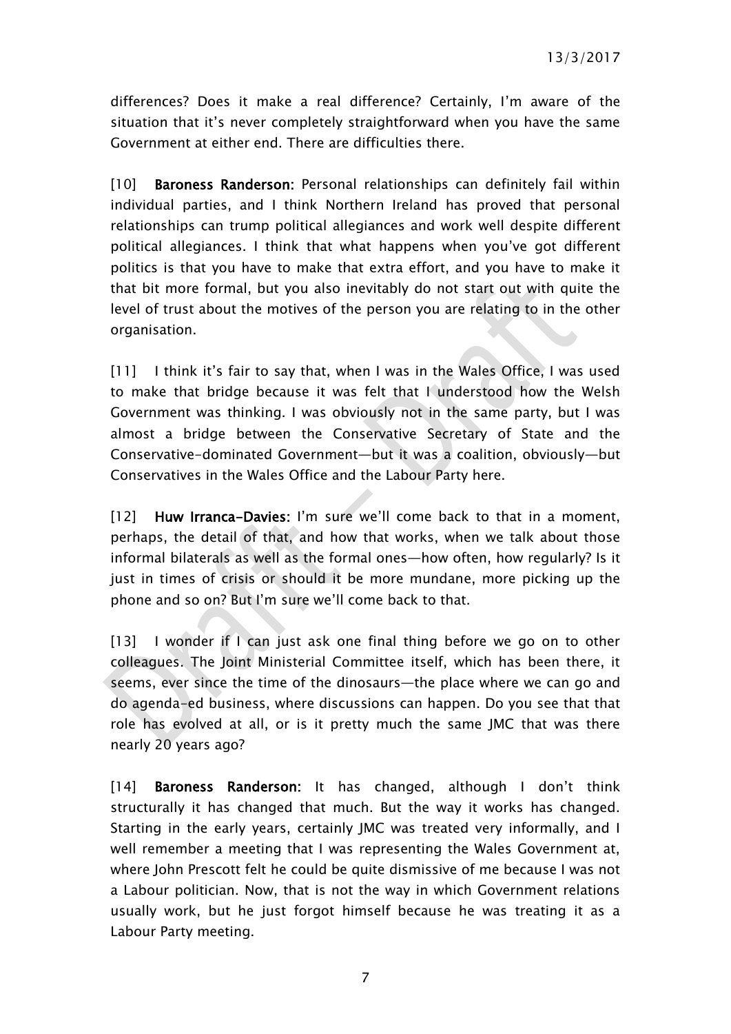differences? Does it make a real difference? Certainly, I'm aware of the situation that it's never completely straightforward when you have the same Government at either end. There are difficulties there.

[10] **Baroness Randerson:** Personal relationships can definitely fail within individual parties, and I think Northern Ireland has proved that personal relationships can trump political allegiances and work well despite different political allegiances. I think that what happens when you've got different politics is that you have to make that extra effort, and you have to make it that bit more formal, but you also inevitably do not start out with quite the level of trust about the motives of the person you are relating to in the other organisation.

[11] I think it's fair to say that, when I was in the Wales Office, I was used to make that bridge because it was felt that I understood how the Welsh Government was thinking. I was obviously not in the same party, but I was almost a bridge between the Conservative Secretary of State and the Conservative-dominated Government—but it was a coalition, obviously—but Conservatives in the Wales Office and the Labour Party here.

[12] **Huw Irranca-Davies:** I'm sure we'll come back to that in a moment, perhaps, the detail of that, and how that works, when we talk about those informal bilaterals as well as the formal ones—how often, how regularly? Is it just in times of crisis or should it be more mundane, more picking up the phone and so on? But I'm sure we'll come back to that.

[13] I wonder if I can just ask one final thing before we go on to other colleagues. The Joint Ministerial Committee itself, which has been there, it seems, ever since the time of the dinosaurs—the place where we can go and do agenda-ed business, where discussions can happen. Do you see that that role has evolved at all, or is it pretty much the same JMC that was there nearly 20 years ago?

[14] **Baroness Randerson:** It has changed, although I don't think structurally it has changed that much. But the way it works has changed. Starting in the early years, certainly JMC was treated very informally, and I well remember a meeting that I was representing the Wales Government at, where John Prescott felt he could be quite dismissive of me because I was not a Labour politician. Now, that is not the way in which Government relations usually work, but he just forgot himself because he was treating it as a Labour Party meeting.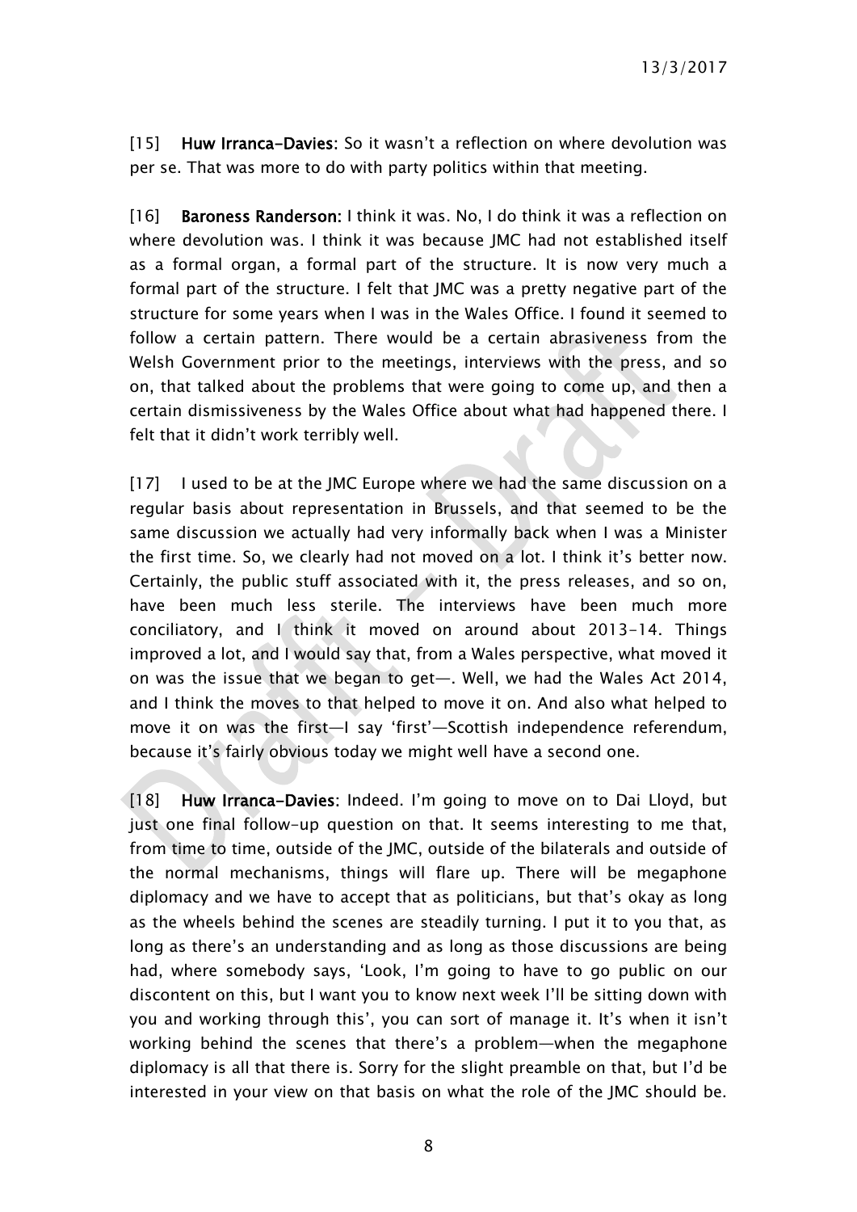[15] **Huw Irranca-Davies:** So it wasn't a reflection on where devolution was per se. That was more to do with party politics within that meeting.

[16] **Baroness Randerson:** I think it was. No, I do think it was a reflection on where devolution was. I think it was because JMC had not established itself as a formal organ, a formal part of the structure. It is now very much a formal part of the structure. I felt that JMC was a pretty negative part of the structure for some years when I was in the Wales Office. I found it seemed to follow a certain pattern. There would be a certain abrasiveness from the Welsh Government prior to the meetings, interviews with the press, and so on, that talked about the problems that were going to come up, and then a certain dismissiveness by the Wales Office about what had happened there. I felt that it didn't work terribly well.

[17] I used to be at the JMC Europe where we had the same discussion on a regular basis about representation in Brussels, and that seemed to be the same discussion we actually had very informally back when I was a Minister the first time. So, we clearly had not moved on a lot. I think it's better now. Certainly, the public stuff associated with it, the press releases, and so on, have been much less sterile. The interviews have been much more conciliatory, and I think it moved on around about 2013-14. Things improved a lot, and I would say that, from a Wales perspective, what moved it on was the issue that we began to get—. Well, we had the Wales Act 2014, and I think the moves to that helped to move it on. And also what helped to move it on was the first—I say 'first'—Scottish independence referendum, because it's fairly obvious today we might well have a second one.

[18] **Huw Irranca-Davies:** Indeed. I'm going to move on to Dai Lloyd, but just one final follow-up question on that. It seems interesting to me that, from time to time, outside of the JMC, outside of the bilaterals and outside of the normal mechanisms, things will flare up. There will be megaphone diplomacy and we have to accept that as politicians, but that's okay as long as the wheels behind the scenes are steadily turning. I put it to you that, as long as there's an understanding and as long as those discussions are being had, where somebody says, 'Look, I'm going to have to go public on our discontent on this, but I want you to know next week I'll be sitting down with you and working through this', you can sort of manage it. It's when it isn't working behind the scenes that there's a problem—when the megaphone diplomacy is all that there is. Sorry for the slight preamble on that, but I'd be interested in your view on that basis on what the role of the JMC should be.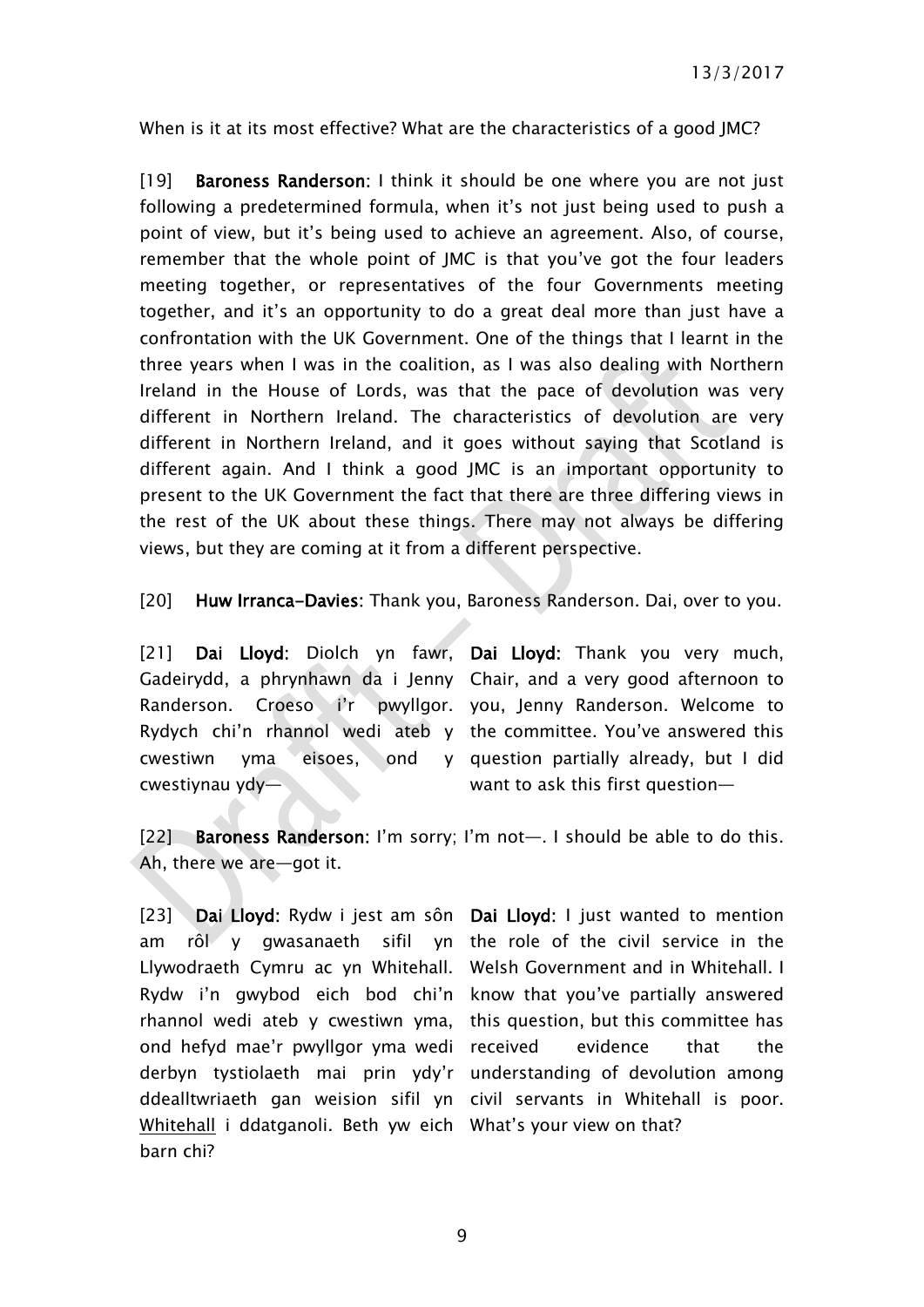When is it at its most effective? What are the characteristics of a good JMC?

[19] **Baroness Randerson**: I think it should be one where you are not just following a predetermined formula, when it's not just being used to push a point of view, but it's being used to achieve an agreement. Also, of course, remember that the whole point of JMC is that you've got the four leaders meeting together, or representatives of the four Governments meeting together, and it's an opportunity to do a great deal more than just have a confrontation with the UK Government. One of the things that I learnt in the three years when I was in the coalition, as I was also dealing with Northern Ireland in the House of Lords, was that the pace of devolution was very different in Northern Ireland. The characteristics of devolution are very different in Northern Ireland, and it goes without saying that Scotland is different again. And I think a good JMC is an important opportunity to present to the UK Government the fact that there are three differing views in the rest of the UK about these things. There may not always be differing views, but they are coming at it from a different perspective.

[20] **Huw Irranca-Davies**: Thank you, Baroness Randerson. Dai, over to you.

[21] **Dai Lloyd**: Diolch yn fawr, Gadeirydd, a phrynhawn da i Jenny Randerson. Croeso i'r pwyllgor. Rydych chi'n rhannol wedi ateb y cwestiwn yma eisoes, ond y cwestiynau ydy—

**Dai Lloyd**: Thank you very much, Chair, and a very good afternoon to you, Jenny Randerson. Welcome to the committee. You've answered this question partially already, but I did want to ask this first question—

[22] **Baroness Randerson**: I'm sorry; I'm not—. I should be able to do this. Ah, there we are—got it.

[23] **Dai Lloyd**: Rydw i jest am sôn am rôl y gwasanaeth sifil yn Llywodraeth Cymru ac yn Whitehall. Rydw i'n gwybod eich bod chi'n rhannol wedi ateb y cwestiwn yma, ond hefyd mae'r pwyllgor yma wedi derbyn tystiolaeth mai prin ydy'r ddealltwriaeth gan weision sifil yn Whitehall i ddatganoli. Beth yw eich barn chi?

**Dai Lloyd**: I just wanted to mention the role of the civil service in the Welsh Government and in Whitehall. I know that you've partially answered this question, but this committee has received evidence that the understanding of devolution among civil servants in Whitehall is poor. What's your view on that?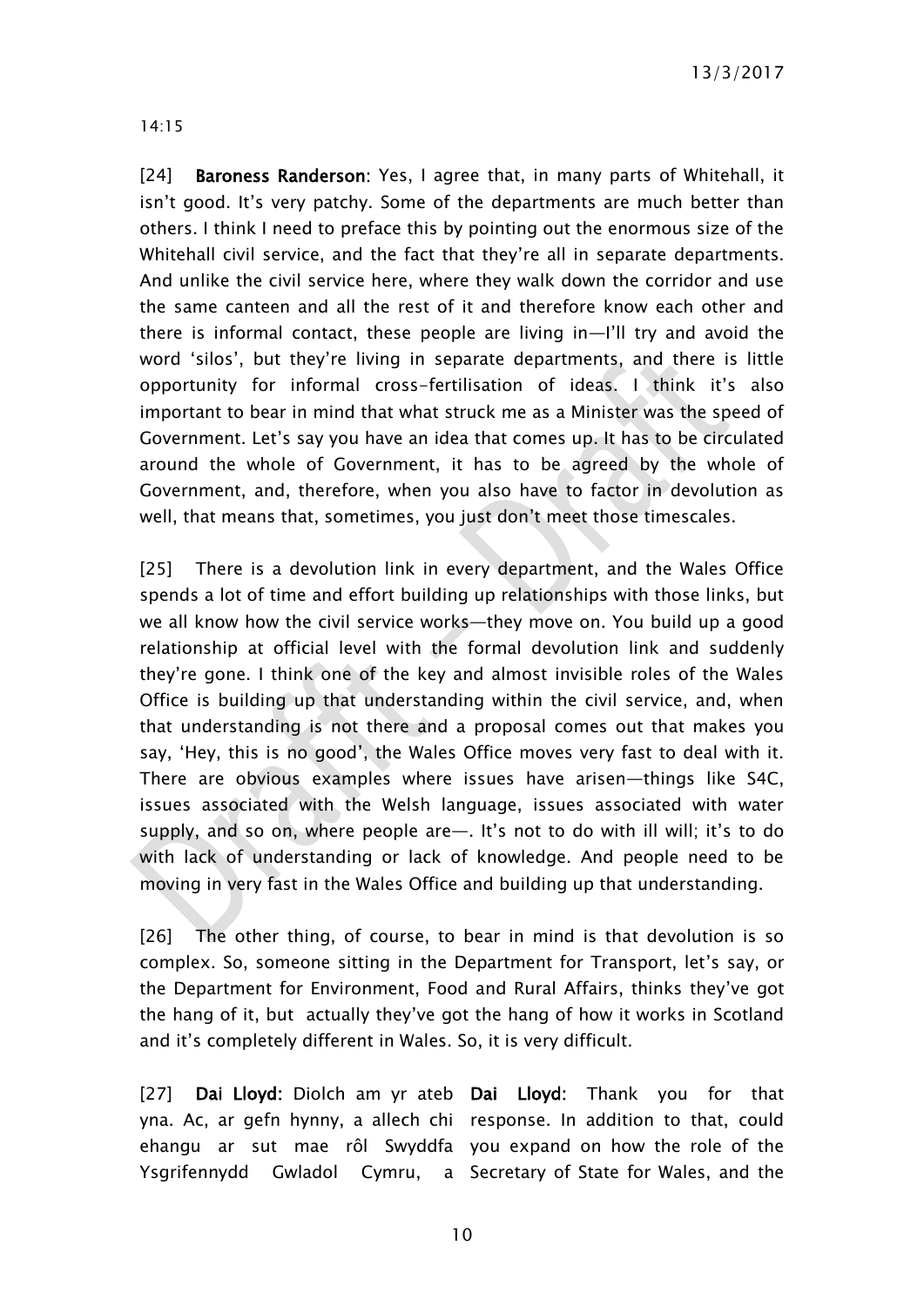14:15

[24] **Baroness Randerson**: Yes, I agree that, in many parts of Whitehall, it isn't good. It's very patchy. Some of the departments are much better than others. I think I need to preface this by pointing out the enormous size of the Whitehall civil service, and the fact that they're all in separate departments. And unlike the civil service here, where they walk down the corridor and use the same canteen and all the rest of it and therefore know each other and there is informal contact, these people are living in—I'll try and avoid the word 'silos', but they're living in separate departments, and there is little opportunity for informal cross-fertilisation of ideas. I think it's also important to bear in mind that what struck me as a Minister was the speed of Government. Let's say you have an idea that comes up. It has to be circulated around the whole of Government, it has to be agreed by the whole of Government, and, therefore, when you also have to factor in devolution as well, that means that, sometimes, you just don't meet those timescales.

[25] There is a devolution link in every department, and the Wales Office spends a lot of time and effort building up relationships with those links, but we all know how the civil service works—they move on. You build up a good relationship at official level with the formal devolution link and suddenly they're gone. I think one of the key and almost invisible roles of the Wales Office is building up that understanding within the civil service, and, when that understanding is not there and a proposal comes out that makes you say, 'Hey, this is no good', the Wales Office moves very fast to deal with it. There are obvious examples where issues have arisen—things like S4C, issues associated with the Welsh language, issues associated with water supply, and so on, where people are—. It's not to do with ill will; it's to do with lack of understanding or lack of knowledge. And people need to be moving in very fast in the Wales Office and building up that understanding.

[26] The other thing, of course, to bear in mind is that devolution is so complex. So, someone sitting in the Department for Transport, let's say, or the Department for Environment, Food and Rural Affairs, thinks they've got the hang of it, but actually they've got the hang of how it works in Scotland and it's completely different in Wales. So, it is very difficult.

[27] **Dai Lloyd**: Diolch am yr ateb yna. Ac, ar gefn hynny, a allech chi ehangu ar sut mae rôl Swyddfa Ysgrifennydd Gwladol Cymru, a

**Dai Lloyd**: Thank you for that response. In addition to that, could you expand on how the role of the Secretary of State for Wales, and the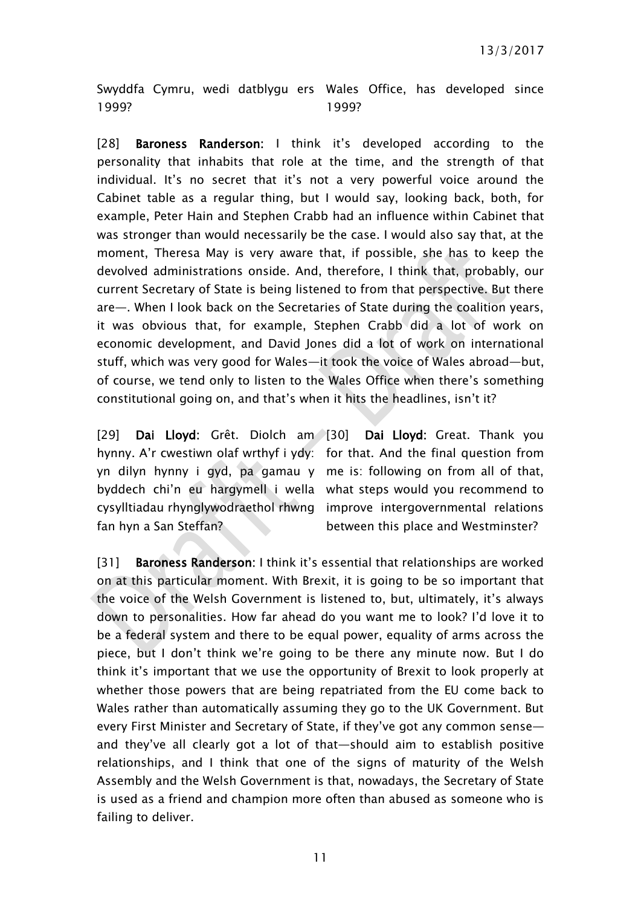Swyddfa Cymru, wedi datblygu ers 1999?

Wales Office, has developed since 1999?

[28] **Baroness Randerson**: I think it's developed according to the personality that inhabits that role at the time, and the strength of that individual. It's no secret that it's not a very powerful voice around the Cabinet table as a regular thing, but I would say, looking back, both, for example, Peter Hain and Stephen Crabb had an influence within Cabinet that was stronger than would necessarily be the case. I would also say that, at the moment, Theresa May is very aware that, if possible, she has to keep the devolved administrations onside. And, therefore, I think that, probably, our current Secretary of State is being listened to from that perspective. But there are—. When I look back on the Secretaries of State during the coalition years, it was obvious that, for example, Stephen Crabb did a lot of work on economic development, and David Jones did a lot of work on international stuff, which was very good for Wales—it took the voice of Wales abroad—but, of course, we tend only to listen to the Wales Office when there's something constitutional going on, and that's when it hits the headlines, isn't it?

[29] **Dai Lloyd**: Grêt. Diolch am hynny. A'r cwestiwn olaf wrthyf i ydy: yn dilyn hynny i gyd, pa gamau y byddech chi'n eu hargymell i wella cysylltiadau rhynglywodraethol rhwng fan hyn a San Steffan?

[30] **Dai Lloyd**: Great. Thank you for that. And the final question from me is: following on from all of that, what steps would you recommend to improve intergovernmental relations between this place and Westminster?

[31] **Baroness Randerson**: I think it's essential that relationships are worked on at this particular moment. With Brexit, it is going to be so important that the voice of the Welsh Government is listened to, but, ultimately, it's always down to personalities. How far ahead do you want me to look? I'd love it to be a federal system and there to be equal power, equality of arms across the piece, but I don't think we're going to be there any minute now. But I do think it's important that we use the opportunity of Brexit to look properly at whether those powers that are being repatriated from the EU come back to Wales rather than automatically assuming they go to the UK Government. But every First Minister and Secretary of State, if they've got any common sense—and they've all clearly got a lot of that—should aim to establish positive relationships, and I think that one of the signs of maturity of the Welsh Assembly and the Welsh Government is that, nowadays, the Secretary of State is used as a friend and champion more often than abused as someone who is failing to deliver.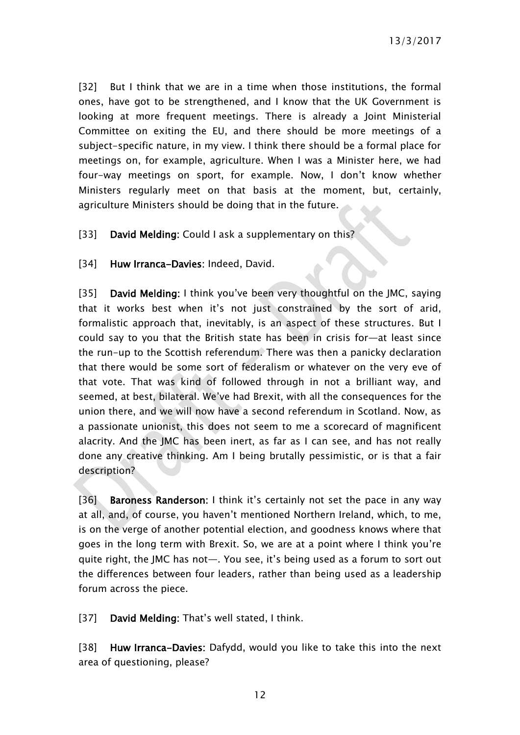[32] But I think that we are in a time when those institutions, the formal ones, have got to be strengthened, and I know that the UK Government is looking at more frequent meetings. There is already a Joint Ministerial Committee on exiting the EU, and there should be more meetings of a subject-specific nature, in my view. I think there should be a formal place for meetings on, for example, agriculture. When I was a Minister here, we had four-way meetings on sport, for example. Now, I don't know whether Ministers regularly meet on that basis at the moment, but, certainly, agriculture Ministers should be doing that in the future.

[33] **David Melding:** Could I ask a supplementary on this?

[34] **Huw Irranca-Davies:** Indeed, David.

[35] **David Melding:** I think you've been very thoughtful on the JMC, saying that it works best when it's not just constrained by the sort of arid, formalistic approach that, inevitably, is an aspect of these structures. But I could say to you that the British state has been in crisis for—at least since the run-up to the Scottish referendum. There was then a panicky declaration that there would be some sort of federalism or whatever on the very eve of that vote. That was kind of followed through in not a brilliant way, and seemed, at best, bilateral. We've had Brexit, with all the consequences for the union there, and we will now have a second referendum in Scotland. Now, as a passionate unionist, this does not seem to me a scorecard of magnificent alacrity. And the JMC has been inert, as far as I can see, and has not really done any creative thinking. Am I being brutally pessimistic, or is that a fair description?

[36] **Baroness Randerson:** I think it's certainly not set the pace in any way at all, and, of course, you haven't mentioned Northern Ireland, which, to me, is on the verge of another potential election, and goodness knows where that goes in the long term with Brexit. So, we are at a point where I think you're quite right, the JMC has not—. You see, it's being used as a forum to sort out the differences between four leaders, rather than being used as a leadership forum across the piece.

[37] **David Melding:** That's well stated, I think.

[38] **Huw Irranca-Davies:** Dafydd, would you like to take this into the next area of questioning, please?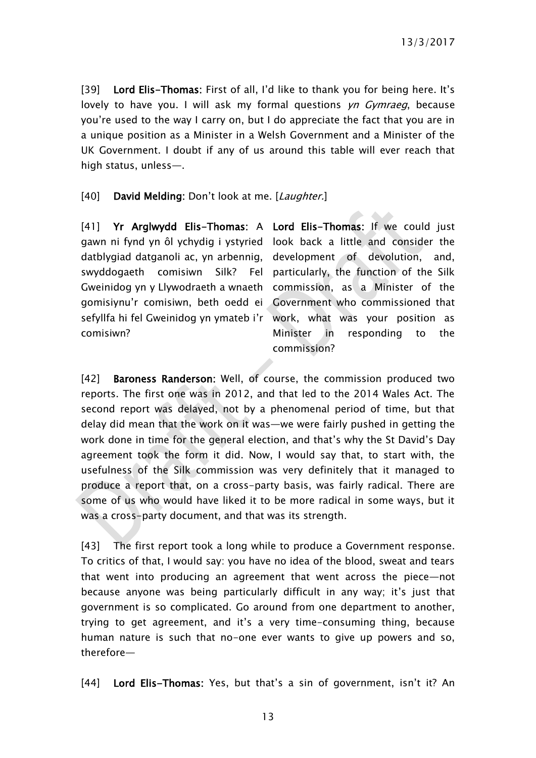[39] **Lord Elis-Thomas:** First of all, I'd like to thank you for being here. It's lovely to have you. I will ask my formal questions *yn Gymraeg*, because you're used to the way I carry on, but I do appreciate the fact that you are in a unique position as a Minister in a Welsh Government and a Minister of the UK Government. I doubt if any of us around this table will ever reach that high status, unless—.

[40] **David Melding:** Don't look at me. [*Laughter.*]

[41] **Yr Arglwydd Elis-Thomas:** A gawn ni fynd yn ôl ychydig i ystyried datblygiad datganoli ac, yn arbennig, swyddogaeth comisiwn Silk? Fel Gweinidog yn y Llywodraeth a wnaeth gomisiynu'r comisiwn, beth oedd ei sefyllfa hi fel Gweinidog yn ymateb i'r comisiwn?

**Lord Elis-Thomas:** If we could just look back a little and consider the development of devolution, and, particularly, the function of the Silk commission, as a Minister of the Government who commissioned that work, what was your position as Minister in responding to the commission?

[42] **Baroness Randerson:** Well, of course, the commission produced two reports. The first one was in 2012, and that led to the 2014 Wales Act. The second report was delayed, not by a phenomenal period of time, but that delay did mean that the work on it was—we were fairly pushed in getting the work done in time for the general election, and that's why the St David's Day agreement took the form it did. Now, I would say that, to start with, the usefulness of the Silk commission was very definitely that it managed to produce a report that, on a cross-party basis, was fairly radical. There are some of us who would have liked it to be more radical in some ways, but it was a cross-party document, and that was its strength.

[43] The first report took a long while to produce a Government response. To critics of that, I would say: you have no idea of the blood, sweat and tears that went into producing an agreement that went across the piece—not because anyone was being particularly difficult in any way; it's just that government is so complicated. Go around from one department to another, trying to get agreement, and it's a very time-consuming thing, because human nature is such that no-one ever wants to give up powers and so, therefore—

[44] **Lord Elis-Thomas:** Yes, but that's a sin of government, isn't it? An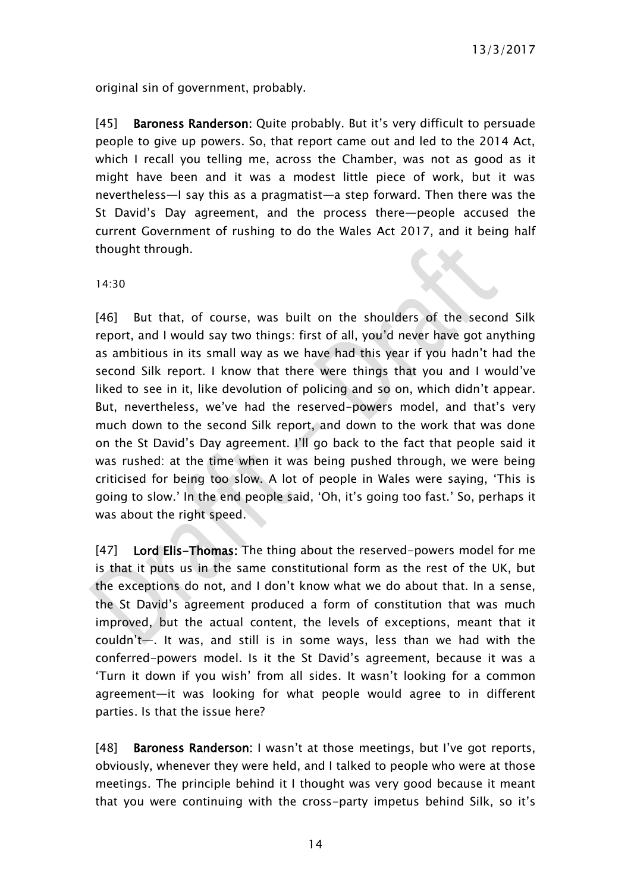original sin of government, probably.

[45] **Baroness Randerson:** Quite probably. But it's very difficult to persuade people to give up powers. So, that report came out and led to the 2014 Act, which I recall you telling me, across the Chamber, was not as good as it might have been and it was a modest little piece of work, but it was nevertheless—I say this as a pragmatist—a step forward. Then there was the St David's Day agreement, and the process there—people accused the current Government of rushing to do the Wales Act 2017, and it being half thought through.

14:30

[46] But that, of course, was built on the shoulders of the second Silk report, and I would say two things: first of all, you'd never have got anything as ambitious in its small way as we have had this year if you hadn't had the second Silk report. I know that there were things that you and I would've liked to see in it, like devolution of policing and so on, which didn't appear. But, nevertheless, we've had the reserved-powers model, and that's very much down to the second Silk report, and down to the work that was done on the St David's Day agreement. I'll go back to the fact that people said it was rushed: at the time when it was being pushed through, we were being criticised for being too slow. A lot of people in Wales were saying, 'This is going to slow.' In the end people said, 'Oh, it's going too fast.' So, perhaps it was about the right speed.

[47] **Lord Elis-Thomas:** The thing about the reserved-powers model for me is that it puts us in the same constitutional form as the rest of the UK, but the exceptions do not, and I don't know what we do about that. In a sense, the St David's agreement produced a form of constitution that was much improved, but the actual content, the levels of exceptions, meant that it couldn't—. It was, and still is in some ways, less than we had with the conferred-powers model. Is it the St David's agreement, because it was a 'Turn it down if you wish' from all sides. It wasn't looking for a common agreement—it was looking for what people would agree to in different parties. Is that the issue here?

[48] **Baroness Randerson:** I wasn't at those meetings, but I've got reports, obviously, whenever they were held, and I talked to people who were at those meetings. The principle behind it I thought was very good because it meant that you were continuing with the cross-party impetus behind Silk, so it's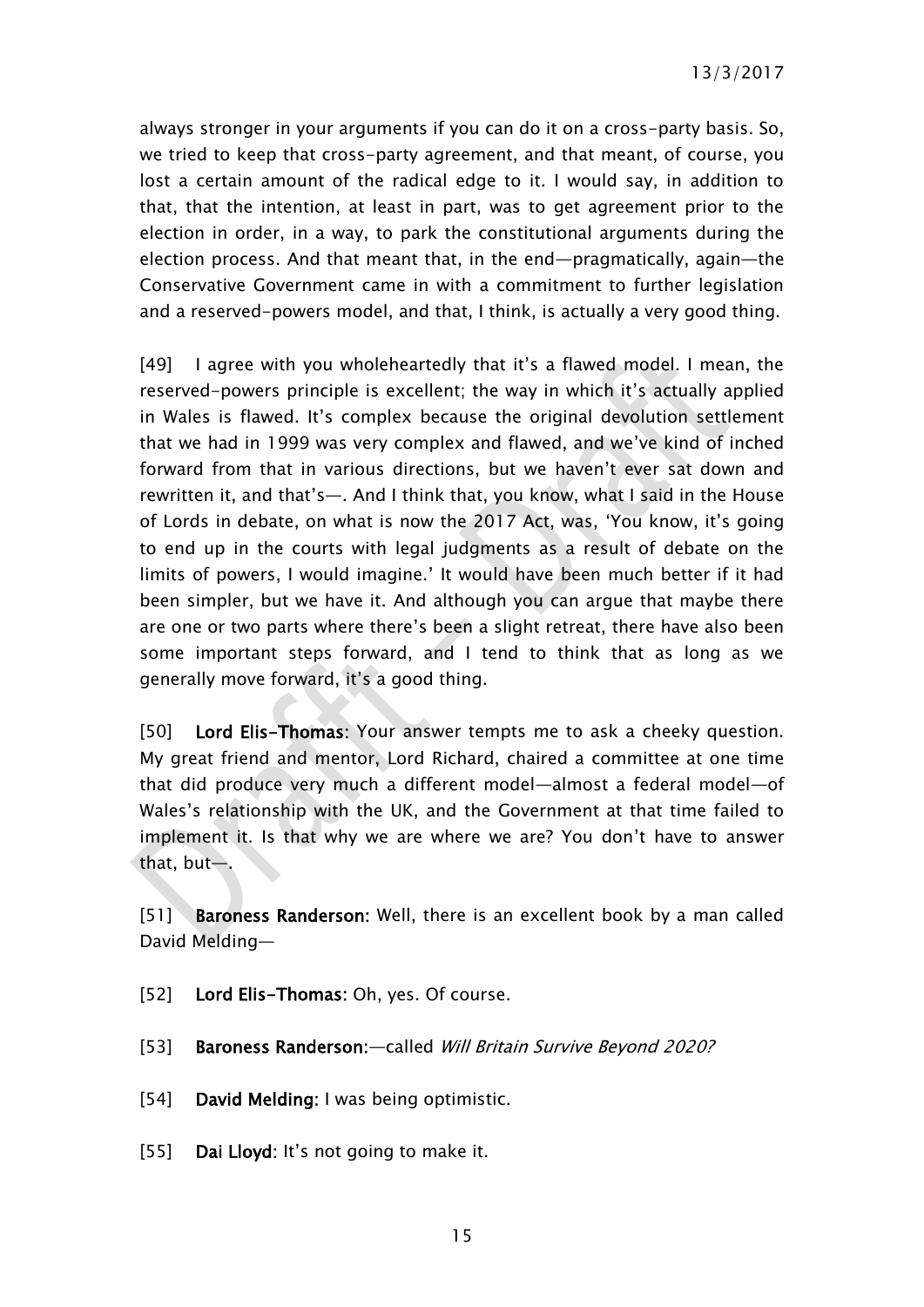always stronger in your arguments if you can do it on a cross-party basis. So, we tried to keep that cross-party agreement, and that meant, of course, you lost a certain amount of the radical edge to it. I would say, in addition to that, that the intention, at least in part, was to get agreement prior to the election in order, in a way, to park the constitutional arguments during the election process. And that meant that, in the end—pragmatically, again—the Conservative Government came in with a commitment to further legislation and a reserved-powers model, and that, I think, is actually a very good thing.

[49] I agree with you wholeheartedly that it's a flawed model. I mean, the reserved-powers principle is excellent; the way in which it's actually applied in Wales is flawed. It's complex because the original devolution settlement that we had in 1999 was very complex and flawed, and we've kind of inched forward from that in various directions, but we haven't ever sat down and rewritten it, and that's—. And I think that, you know, what I said in the House of Lords in debate, on what is now the 2017 Act, was, 'You know, it's going to end up in the courts with legal judgments as a result of debate on the limits of powers, I would imagine.' It would have been much better if it had been simpler, but we have it. And although you can argue that maybe there are one or two parts where there's been a slight retreat, there have also been some important steps forward, and I tend to think that as long as we generally move forward, it's a good thing.

[50] **Lord Elis-Thomas**: Your answer tempts me to ask a cheeky question. My great friend and mentor, Lord Richard, chaired a committee at one time that did produce very much a different model—almost a federal model—of Wales's relationship with the UK, and the Government at that time failed to implement it. Is that why we are where we are? You don't have to answer that, but—.

[51] **Baroness Randerson:** Well, there is an excellent book by a man called David Melding—

[52] **Lord Elis-Thomas:** Oh, yes. Of course.

[53] **Baroness Randerson:**—called *Will Britain Survive Beyond 2020?*

[54] **David Melding:** I was being optimistic.

[55] **Dai Lloyd:** It's not going to make it.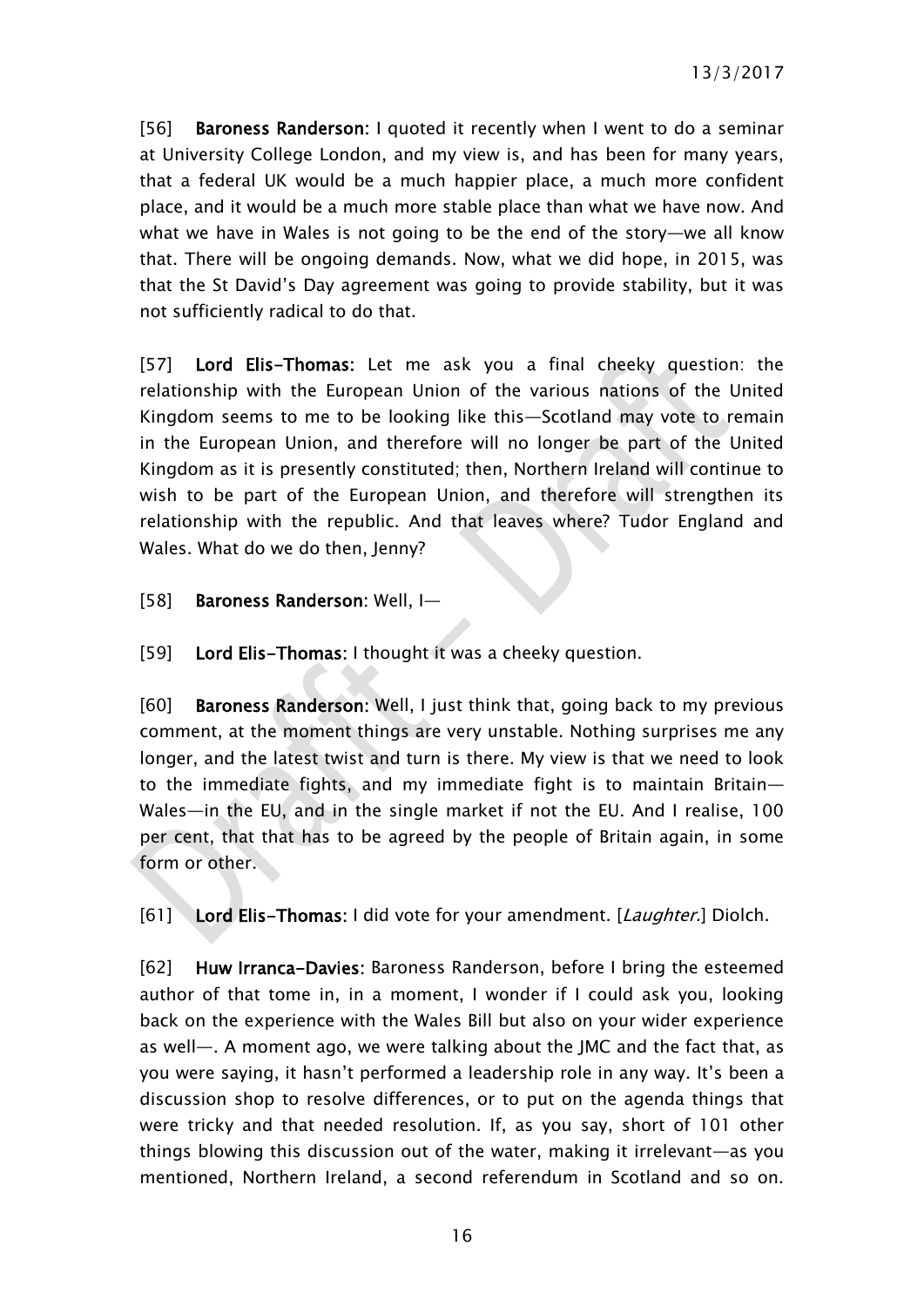[56] **Baroness Randerson:** I quoted it recently when I went to do a seminar at University College London, and my view is, and has been for many years, that a federal UK would be a much happier place, a much more confident place, and it would be a much more stable place than what we have now. And what we have in Wales is not going to be the end of the story—we all know that. There will be ongoing demands. Now, what we did hope, in 2015, was that the St David's Day agreement was going to provide stability, but it was not sufficiently radical to do that.

[57] **Lord Elis-Thomas:** Let me ask you a final cheeky question: the relationship with the European Union of the various nations of the United Kingdom seems to me to be looking like this—Scotland may vote to remain in the European Union, and therefore will no longer be part of the United Kingdom as it is presently constituted; then, Northern Ireland will continue to wish to be part of the European Union, and therefore will strengthen its relationship with the republic. And that leaves where? Tudor England and Wales. What do we do then, Jenny?

[58] **Baroness Randerson:** Well, I—

[59] **Lord Elis-Thomas:** I thought it was a cheeky question.

[60] **Baroness Randerson:** Well, I just think that, going back to my previous comment, at the moment things are very unstable. Nothing surprises me any longer, and the latest twist and turn is there. My view is that we need to look to the immediate fights, and my immediate fight is to maintain Britain—Wales—in the EU, and in the single market if not the EU. And I realise, 100 per cent, that that has to be agreed by the people of Britain again, in some form or other.

[61] **Lord Elis-Thomas:** I did vote for your amendment. [*Laughter.*] Diolch.

[62] **Huw Irranca-Davies:** Baroness Randerson, before I bring the esteemed author of that tome in, in a moment, I wonder if I could ask you, looking back on the experience with the Wales Bill but also on your wider experience as well—. A moment ago, we were talking about the JMC and the fact that, as you were saying, it hasn't performed a leadership role in any way. It's been a discussion shop to resolve differences, or to put on the agenda things that were tricky and that needed resolution. If, as you say, short of 101 other things blowing this discussion out of the water, making it irrelevant—as you mentioned, Northern Ireland, a second referendum in Scotland and so on.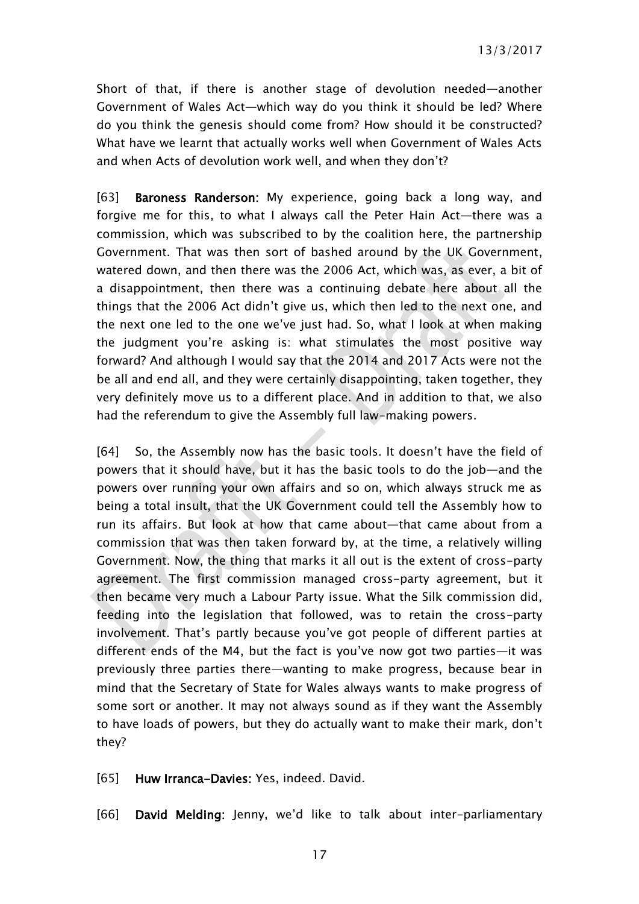Short of that, if there is another stage of devolution needed—another Government of Wales Act—which way do you think it should be led? Where do you think the genesis should come from? How should it be constructed? What have we learnt that actually works well when Government of Wales Acts and when Acts of devolution work well, and when they don't?

[63] **Baroness Randerson**: My experience, going back a long way, and forgive me for this, to what I always call the Peter Hain Act—there was a commission, which was subscribed to by the coalition here, the partnership Government. That was then sort of bashed around by the UK Government, watered down, and then there was the 2006 Act, which was, as ever, a bit of a disappointment, then there was a continuing debate here about all the things that the 2006 Act didn't give us, which then led to the next one, and the next one led to the one we've just had. So, what I look at when making the judgment you're asking is: what stimulates the most positive way forward? And although I would say that the 2014 and 2017 Acts were not the be all and end all, and they were certainly disappointing, taken together, they very definitely move us to a different place. And in addition to that, we also had the referendum to give the Assembly full law-making powers.

[64] So, the Assembly now has the basic tools. It doesn't have the field of powers that it should have, but it has the basic tools to do the job—and the powers over running your own affairs and so on, which always struck me as being a total insult, that the UK Government could tell the Assembly how to run its affairs. But look at how that came about—that came about from a commission that was then taken forward by, at the time, a relatively willing Government. Now, the thing that marks it all out is the extent of cross-party agreement. The first commission managed cross-party agreement, but it then became very much a Labour Party issue. What the Silk commission did, feeding into the legislation that followed, was to retain the cross-party involvement. That's partly because you've got people of different parties at different ends of the M4, but the fact is you've now got two parties—it was previously three parties there—wanting to make progress, because bear in mind that the Secretary of State for Wales always wants to make progress of some sort or another. It may not always sound as if they want the Assembly to have loads of powers, but they do actually want to make their mark, don't they?

[65] **Huw Irranca-Davies**: Yes, indeed. David.

[66] **David Melding**: Jenny, we'd like to talk about inter-parliamentary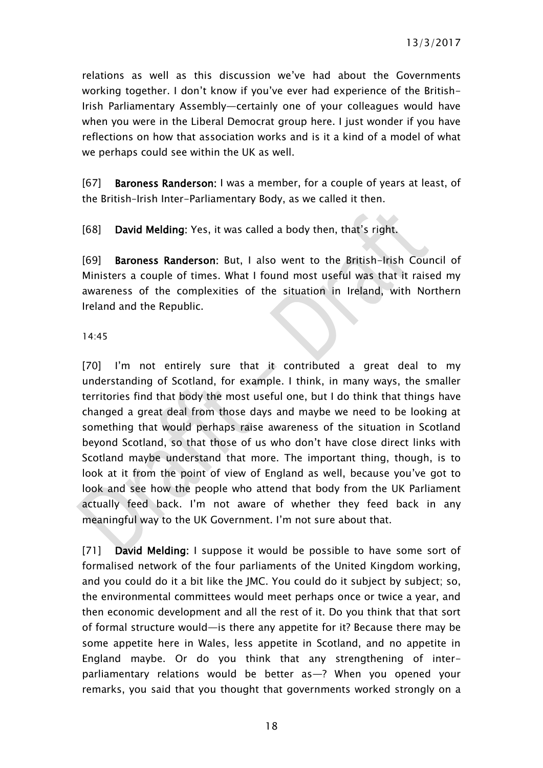relations as well as this discussion we've had about the Governments working together. I don't know if you've ever had experience of the British-Irish Parliamentary Assembly—certainly one of your colleagues would have when you were in the Liberal Democrat group here. I just wonder if you have reflections on how that association works and is it a kind of a model of what we perhaps could see within the UK as well.

[67] **Baroness Randerson:** I was a member, for a couple of years at least, of the British–Irish Inter–Parliamentary Body, as we called it then.

[68] **David Melding:** Yes, it was called a body then, that's right.

[69] **Baroness Randerson:** But, I also went to the British-Irish Council of Ministers a couple of times. What I found most useful was that it raised my awareness of the complexities of the situation in Ireland, with Northern Ireland and the Republic.

14:45

[70] I'm not entirely sure that it contributed a great deal to my understanding of Scotland, for example. I think, in many ways, the smaller territories find that body the most useful one, but I do think that things have changed a great deal from those days and maybe we need to be looking at something that would perhaps raise awareness of the situation in Scotland beyond Scotland, so that those of us who don't have close direct links with Scotland maybe understand that more. The important thing, though, is to look at it from the point of view of England as well, because you've got to look and see how the people who attend that body from the UK Parliament actually feed back. I'm not aware of whether they feed back in any meaningful way to the UK Government. I'm not sure about that.

[71] **David Melding:** I suppose it would be possible to have some sort of formalised network of the four parliaments of the United Kingdom working, and you could do it a bit like the JMC. You could do it subject by subject; so, the environmental committees would meet perhaps once or twice a year, and then economic development and all the rest of it. Do you think that that sort of formal structure would—is there any appetite for it? Because there may be some appetite here in Wales, less appetite in Scotland, and no appetite in England maybe. Or do you think that any strengthening of inter-parliamentary relations would be better as—? When you opened your remarks, you said that you thought that governments worked strongly on a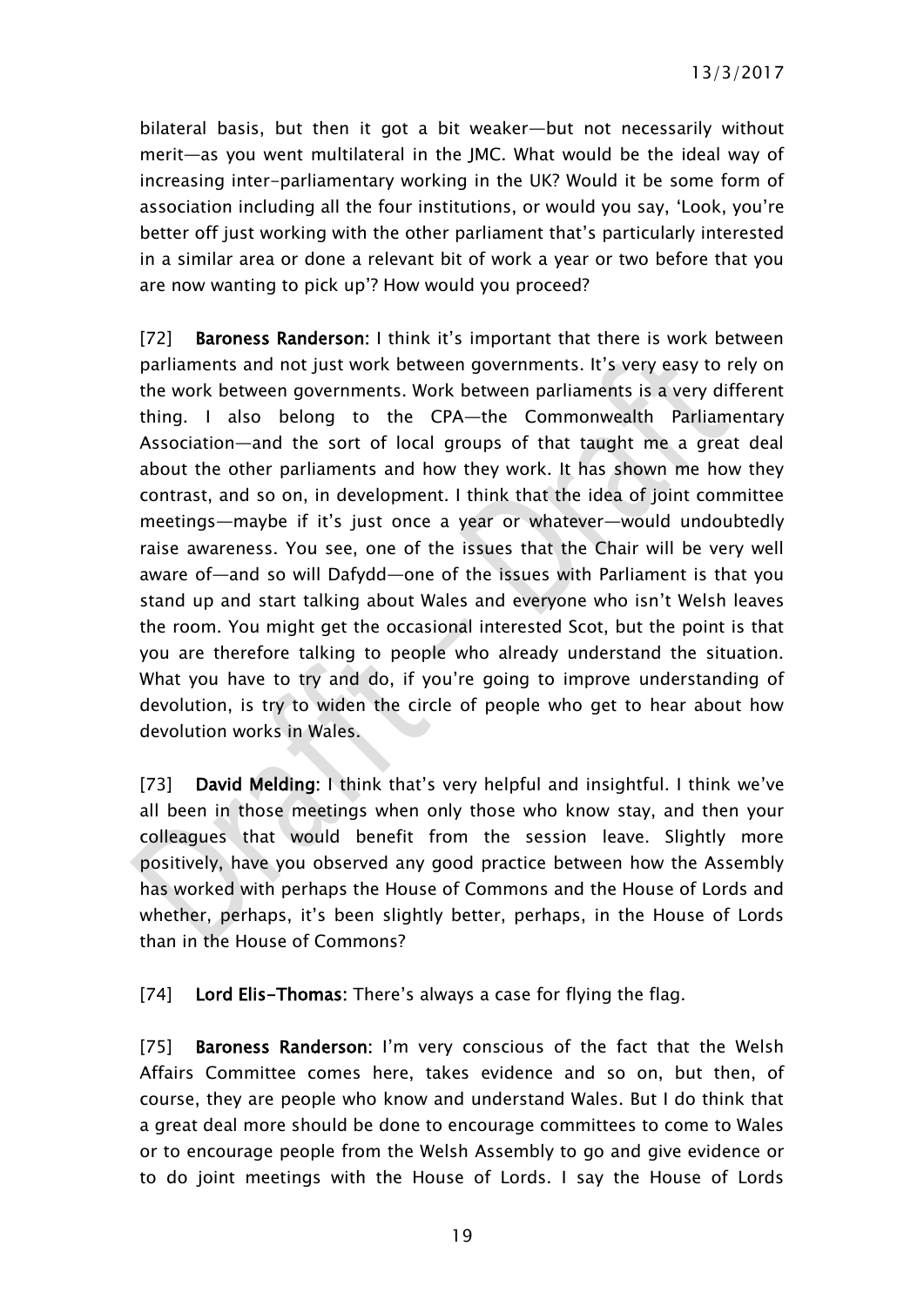bilateral basis, but then it got a bit weaker—but not necessarily without merit—as you went multilateral in the JMC. What would be the ideal way of increasing inter-parliamentary working in the UK? Would it be some form of association including all the four institutions, or would you say, 'Look, you're better off just working with the other parliament that's particularly interested in a similar area or done a relevant bit of work a year or two before that you are now wanting to pick up'? How would you proceed?

[72] **Baroness Randerson:** I think it's important that there is work between parliaments and not just work between governments. It's very easy to rely on the work between governments. Work between parliaments is a very different thing. I also belong to the CPA—the Commonwealth Parliamentary Association—and the sort of local groups of that taught me a great deal about the other parliaments and how they work. It has shown me how they contrast, and so on, in development. I think that the idea of joint committee meetings—maybe if it's just once a year or whatever—would undoubtedly raise awareness. You see, one of the issues that the Chair will be very well aware of—and so will Dafydd—one of the issues with Parliament is that you stand up and start talking about Wales and everyone who isn't Welsh leaves the room. You might get the occasional interested Scot, but the point is that you are therefore talking to people who already understand the situation. What you have to try and do, if you're going to improve understanding of devolution, is try to widen the circle of people who get to hear about how devolution works in Wales.

[73] **David Melding:** I think that's very helpful and insightful. I think we've all been in those meetings when only those who know stay, and then your colleagues that would benefit from the session leave. Slightly more positively, have you observed any good practice between how the Assembly has worked with perhaps the House of Commons and the House of Lords and whether, perhaps, it's been slightly better, perhaps, in the House of Lords than in the House of Commons?

[74] **Lord Elis-Thomas:** There's always a case for flying the flag.

[75] **Baroness Randerson:** I'm very conscious of the fact that the Welsh Affairs Committee comes here, takes evidence and so on, but then, of course, they are people who know and understand Wales. But I do think that a great deal more should be done to encourage committees to come to Wales or to encourage people from the Welsh Assembly to go and give evidence or to do joint meetings with the House of Lords. I say the House of Lords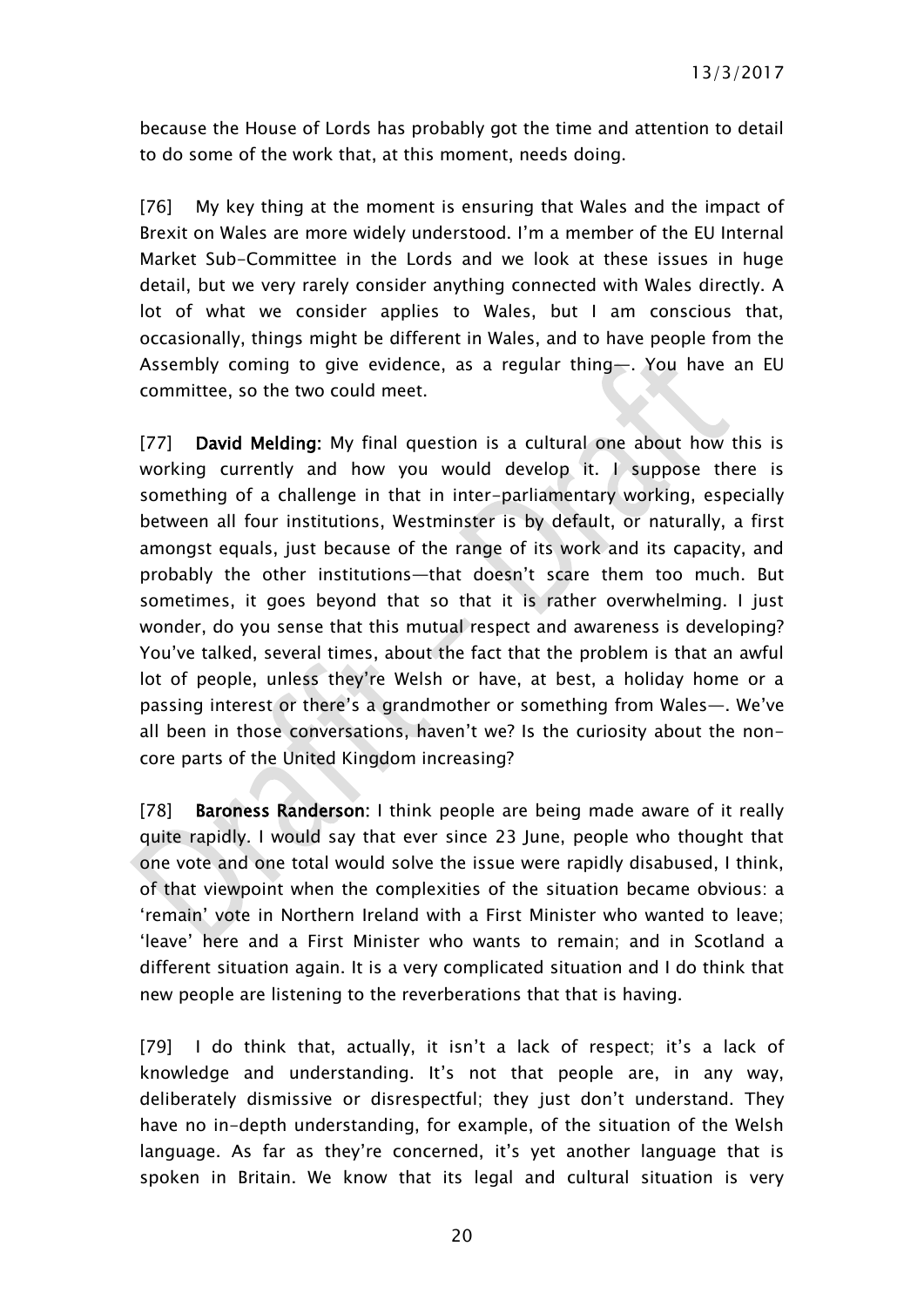because the House of Lords has probably got the time and attention to detail to do some of the work that, at this moment, needs doing.

[76] My key thing at the moment is ensuring that Wales and the impact of Brexit on Wales are more widely understood. I'm a member of the EU Internal Market Sub-Committee in the Lords and we look at these issues in huge detail, but we very rarely consider anything connected with Wales directly. A lot of what we consider applies to Wales, but I am conscious that, occasionally, things might be different in Wales, and to have people from the Assembly coming to give evidence, as a regular thing—. You have an EU committee, so the two could meet.

[77] **David Melding:** My final question is a cultural one about how this is working currently and how you would develop it. I suppose there is something of a challenge in that in inter-parliamentary working, especially between all four institutions, Westminster is by default, or naturally, a first amongst equals, just because of the range of its work and its capacity, and probably the other institutions—that doesn't scare them too much. But sometimes, it goes beyond that so that it is rather overwhelming. I just wonder, do you sense that this mutual respect and awareness is developing? You've talked, several times, about the fact that the problem is that an awful lot of people, unless they're Welsh or have, at best, a holiday home or a passing interest or there's a grandmother or something from Wales—. We've all been in those conversations, haven't we? Is the curiosity about the non-core parts of the United Kingdom increasing?

[78] **Baroness Randerson:** I think people are being made aware of it really quite rapidly. I would say that ever since 23 June, people who thought that one vote and one total would solve the issue were rapidly disabused, I think, of that viewpoint when the complexities of the situation became obvious: a 'remain' vote in Northern Ireland with a First Minister who wanted to leave; 'leave' here and a First Minister who wants to remain; and in Scotland a different situation again. It is a very complicated situation and I do think that new people are listening to the reverberations that that is having.

[79] I do think that, actually, it isn't a lack of respect; it's a lack of knowledge and understanding. It's not that people are, in any way, deliberately dismissive or disrespectful; they just don't understand. They have no in-depth understanding, for example, of the situation of the Welsh language. As far as they're concerned, it's yet another language that is spoken in Britain. We know that its legal and cultural situation is very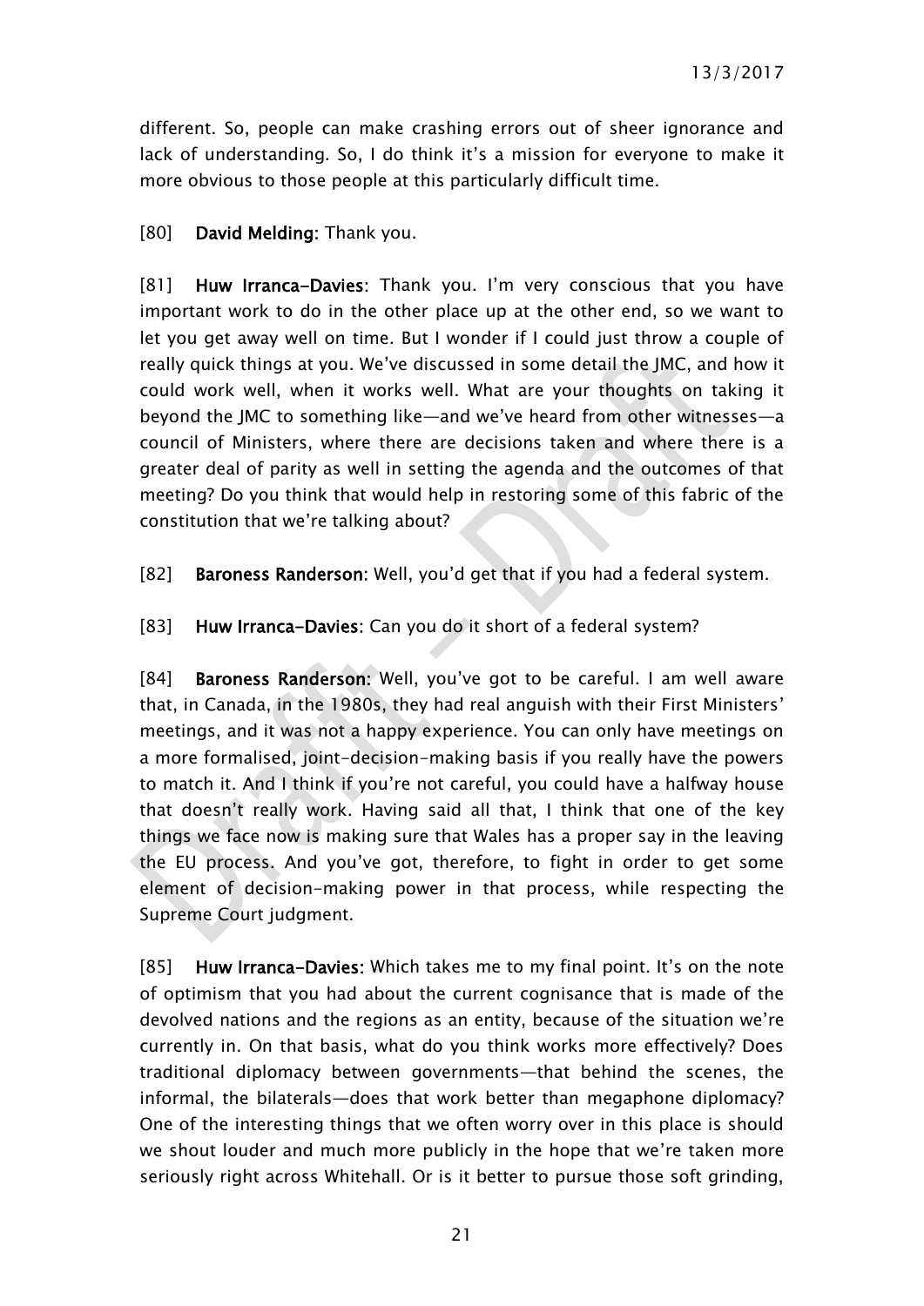different. So, people can make crashing errors out of sheer ignorance and lack of understanding. So, I do think it's a mission for everyone to make it more obvious to those people at this particularly difficult time.

[80] **David Melding:** Thank you.

[81] **Huw Irranca-Davies:** Thank you. I'm very conscious that you have important work to do in the other place up at the other end, so we want to let you get away well on time. But I wonder if I could just throw a couple of really quick things at you. We've discussed in some detail the JMC, and how it could work well, when it works well. What are your thoughts on taking it beyond the JMC to something like—and we've heard from other witnesses—a council of Ministers, where there are decisions taken and where there is a greater deal of parity as well in setting the agenda and the outcomes of that meeting? Do you think that would help in restoring some of this fabric of the constitution that we're talking about?

[82] **Baroness Randerson:** Well, you'd get that if you had a federal system.

[83] **Huw Irranca-Davies:** Can you do it short of a federal system?

[84] **Baroness Randerson:** Well, you've got to be careful. I am well aware that, in Canada, in the 1980s, they had real anguish with their First Ministers' meetings, and it was not a happy experience. You can only have meetings on a more formalised, joint-decision-making basis if you really have the powers to match it. And I think if you're not careful, you could have a halfway house that doesn't really work. Having said all that, I think that one of the key things we face now is making sure that Wales has a proper say in the leaving the EU process. And you've got, therefore, to fight in order to get some element of decision-making power in that process, while respecting the Supreme Court judgment.

[85] **Huw Irranca-Davies:** Which takes me to my final point. It's on the note of optimism that you had about the current cognisance that is made of the devolved nations and the regions as an entity, because of the situation we're currently in. On that basis, what do you think works more effectively? Does traditional diplomacy between governments—that behind the scenes, the informal, the bilaterals—does that work better than megaphone diplomacy? One of the interesting things that we often worry over in this place is should we shout louder and much more publicly in the hope that we're taken more seriously right across Whitehall. Or is it better to pursue those soft grinding,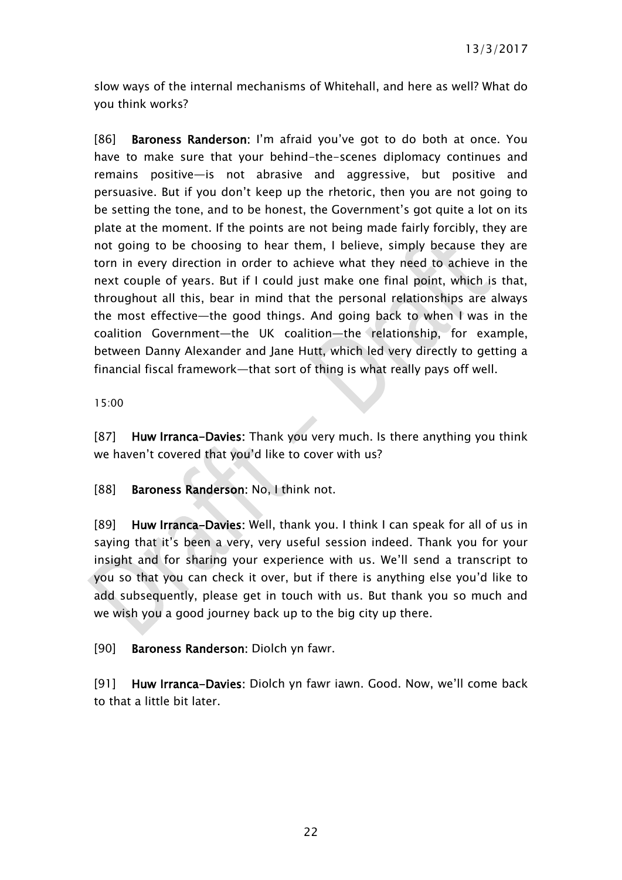slow ways of the internal mechanisms of Whitehall, and here as well? What do you think works?

[86] **Baroness Randerson:** I'm afraid you've got to do both at once. You have to make sure that your behind-the-scenes diplomacy continues and remains positive—is not abrasive and aggressive, but positive and persuasive. But if you don't keep up the rhetoric, then you are not going to be setting the tone, and to be honest, the Government's got quite a lot on its plate at the moment. If the points are not being made fairly forcibly, they are not going to be choosing to hear them, I believe, simply because they are torn in every direction in order to achieve what they need to achieve in the next couple of years. But if I could just make one final point, which is that, throughout all this, bear in mind that the personal relationships are always the most effective—the good things. And going back to when I was in the coalition Government—the UK coalition—the relationship, for example, between Danny Alexander and Jane Hutt, which led very directly to getting a financial fiscal framework—that sort of thing is what really pays off well.

15:00

[87] **Huw Irranca-Davies:** Thank you very much. Is there anything you think we haven't covered that you'd like to cover with us?

[88] **Baroness Randerson:** No, I think not.

[89] **Huw Irranca-Davies:** Well, thank you. I think I can speak for all of us in saying that it's been a very, very useful session indeed. Thank you for your insight and for sharing your experience with us. We'll send a transcript to you so that you can check it over, but if there is anything else you'd like to add subsequently, please get in touch with us. But thank you so much and we wish you a good journey back up to the big city up there.

[90] **Baroness Randerson:** Diolch yn fawr.

[91] **Huw Irranca-Davies:** Diolch yn fawr iawn. Good. Now, we'll come back to that a little bit later.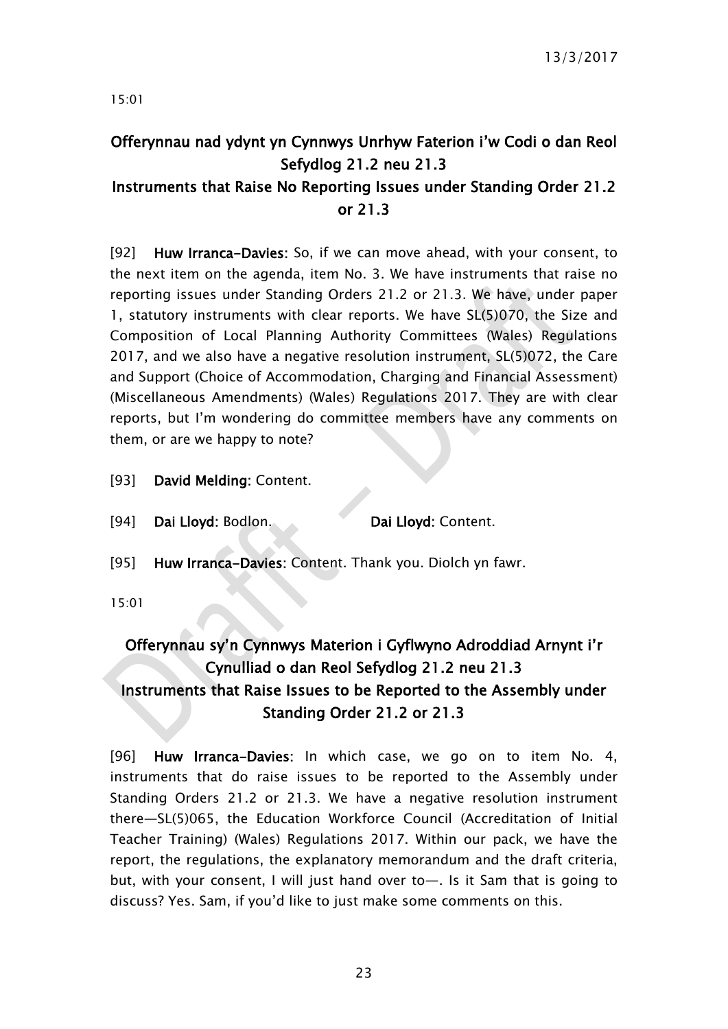15:01

## Offerynnau nad ydynt yn Cynnwys Unrhyw Faterion i'w Codi o dan Reol Sefydlog 21.2 neu 21.3
## Instruments that Raise No Reporting Issues under Standing Order 21.2 or 21.3

[92] **Huw Irranca-Davies**: So, if we can move ahead, with your consent, to the next item on the agenda, item No. 3. We have instruments that raise no reporting issues under Standing Orders 21.2 or 21.3. We have, under paper 1, statutory instruments with clear reports. We have SL(5)070, the Size and Composition of Local Planning Authority Committees (Wales) Regulations 2017, and we also have a negative resolution instrument, SL(5)072, the Care and Support (Choice of Accommodation, Charging and Financial Assessment) (Miscellaneous Amendments) (Wales) Regulations 2017. They are with clear reports, but I'm wondering do committee members have any comments on them, or are we happy to note?

[93] **David Melding**: Content.

[94] **Dai Lloyd**: Bodlon. **Dai Lloyd**: Content.

[95] **Huw Irranca-Davies**: Content. Thank you. Diolch yn fawr.

15:01

## Offerynnau sy'n Cynnwys Materion i Gyflwyno Adroddiad Arnynt i'r Cynulliad o dan Reol Sefydlog 21.2 neu 21.3
## Instruments that Raise Issues to be Reported to the Assembly under Standing Order 21.2 or 21.3

[96] **Huw Irranca-Davies**: In which case, we go on to item No. 4, instruments that do raise issues to be reported to the Assembly under Standing Orders 21.2 or 21.3. We have a negative resolution instrument there—SL(5)065, the Education Workforce Council (Accreditation of Initial Teacher Training) (Wales) Regulations 2017. Within our pack, we have the report, the regulations, the explanatory memorandum and the draft criteria, but, with your consent, I will just hand over to—. Is it Sam that is going to discuss? Yes. Sam, if you'd like to just make some comments on this.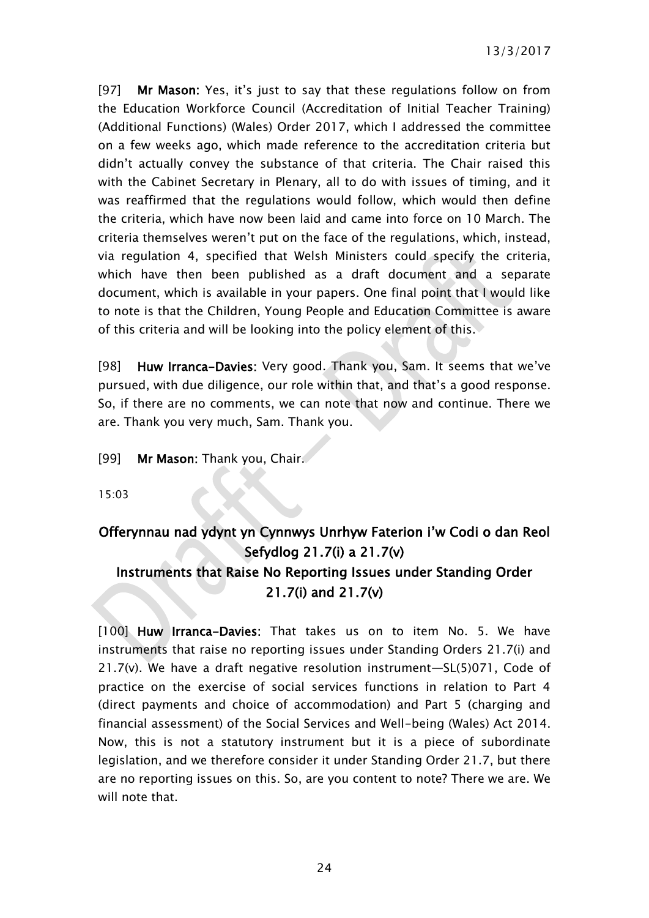[97] **Mr Mason:** Yes, it's just to say that these regulations follow on from the Education Workforce Council (Accreditation of Initial Teacher Training) (Additional Functions) (Wales) Order 2017, which I addressed the committee on a few weeks ago, which made reference to the accreditation criteria but didn't actually convey the substance of that criteria. The Chair raised this with the Cabinet Secretary in Plenary, all to do with issues of timing, and it was reaffirmed that the regulations would follow, which would then define the criteria, which have now been laid and came into force on 10 March. The criteria themselves weren't put on the face of the regulations, which, instead, via regulation 4, specified that Welsh Ministers could specify the criteria, which have then been published as a draft document and a separate document, which is available in your papers. One final point that I would like to note is that the Children, Young People and Education Committee is aware of this criteria and will be looking into the policy element of this.

[98] **Huw Irranca-Davies:** Very good. Thank you, Sam. It seems that we've pursued, with due diligence, our role within that, and that's a good response. So, if there are no comments, we can note that now and continue. There we are. Thank you very much, Sam. Thank you.

[99] **Mr Mason:** Thank you, Chair.

15:03

## Offerynnau nad ydynt yn Cynnwys Unrhyw Faterion i'w Codi o dan Reol Sefydlog 21.7(i) a 21.7(v)
## Instruments that Raise No Reporting Issues under Standing Order 21.7(i) and 21.7(v)

[100] **Huw Irranca-Davies:** That takes us on to item No. 5. We have instruments that raise no reporting issues under Standing Orders 21.7(i) and 21.7(v). We have a draft negative resolution instrument—SL(5)071, Code of practice on the exercise of social services functions in relation to Part 4 (direct payments and choice of accommodation) and Part 5 (charging and financial assessment) of the Social Services and Well-being (Wales) Act 2014. Now, this is not a statutory instrument but it is a piece of subordinate legislation, and we therefore consider it under Standing Order 21.7, but there are no reporting issues on this. So, are you content to note? There we are. We will note that.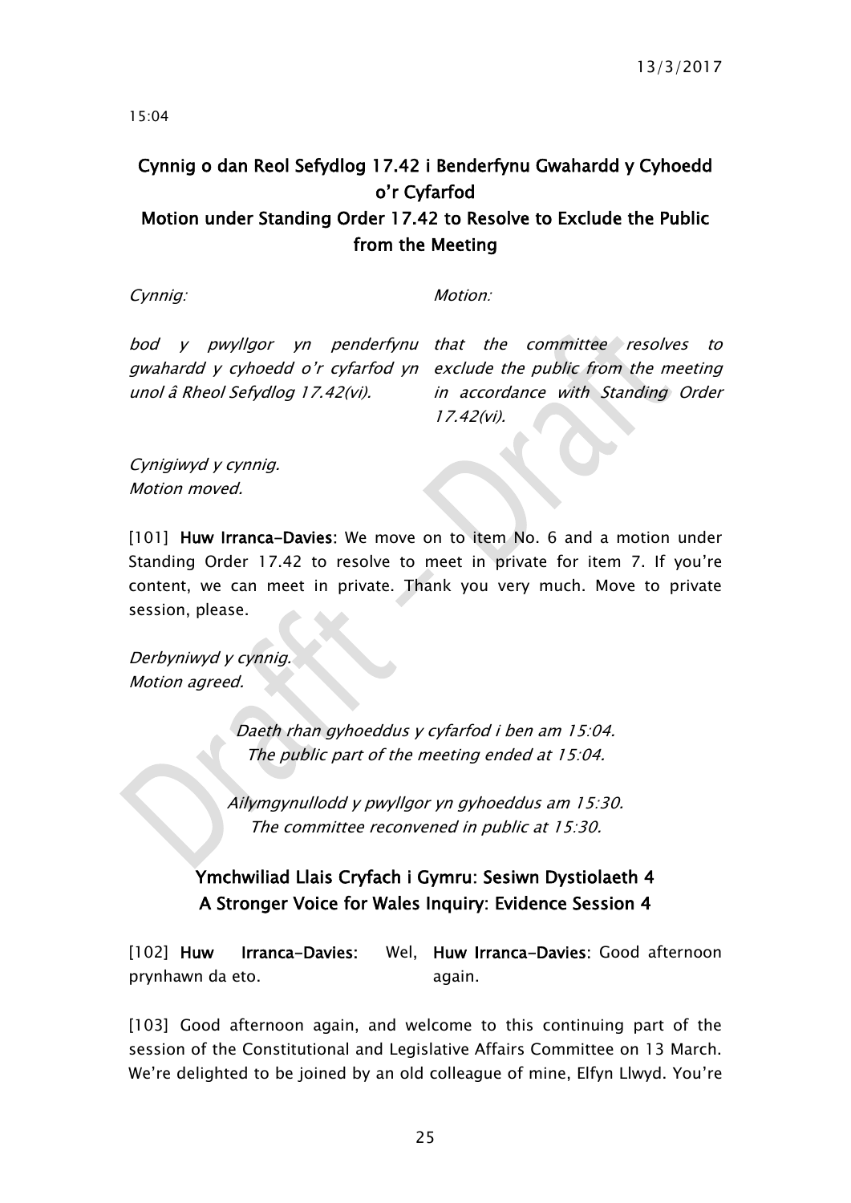15:04

## Cynnig o dan Reol Sefydlog 17.42 i Benderfynu Gwahardd y Cyhoedd o'r Cyfarfod
## Motion under Standing Order 17.42 to Resolve to Exclude the Public from the Meeting

*Cynnig:*

*bod y pwyllgor yn penderfynu gwahardd y cyhoedd o'r cyfarfod yn unol â Rheol Sefydlog 17.42(vi).*

*Motion:*

*that the committee resolves to exclude the public from the meeting in accordance with Standing Order 17.42(vi).*

*Cynigiwyd y cynnig.*
*Motion moved.*

[101] **Huw Irranca-Davies:** We move on to item No. 6 and a motion under Standing Order 17.42 to resolve to meet in private for item 7. If you're content, we can meet in private. Thank you very much. Move to private session, please.

*Derbyniwyd y cynnig.*
*Motion agreed.*

*Daeth rhan gyhoeddus y cyfarfod i ben am 15:04.*
*The public part of the meeting ended at 15:04.*

*Ailymgynullodd y pwyllgor yn gyhoeddus am 15:30.*
*The committee reconvened in public at 15:30.*

## Ymchwiliad Llais Cryfach i Gymru: Sesiwn Dystiolaeth 4
## A Stronger Voice for Wales Inquiry: Evidence Session 4

[102] **Huw Irranca-Davies:** Wel, prynhawn da eto.

**Huw Irranca-Davies:** Good afternoon again.

[103] Good afternoon again, and welcome to this continuing part of the session of the Constitutional and Legislative Affairs Committee on 13 March. We're delighted to be joined by an old colleague of mine, Elfyn Llwyd. You're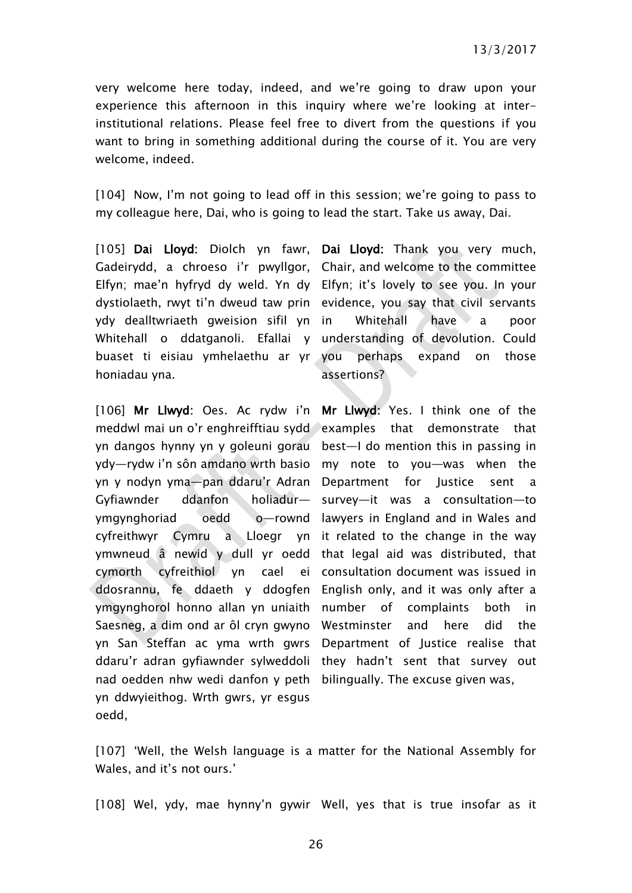very welcome here today, indeed, and we're going to draw upon your experience this afternoon in this inquiry where we're looking at inter-institutional relations. Please feel free to divert from the questions if you want to bring in something additional during the course of it. You are very welcome, indeed.

[104] Now, I'm not going to lead off in this session; we're going to pass to my colleague here, Dai, who is going to lead the start. Take us away, Dai.

| | |
|---|---|
| [105] **Dai Lloyd**: Diolch yn fawr, Gadeirydd, a chroeso i'r pwyllgor, Elfyn; mae'n hyfryd dy weld. Yn dy dystiolaeth, rwyt ti'n dweud taw prin ydy dealltwriaeth gweision sifil yn Whitehall o ddatganoli. Efallai y buaset ti eisiau ymhelaethu ar yr honiadau yna. | **Dai Lloyd**: Thank you very much, Chair, and welcome to the committee Elfyn; it's lovely to see you. In your evidence, you say that civil servants in Whitehall have a poor understanding of devolution. Could you perhaps expand on those assertions? |
| [106] **Mr Llwyd**: Oes. Ac rydw i'n meddwl mai un o'r enghreifftiau sydd yn dangos hynny yn y goleuni gorau ydy—rydw i'n sôn amdano wrth basio yn y nodyn yma—pan ddaru'r Adran Gyfiawnder ddanfon holiadur—ymgynghoriad oedd o—rownd cyfreithwyr Cymru a Lloegr yn ymwneud â newid y dull yr oedd cymorth cyfreithiol yn cael ei ddosrannu, fe ddaeth y ddogfen ymgynghorol honno allan yn uniaith Saesneg, a dim ond ar ôl cryn gwyno yn San Steffan ac yma wrth gwrs ddaru'r adran gyfiawnder sylweddoli nad oedden nhw wedi danfon y peth yn ddwyieithog. Wrth gwrs, yr esgus oedd, | **Mr Llwyd**: Yes. I think one of the examples that demonstrate that best—I do mention this in passing in my note to you—was when the Department for Justice sent a survey—it was a consultation—to lawyers in England and in Wales and it related to the change in the way that legal aid was distributed, that consultation document was issued in English only, and it was only after a number of complaints both in Westminster and here did the Department of Justice realise that they hadn't sent that survey out bilingually. The excuse given was, |

[107] 'Well, the Welsh language is a matter for the National Assembly for Wales, and it's not ours.'

| | |
|---|---|
| [108] Wel, ydy, mae hynny'n gywir | Well, yes that is true insofar as it |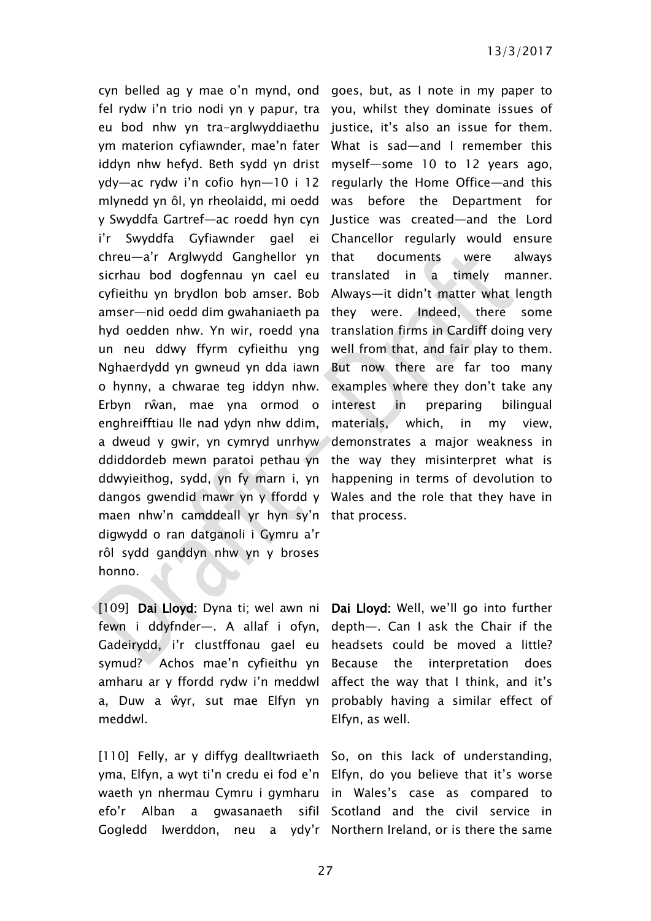cyn belled ag y mae o'n mynd, ond fel rydw i'n trio nodi yn y papur, tra eu bod nhw yn tra-arglwyddiaethu ym materion cyfiawnder, mae'n fater iddyn nhw hefyd. Beth sydd yn drist ydy—ac rydw i'n cofio hyn—10 i 12 mlynedd yn ôl, yn rheolaidd, mi oedd y Swyddfa Gartref—ac roedd hyn cyn i'r Swyddfa Gyfiawnder gael ei chreu—a'r Arglwydd Ganghellor yn sicrhau bod dogfennau yn cael eu cyfieithu yn brydlon bob amser. Bob amser—nid oedd dim gwahaniaeth pa hyd oedden nhw. Yn wir, roedd yna un neu ddwy ffyrm cyfieithu yng Nghaerdydd yn gwneud yn dda iawn o hynny, a chwarae teg iddyn nhw. Erbyn rŵan, mae yna ormod o enghreifftiau lle nad ydyn nhw ddim, a dweud y gwir, yn cymryd unrhyw ddiddordeb mewn paratoi pethau yn ddwyieithog, sydd, yn fy marn i, yn dangos gwendid mawr yn y ffordd y maen nhw'n camddeall yr hyn sy'n digwydd o ran datganoli i Gymru a'r rôl sydd ganddyn nhw yn y broses honno.

goes, but, as I note in my paper to you, whilst they dominate issues of justice, it's also an issue for them. What is sad—and I remember this myself—some 10 to 12 years ago, regularly the Home Office—and this was before the Department for Justice was created—and the Lord Chancellor regularly would ensure that documents were always translated in a timely manner. Always—it didn't matter what length they were. Indeed, there some translation firms in Cardiff doing very well from that, and fair play to them. But now there are far too many examples where they don't take any interest in preparing bilingual materials, which, in my view, demonstrates a major weakness in the way they misinterpret what is happening in terms of devolution to Wales and the role that they have in that process.

[109] **Dai Lloyd**: Dyna ti; wel awn ni fewn i ddyfnder—. A allaf i ofyn, Gadeirydd, i'r clustffonau gael eu symud? Achos mae'n cyfieithu yn amharu ar y ffordd rydw i'n meddwl a, Duw a ŵyr, sut mae Elfyn yn meddwl.

**Dai Lloyd**: Well, we'll go into further depth—. Can I ask the Chair if the headsets could be moved a little? Because the interpretation does affect the way that I think, and it's probably having a similar effect of Elfyn, as well.

[110] Felly, ar y diffyg dealltwriaeth yma, Elfyn, a wyt ti'n credu ei fod e'n waeth yn nhermau Cymru i gymharu efo'r Alban a gwasanaeth sifil Gogledd Iwerddon, neu a ydy'r

So, on this lack of understanding, Elfyn, do you believe that it's worse in Wales's case as compared to Scotland and the civil service in Northern Ireland, or is there the same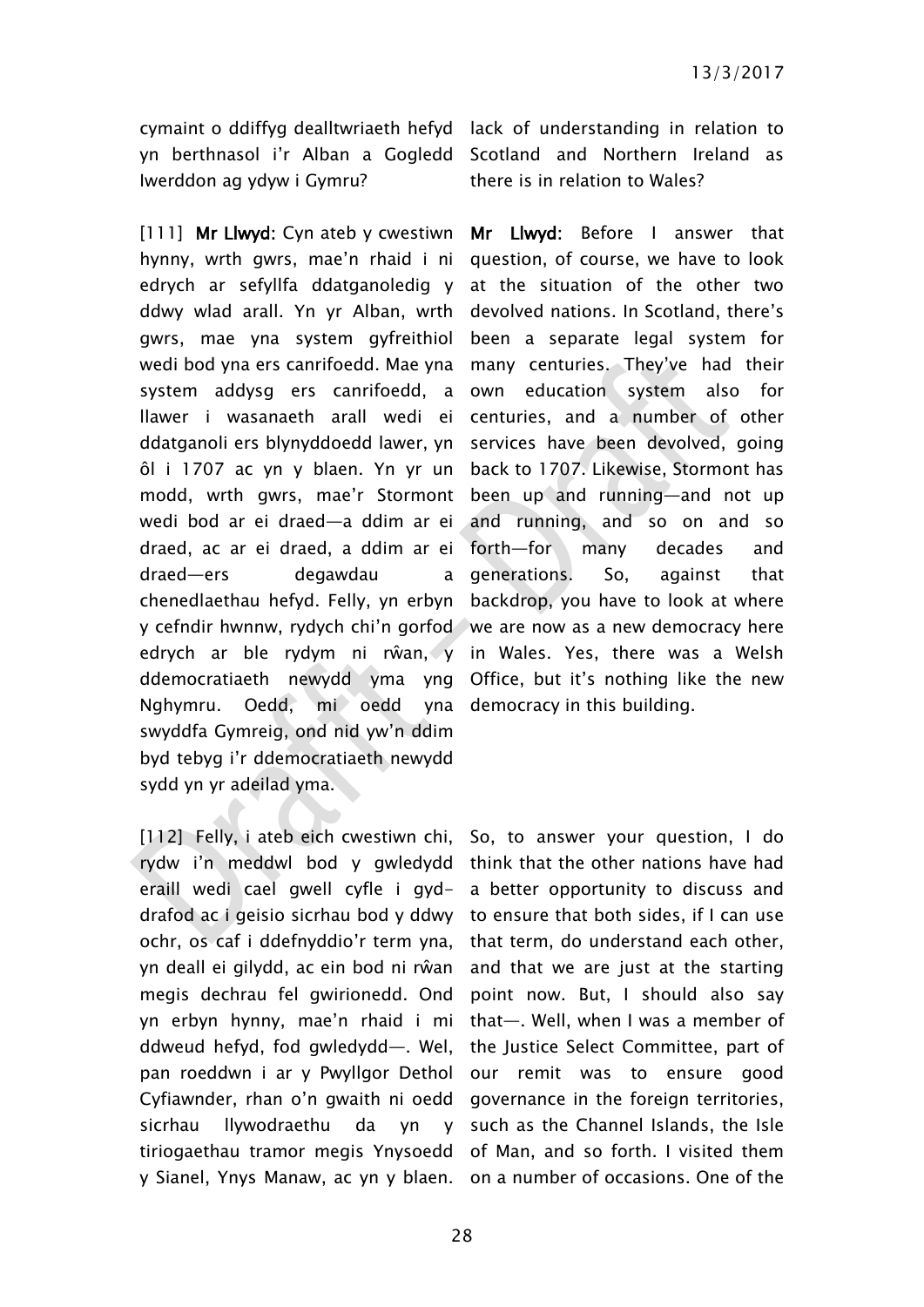cymaint o ddiffyg dealltwriaeth hefyd yn berthnasol i'r Alban a Gogledd Iwerddon ag ydyw i Gymru?

lack of understanding in relation to Scotland and Northern Ireland as there is in relation to Wales?

[111] **Mr Llwyd:** Cyn ateb y cwestiwn hynny, wrth gwrs, mae'n rhaid i ni edrych ar sefyllfa ddatganoledig y ddwy wlad arall. Yn yr Alban, wrth gwrs, mae yna system gyfreithiol wedi bod yna ers canrifoedd. Mae yna system addysg ers canrifoedd, a llawer i wasanaeth arall wedi ei ddatganoli ers blynyddoedd lawer, yn ôl i 1707 ac yn y blaen. Yn yr un modd, wrth gwrs, mae'r Stormont wedi bod ar ei draed—a ddim ar ei draed, ac ar ei draed, a ddim ar ei draed—ers degawdau a chenedlaethau hefyd. Felly, yn erbyn y cefndir hwnnw, rydych chi'n gorfod edrych ar ble rydym ni rŵan, y ddemocratiaeth newydd yma yng Nghymru. Oedd, mi oedd yna swyddfa Gymreig, ond nid yw'n ddim byd tebyg i'r ddemocratiaeth newydd sydd yn yr adeilad yma.

**Mr Llwyd:** Before I answer that question, of course, we have to look at the situation of the other two devolved nations. In Scotland, there's been a separate legal system for many centuries. They've had their own education system also for centuries, and a number of other services have been devolved, going back to 1707. Likewise, Stormont has been up and running—and not up and running, and so on and so forth—for many decades and generations. So, against that backdrop, you have to look at where we are now as a new democracy here in Wales. Yes, there was a Welsh Office, but it's nothing like the new democracy in this building.

[112] Felly, i ateb eich cwestiwn chi, rydw i'n meddwl bod y gwledydd eraill wedi cael gwell cyfle i gyd-drafod ac i geisio sicrhau bod y ddwy ochr, os caf i ddefnyddio'r term yna, yn deall ei gilydd, ac ein bod ni rŵan megis dechrau fel gwirionedd. Ond yn erbyn hynny, mae'n rhaid i mi ddweud hefyd, fod gwledydd—. Wel, pan roeddwn i ar y Pwyllgor Dethol Cyfiawnder, rhan o'n gwaith ni oedd sicrhau llywodraethu da yn y tiriogaethau tramor megis Ynysoedd y Sianel, Ynys Manaw, ac yn y blaen.

So, to answer your question, I do think that the other nations have had a better opportunity to discuss and to ensure that both sides, if I can use that term, do understand each other, and that we are just at the starting point now. But, I should also say that—. Well, when I was a member of the Justice Select Committee, part of our remit was to ensure good governance in the foreign territories, such as the Channel Islands, the Isle of Man, and so forth. I visited them on a number of occasions. One of the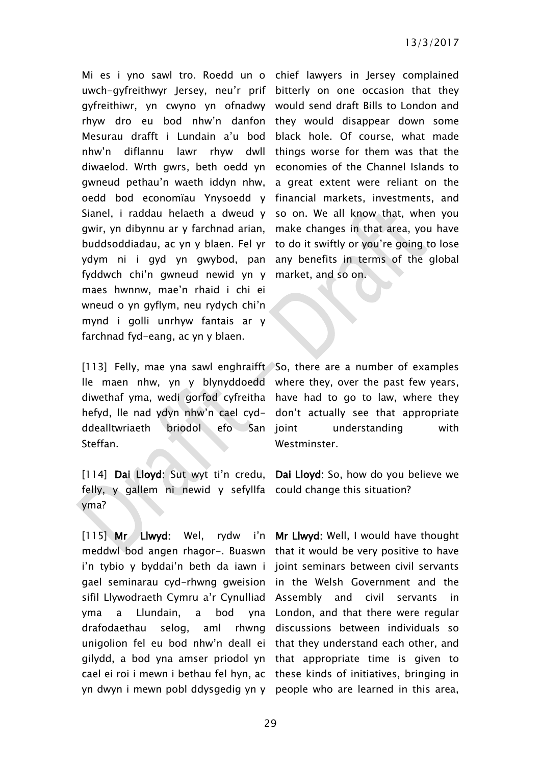Mi es i yno sawl tro. Roedd un o uwch-gyfreithwyr Jersey, neu'r prif gyfreithiwr, yn cwyno yn ofnadwy rhyw dro eu bod nhw'n danfon Mesurau drafft i Lundain a'u bod nhw'n diflannu lawr rhyw dwll diwaelod. Wrth gwrs, beth oedd yn gwneud pethau'n waeth iddyn nhw, oedd bod economïau Ynysoedd y Sianel, i raddau helaeth a dweud y gwir, yn dibynnu ar y farchnad arian, buddsoddiadau, ac yn y blaen. Fel yr ydym ni i gyd yn gwybod, pan fyddwch chi'n gwneud newid yn y maes hwnnw, mae'n rhaid i chi ei wneud o yn gyflym, neu rydych chi'n mynd i golli unrhyw fantais ar y farchnad fyd-eang, ac yn y blaen.

chief lawyers in Jersey complained bitterly on one occasion that they would send draft Bills to London and they would disappear down some black hole. Of course, what made things worse for them was that the economies of the Channel Islands to a great extent were reliant on the financial markets, investments, and so on. We all know that, when you make changes in that area, you have to do it swiftly or you're going to lose any benefits in terms of the global market, and so on.

[113] Felly, mae yna sawl enghraifft lle maen nhw, yn y blynyddoedd diwethaf yma, wedi gorfod cyfreitha hefyd, lle nad ydyn nhw'n cael cyd-ddealltwriaeth briodol efo San Steffan.

So, there are a number of examples where they, over the past few years, have had to go to law, where they don't actually see that appropriate joint understanding with Westminster.

[114] **Dai Lloyd**: Sut wyt ti'n credu, felly, y gallem ni newid y sefyllfa yma?

**Dai Lloyd**: So, how do you believe we could change this situation?

[115] **Mr Llwyd**: Wel, rydw i'n meddwl bod angen rhagor-. Buaswn i'n tybio y byddai'n beth da iawn i gael seminarau cyd-rhwng gweision sifil Llywodraeth Cymru a'r Cynulliad yma a Llundain, a bod yna drafodaethau selog, aml rhwng unigolion fel eu bod nhw'n deall ei gilydd, a bod yna amser priodol yn cael ei roi i mewn i bethau fel hyn, ac yn dwyn i mewn pobl ddysgedig yn y

**Mr Llwyd**: Well, I would have thought that it would be very positive to have joint seminars between civil servants in the Welsh Government and the Assembly and civil servants in London, and that there were regular discussions between individuals so that they understand each other, and that appropriate time is given to these kinds of initiatives, bringing in people who are learned in this area,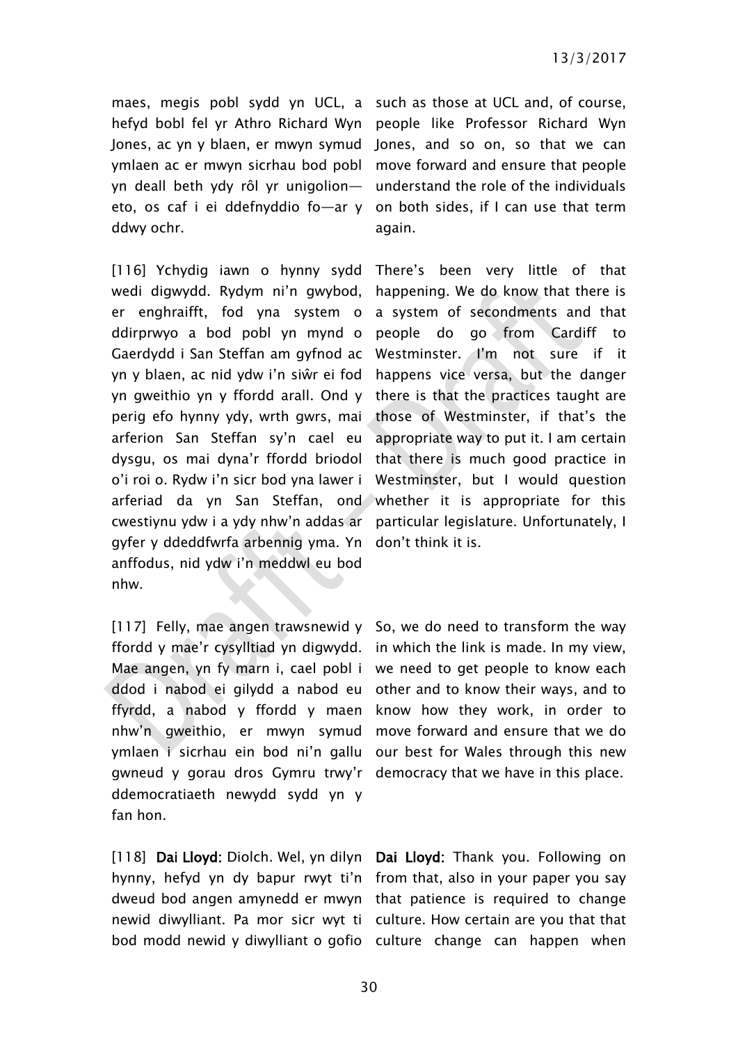maes, megis pobl sydd yn UCL, a hefyd bobl fel yr Athro Richard Wyn Jones, ac yn y blaen, er mwyn symud ymlaen ac er mwyn sicrhau bod pobl yn deall beth ydy rôl yr unigolion—eto, os caf i ei ddefnyddio fo—ar y ddwy ochr.

such as those at UCL and, of course, people like Professor Richard Wyn Jones, and so on, so that we can move forward and ensure that people understand the role of the individuals on both sides, if I can use that term again.

[116] Ychydig iawn o hynny sydd wedi digwydd. Rydym ni'n gwybod, er enghraifft, fod yna system o ddirprwyo a bod pobl yn mynd o Gaerdydd i San Steffan am gyfnod ac yn y blaen, ac nid ydw i'n siŵr ei fod yn gweithio yn y ffordd arall. Ond y perig efo hynny ydy, wrth gwrs, mai arferion San Steffan sy'n cael eu dysgu, os mai dyna'r ffordd briodol o'i roi o. Rydw i'n sicr bod yna lawer i arferiad da yn San Steffan, ond cwestiynu ydw i a ydy nhw'n addas ar gyfer y ddeddfwrfa arbennig yma. Yn anffodus, nid ydw i'n meddwl eu bod nhw.

There's been very little of that happening. We do know that there is a system of secondments and that people do go from Cardiff to Westminster. I'm not sure if it happens vice versa, but the danger there is that the practices taught are those of Westminster, if that's the appropriate way to put it. I am certain that there is much good practice in Westminster, but I would question whether it is appropriate for this particular legislature. Unfortunately, I don't think it is.

[117] Felly, mae angen trawsnewid y ffordd y mae'r cysylltiad yn digwydd. Mae angen, yn fy marn i, cael pobl i ddod i nabod ei gilydd a nabod eu ffyrdd, a nabod y ffordd y maen nhw'n gweithio, er mwyn symud ymlaen i sicrhau ein bod ni'n gallu gwneud y gorau dros Gymru trwy'r ddemocratiaeth newydd sydd yn y fan hon.

So, we do need to transform the way in which the link is made. In my view, we need to get people to know each other and to know their ways, and to know how they work, in order to move forward and ensure that we do our best for Wales through this new democracy that we have in this place.

[118] **Dai Lloyd:** Diolch. Wel, yn dilyn hynny, hefyd yn dy bapur rwyt ti'n dweud bod angen amynedd er mwyn newid diwylliant. Pa mor sicr wyt ti bod modd newid y diwylliant o gofio

**Dai Lloyd:** Thank you. Following on from that, also in your paper you say that patience is required to change culture. How certain are you that that culture change can happen when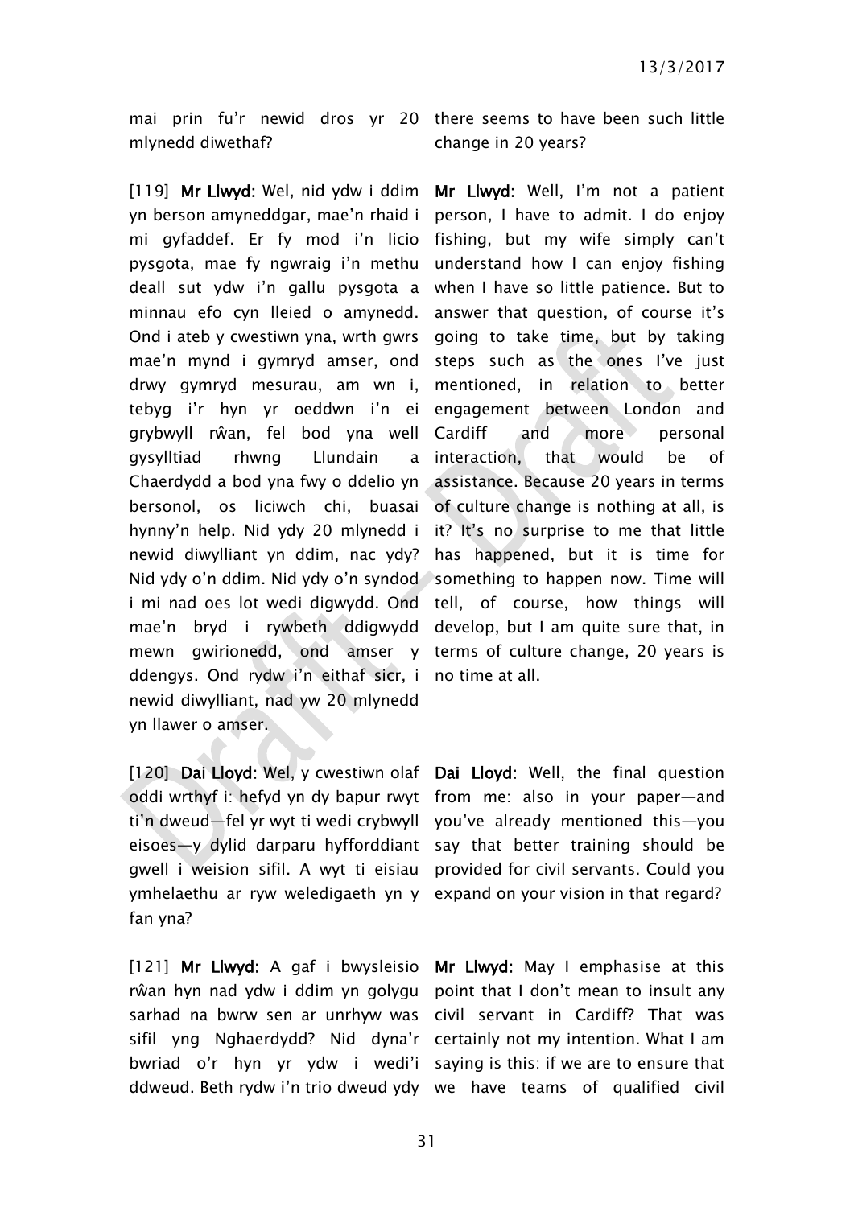mai prin fu'r newid dros yr 20 mlynedd diwethaf?

there seems to have been such little change in 20 years?

[119] **Mr Llwyd:** Wel, nid ydw i ddim yn berson amyneddgar, mae'n rhaid i mi gyfaddef. Er fy mod i'n licio pysgota, mae fy ngwraig i'n methu deall sut ydw i'n gallu pysgota a minnau efo cyn lleied o amynedd. Ond i ateb y cwestiwn yna, wrth gwrs mae'n mynd i gymryd amser, ond drwy gymryd mesurau, am wn i, tebyg i'r hyn yr oeddwn i'n ei grybwyll rŵan, fel bod yna well gysylltiad rhwng Llundain a Chaerdydd a bod yna fwy o ddelio yn bersonol, os liciwch chi, buasai hynny'n help. Nid ydy 20 mlynedd i newid diwylliant yn ddim, nac ydy? Nid ydy o'n ddim. Nid ydy o'n syndod i mi nad oes lot wedi digwydd. Ond mae'n bryd i rywbeth ddigwydd mewn gwirionedd, ond amser y ddengys. Ond rydw i'n eithaf sicr, i newid diwylliant, nad yw 20 mlynedd yn llawer o amser.

**Mr Llwyd:** Well, I'm not a patient person, I have to admit. I do enjoy fishing, but my wife simply can't understand how I can enjoy fishing when I have so little patience. But to answer that question, of course it's going to take time, but by taking steps such as the ones I've just mentioned, in relation to better engagement between London and Cardiff and more personal interaction, that would be of assistance. Because 20 years in terms of culture change is nothing at all, is it? It's no surprise to me that little has happened, but it is time for something to happen now. Time will tell, of course, how things will develop, but I am quite sure that, in terms of culture change, 20 years is no time at all.

[120] **Dai Lloyd:** Wel, y cwestiwn olaf oddi wrthyf i: hefyd yn dy bapur rwyt ti'n dweud—fel yr wyt ti wedi crybwyll eisoes—y dylid darparu hyfforddiant gwell i weision sifil. A wyt ti eisiau ymhelaethu ar ryw weledigaeth yn y fan yna?

**Dai Lloyd:** Well, the final question from me: also in your paper—and you've already mentioned this—you say that better training should be provided for civil servants. Could you expand on your vision in that regard?

[121] **Mr Llwyd:** A gaf i bwysleisio rŵan hyn nad ydw i ddim yn golygu sarhad na bwrw sen ar unrhyw was sifil yng Nghaerdydd? Nid dyna'r bwriad o'r hyn yr ydw i wedi'i ddweud. Beth rydw i'n trio dweud ydy

**Mr Llwyd:** May I emphasise at this point that I don't mean to insult any civil servant in Cardiff? That was certainly not my intention. What I am saying is this: if we are to ensure that we have teams of qualified civil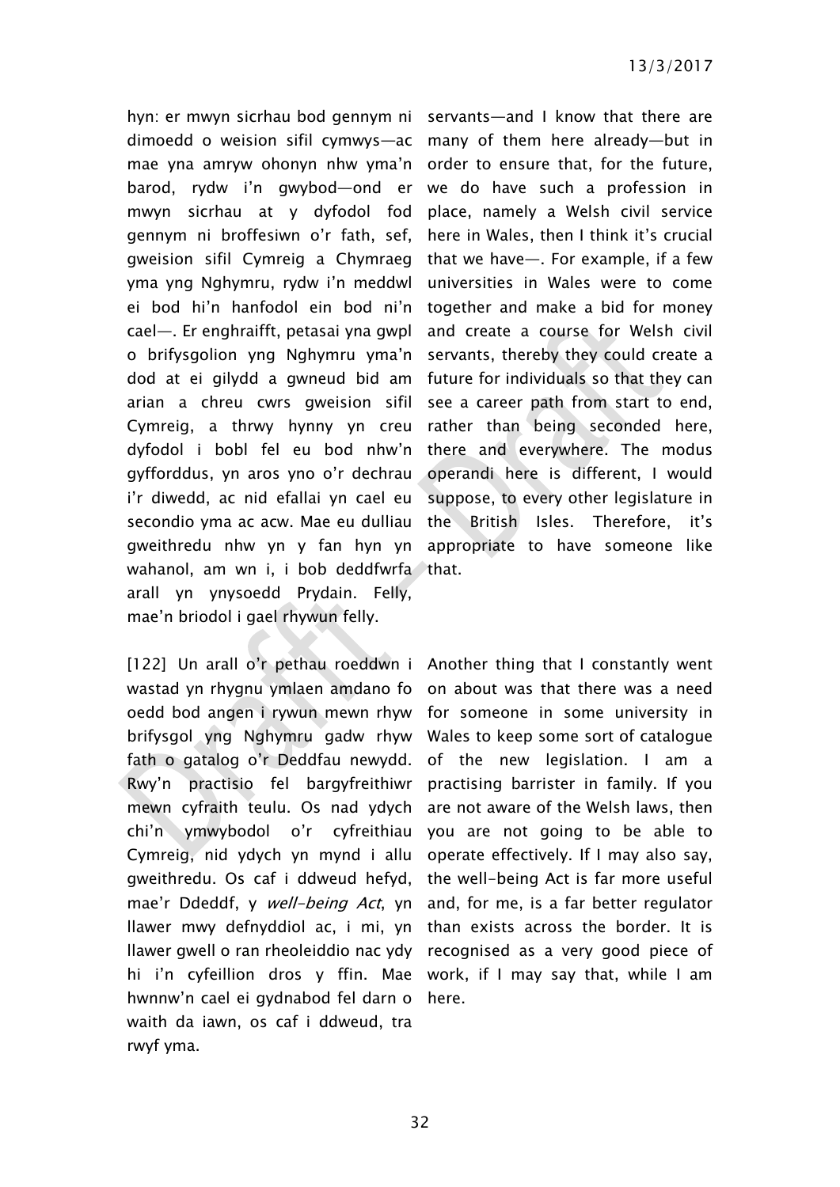hyn: er mwyn sicrhau bod gennym ni dimoedd o weision sifil cymwys—ac mae yna amryw ohonyn nhw yma'n barod, rydw i'n gwybod—ond er mwyn sicrhau at y dyfodol fod gennym ni broffesiwn o'r fath, sef, gweision sifil Cymreig a Chymraeg yma yng Nghymru, rydw i'n meddwl ei bod hi'n hanfodol ein bod ni'n cael—. Er enghraifft, petasai yna gwpl o brifysgolion yng Nghymru yma'n dod at ei gilydd a gwneud bid am arian a chreu cwrs gweision sifil Cymreig, a thrwy hynny yn creu dyfodol i bobl fel eu bod nhw'n gyfforddus, yn aros yno o'r dechrau i'r diwedd, ac nid efallai yn cael eu secondio yma ac acw. Mae eu dulliau gweithredu nhw yn y fan hyn yn wahanol, am wn i, i bob deddfwrfa arall yn ynysoedd Prydain. Felly, mae'n briodol i gael rhywun felly.

servants—and I know that there are many of them here already—but in order to ensure that, for the future, we do have such a profession in place, namely a Welsh civil service here in Wales, then I think it's crucial that we have—. For example, if a few universities in Wales were to come together and make a bid for money and create a course for Welsh civil servants, thereby they could create a future for individuals so that they can see a career path from start to end, rather than being seconded here, there and everywhere. The modus operandi here is different, I would suppose, to every other legislature in the British Isles. Therefore, it's appropriate to have someone like that.

[122] Un arall o'r pethau roeddwn i wastad yn rhygnu ymlaen amdano fo oedd bod angen i rywun mewn rhyw brifysgol yng Nghymru gadw rhyw fath o gatalog o'r Deddfau newydd. Rwy'n practisio fel bargyfreithiwr mewn cyfraith teulu. Os nad ydych chi'n ymwybodol o'r cyfreithiau Cymreig, nid ydych yn mynd i allu gweithredu. Os caf i ddweud hefyd, mae'r Ddeddf, y *well-being Act*, yn llawer mwy defnyddiol ac, i mi, yn llawer gwell o ran rheoleiddio nac ydy hi i'n cyfeillion dros y ffin. Mae hwnnw'n cael ei gydnabod fel darn o waith da iawn, os caf i ddweud, tra rwyf yma.

Another thing that I constantly went on about was that there was a need for someone in some university in Wales to keep some sort of catalogue of the new legislation. I am a practising barrister in family. If you are not aware of the Welsh laws, then you are not going to be able to operate effectively. If I may also say, the well-being Act is far more useful and, for me, is a far better regulator than exists across the border. It is recognised as a very good piece of work, if I may say that, while I am here.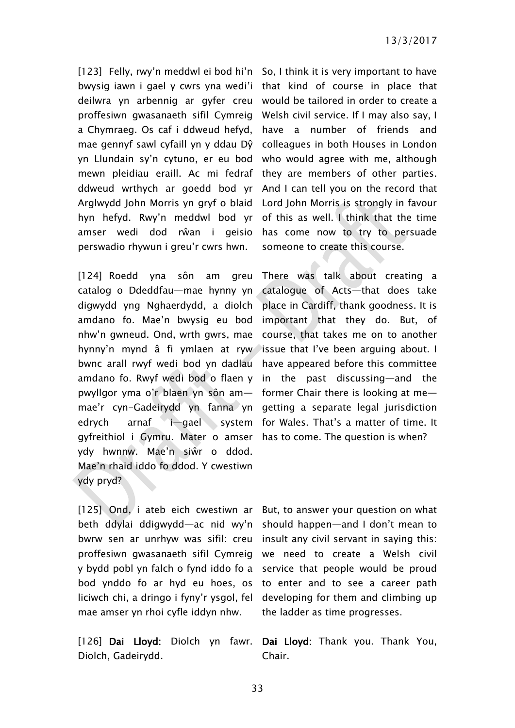[123] Felly, rwy'n meddwl ei bod hi'n bwysig iawn i gael y cwrs yna wedi'i deilwra yn arbennig ar gyfer creu proffesiwn gwasanaeth sifil Cymreig a Chymraeg. Os caf i ddweud hefyd, mae gennyf sawl cyfaill yn y ddau Dŷ yn Llundain sy'n cytuno, er eu bod mewn pleidiau eraill. Ac mi fedraf ddweud wrthych ar goedd bod yr Arglwydd John Morris yn gryf o blaid hyn hefyd. Rwy'n meddwl bod yr amser wedi dod rŵan i geisio perswadio rhywun i greu'r cwrs hwn.

So, I think it is very important to have that kind of course in place that would be tailored in order to create a Welsh civil service. If I may also say, I have a number of friends and colleagues in both Houses in London who would agree with me, although they are members of other parties. And I can tell you on the record that Lord John Morris is strongly in favour of this as well. I think that the time has come now to try to persuade someone to create this course.

[124] Roedd yna sôn am greu catalog o Ddeddfau—mae hynny yn digwydd yng Nghaerdydd, a diolch amdano fo. Mae'n bwysig eu bod nhw'n gwneud. Ond, wrth gwrs, mae hynny'n mynd â fi ymlaen at ryw bwnc arall rwyf wedi bod yn dadlau amdano fo. Rwyf wedi bod o flaen y pwyllgor yma o'r blaen yn sôn am—mae'r cyn-Gadeirydd yn fanna yn edrych arnaf i—gael system gyfreithiol i Gymru. Mater o amser ydy hwnnw. Mae'n siŵr o ddod. Mae'n rhaid iddo fo ddod. Y cwestiwn ydy pryd?

There was talk about creating a catalogue of Acts—that does take place in Cardiff, thank goodness. It is important that they do. But, of course, that takes me on to another issue that I've been arguing about. I have appeared before this committee in the past discussing—and the former Chair there is looking at me—getting a separate legal jurisdiction for Wales. That's a matter of time. It has to come. The question is when?

[125] Ond, i ateb eich cwestiwn ar beth ddylai ddigwydd—ac nid wy'n bwrw sen ar unrhyw was sifil: creu proffesiwn gwasanaeth sifil Cymreig y bydd pobl yn falch o fynd iddo fo a bod ynddo fo ar hyd eu hoes, os liciwch chi, a dringo i fyny'r ysgol, fel mae amser yn rhoi cyfle iddyn nhw.

But, to answer your question on what should happen—and I don't mean to insult any civil servant in saying this: we need to create a Welsh civil service that people would be proud to enter and to see a career path developing for them and climbing up the ladder as time progresses.

[126] **Dai Lloyd**: Diolch yn fawr. Diolch, Gadeirydd.

**Dai Lloyd**: Thank you. Thank You, Chair.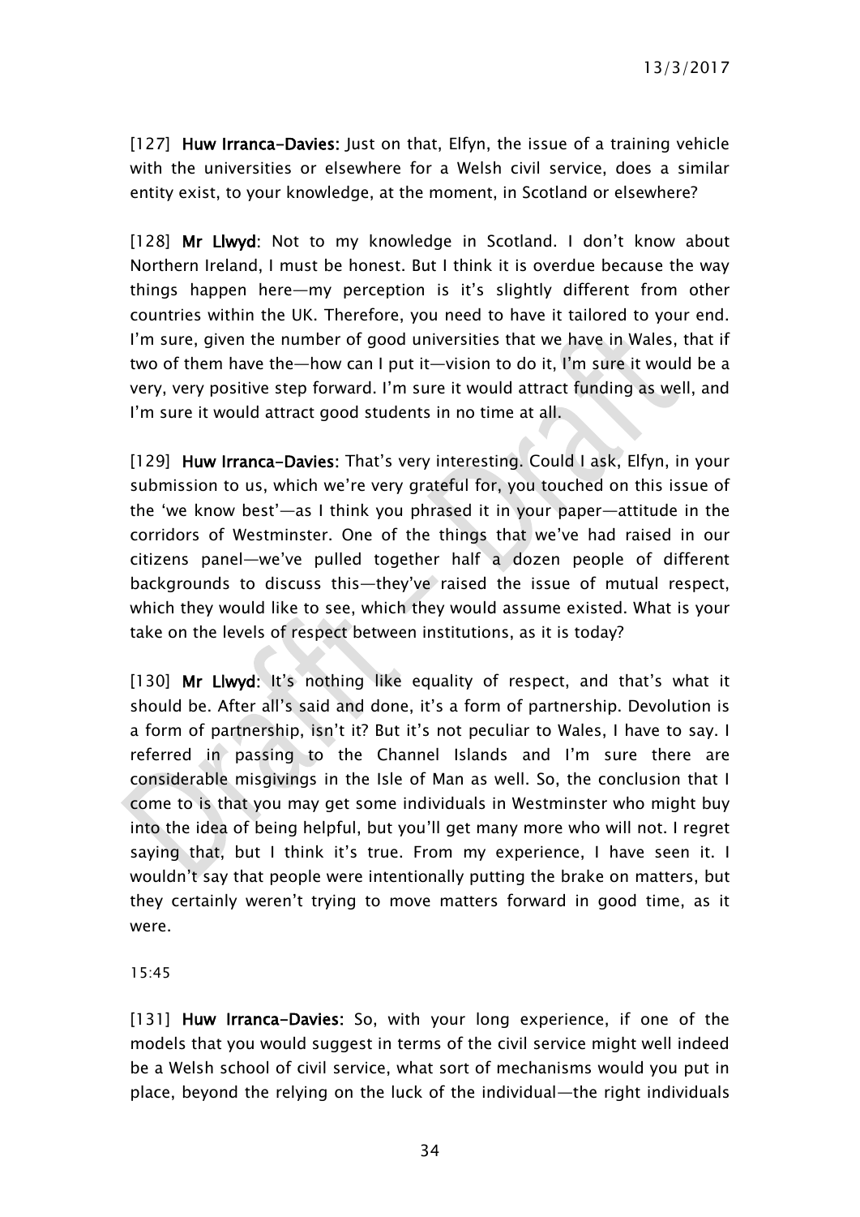[127] **Huw Irranca-Davies:** Just on that, Elfyn, the issue of a training vehicle with the universities or elsewhere for a Welsh civil service, does a similar entity exist, to your knowledge, at the moment, in Scotland or elsewhere?

[128] **Mr Llwyd:** Not to my knowledge in Scotland. I don't know about Northern Ireland, I must be honest. But I think it is overdue because the way things happen here—my perception is it's slightly different from other countries within the UK. Therefore, you need to have it tailored to your end. I'm sure, given the number of good universities that we have in Wales, that if two of them have the—how can I put it—vision to do it, I'm sure it would be a very, very positive step forward. I'm sure it would attract funding as well, and I'm sure it would attract good students in no time at all.

[129] **Huw Irranca-Davies:** That's very interesting. Could I ask, Elfyn, in your submission to us, which we're very grateful for, you touched on this issue of the 'we know best'—as I think you phrased it in your paper—attitude in the corridors of Westminster. One of the things that we've had raised in our citizens panel—we've pulled together half a dozen people of different backgrounds to discuss this—they've raised the issue of mutual respect, which they would like to see, which they would assume existed. What is your take on the levels of respect between institutions, as it is today?

[130] **Mr Llwyd:** It's nothing like equality of respect, and that's what it should be. After all's said and done, it's a form of partnership. Devolution is a form of partnership, isn't it? But it's not peculiar to Wales, I have to say. I referred in passing to the Channel Islands and I'm sure there are considerable misgivings in the Isle of Man as well. So, the conclusion that I come to is that you may get some individuals in Westminster who might buy into the idea of being helpful, but you'll get many more who will not. I regret saying that, but I think it's true. From my experience, I have seen it. I wouldn't say that people were intentionally putting the brake on matters, but they certainly weren't trying to move matters forward in good time, as it were.

15:45

[131] **Huw Irranca-Davies:** So, with your long experience, if one of the models that you would suggest in terms of the civil service might well indeed be a Welsh school of civil service, what sort of mechanisms would you put in place, beyond the relying on the luck of the individual—the right individuals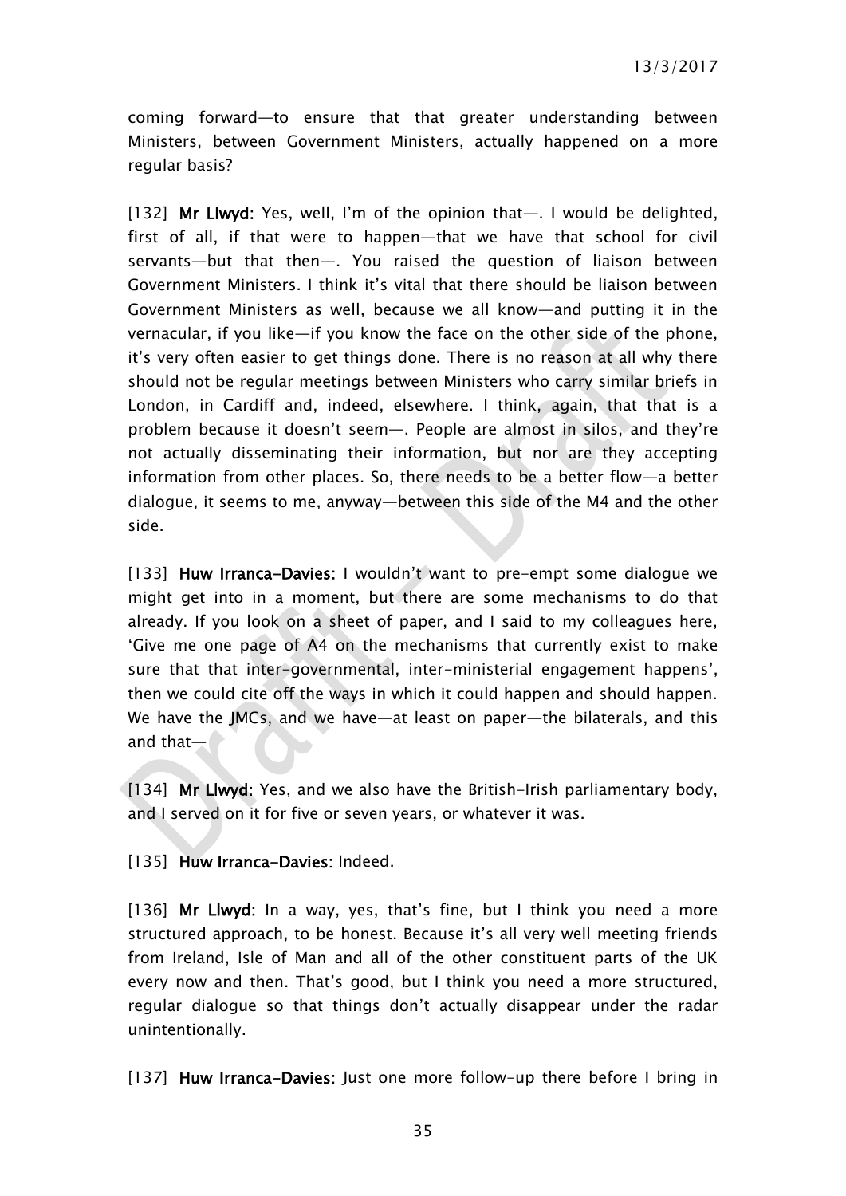coming forward—to ensure that that greater understanding between Ministers, between Government Ministers, actually happened on a more regular basis?

[132] **Mr Llwyd**: Yes, well, I'm of the opinion that—. I would be delighted, first of all, if that were to happen—that we have that school for civil servants—but that then—. You raised the question of liaison between Government Ministers. I think it's vital that there should be liaison between Government Ministers as well, because we all know—and putting it in the vernacular, if you like—if you know the face on the other side of the phone, it's very often easier to get things done. There is no reason at all why there should not be regular meetings between Ministers who carry similar briefs in London, in Cardiff and, indeed, elsewhere. I think, again, that that is a problem because it doesn't seem—. People are almost in silos, and they're not actually disseminating their information, but nor are they accepting information from other places. So, there needs to be a better flow—a better dialogue, it seems to me, anyway—between this side of the M4 and the other side.

[133] **Huw Irranca-Davies**: I wouldn't want to pre-empt some dialogue we might get into in a moment, but there are some mechanisms to do that already. If you look on a sheet of paper, and I said to my colleagues here, 'Give me one page of A4 on the mechanisms that currently exist to make sure that that inter-governmental, inter-ministerial engagement happens', then we could cite off the ways in which it could happen and should happen. We have the JMCs, and we have—at least on paper—the bilaterals, and this and that—

[134] **Mr Llwyd**: Yes, and we also have the British-Irish parliamentary body, and I served on it for five or seven years, or whatever it was.

[135] **Huw Irranca-Davies**: Indeed.

[136] **Mr Llwyd**: In a way, yes, that's fine, but I think you need a more structured approach, to be honest. Because it's all very well meeting friends from Ireland, Isle of Man and all of the other constituent parts of the UK every now and then. That's good, but I think you need a more structured, regular dialogue so that things don't actually disappear under the radar unintentionally.

[137] **Huw Irranca-Davies**: Just one more follow-up there before I bring in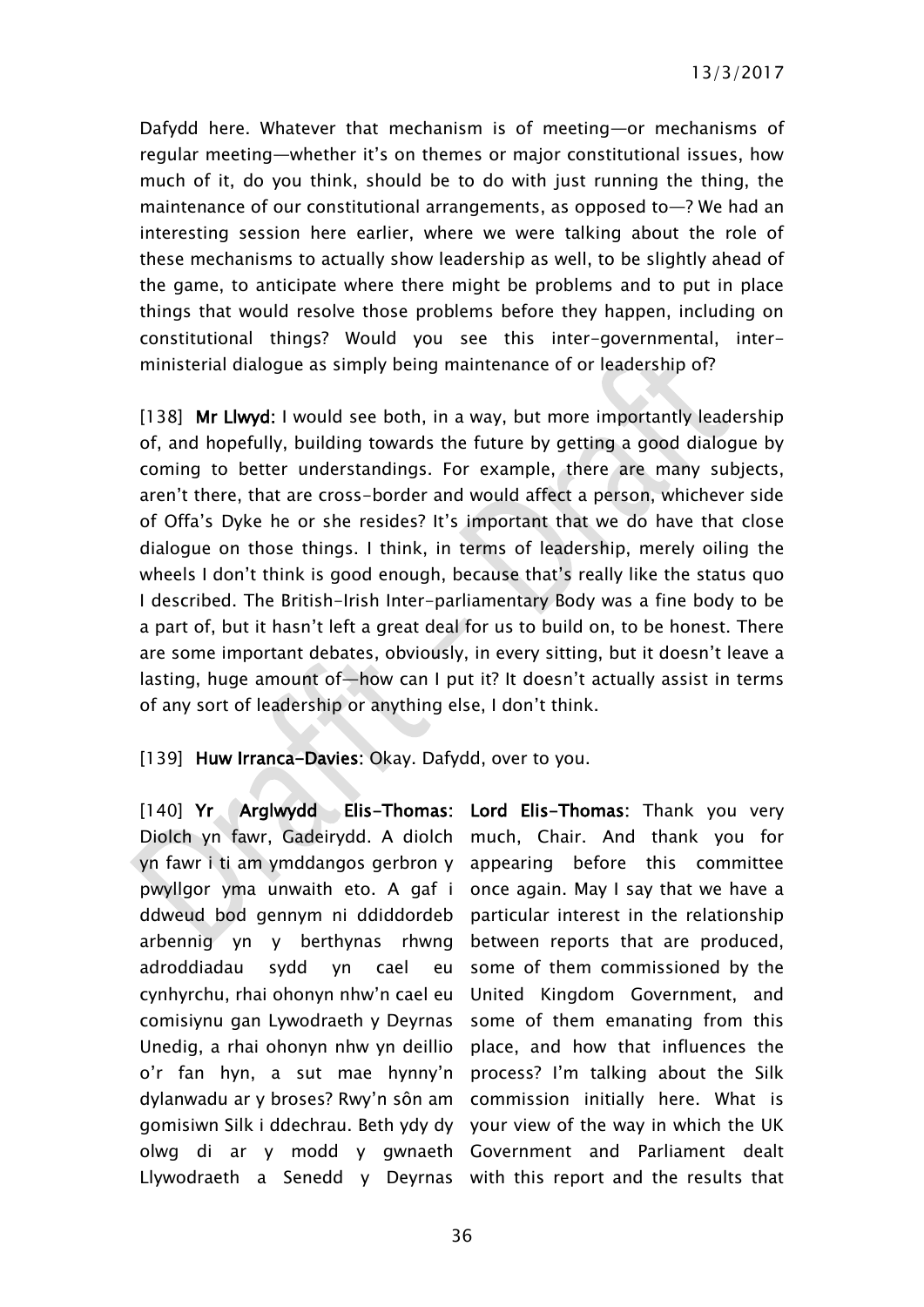Dafydd here. Whatever that mechanism is of meeting—or mechanisms of regular meeting—whether it's on themes or major constitutional issues, how much of it, do you think, should be to do with just running the thing, the maintenance of our constitutional arrangements, as opposed to—? We had an interesting session here earlier, where we were talking about the role of these mechanisms to actually show leadership as well, to be slightly ahead of the game, to anticipate where there might be problems and to put in place things that would resolve those problems before they happen, including on constitutional things? Would you see this inter-governmental, inter-ministerial dialogue as simply being maintenance of or leadership of?

[138] **Mr Llwyd:** I would see both, in a way, but more importantly leadership of, and hopefully, building towards the future by getting a good dialogue by coming to better understandings. For example, there are many subjects, aren't there, that are cross-border and would affect a person, whichever side of Offa's Dyke he or she resides? It's important that we do have that close dialogue on those things. I think, in terms of leadership, merely oiling the wheels I don't think is good enough, because that's really like the status quo I described. The British-Irish Inter-parliamentary Body was a fine body to be a part of, but it hasn't left a great deal for us to build on, to be honest. There are some important debates, obviously, in every sitting, but it doesn't leave a lasting, huge amount of—how can I put it? It doesn't actually assist in terms of any sort of leadership or anything else, I don't think.

[139] **Huw Irranca-Davies:** Okay. Dafydd, over to you.

| | |
|---|---|
| [140] **Yr Arglwydd Elis-Thomas:** Diolch yn fawr, Gadeirydd. A diolch yn fawr i ti am ymddangos gerbron y pwyllgor yma unwaith eto. A gaf i ddweud bod gennym ni ddiddordeb arbennig yn y berthynas rhwng adroddiadau sydd yn cael eu cynhyrchu, rhai ohonyn nhw'n cael eu comisiynu gan Lywodraeth y Deyrnas Unedig, a rhai ohonyn nhw yn deillio o'r fan hyn, a sut mae hynny'n dylanwadu ar y broses? Rwy'n sôn am gomisiwn Silk i ddechrau. Beth ydy dy olwg di ar y modd y gwnaeth Llywodraeth a Senedd y Deyrnas | **Lord Elis-Thomas:** Thank you very much, Chair. And thank you for appearing before this committee once again. May I say that we have a particular interest in the relationship between reports that are produced, some of them commissioned by the United Kingdom Government, and some of them emanating from this place, and how that influences the process? I'm talking about the Silk commission initially here. What is your view of the way in which the UK Government and Parliament dealt with this report and the results that |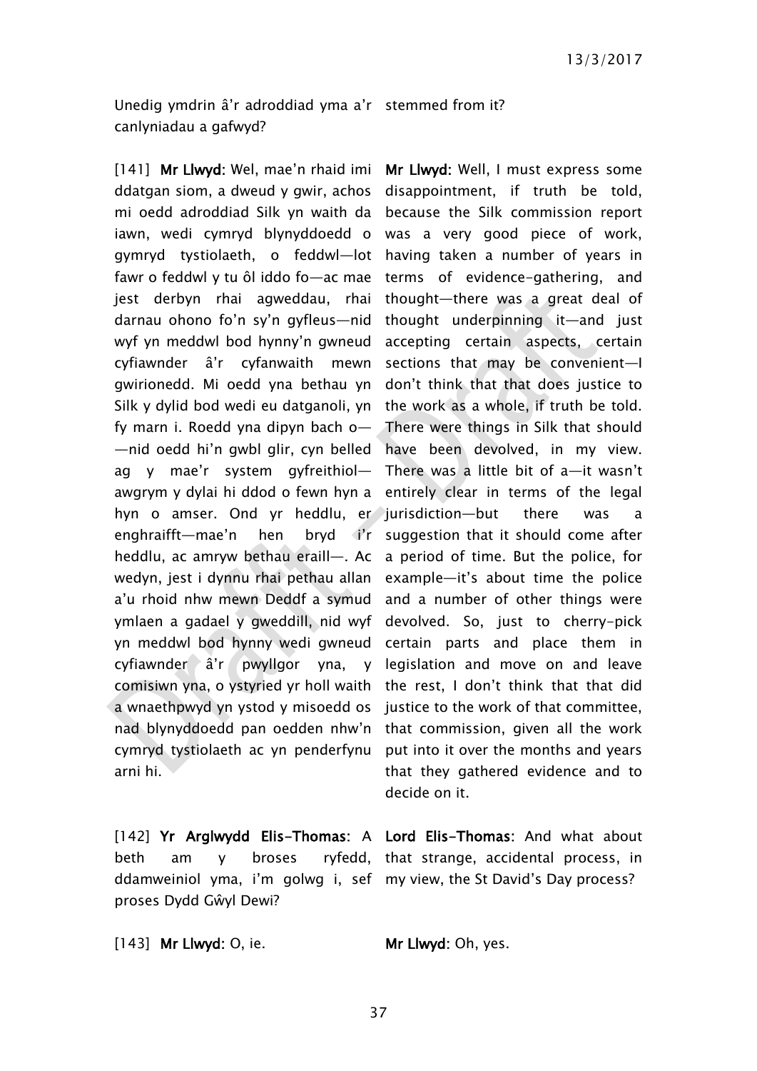| | |
|---|---|
| Unedig ymdrin â'r adroddiad yma a'r canlyniadau a gafwyd? | stemmed from it? |
| [141] **Mr Llwyd**: Wel, mae'n rhaid imi ddatgan siom, a dweud y gwir, achos mi oedd adroddiad Silk yn waith da iawn, wedi cymryd blynyddoedd o gymryd tystiolaeth, o feddwl—lot fawr o feddwl y tu ôl iddo fo—ac mae jest derbyn rhai agweddau, rhai darnau ohono fo'n sy'n gyfleus—nid wyf yn meddwl bod hynny'n gwneud cyfiawnder â'r cyfanwaith mewn gwirionedd. Mi oedd yna bethau yn Silk y dylid bod wedi eu datganoli, yn fy marn i. Roedd yna dipyn bach o——nid oedd hi'n gwbl glir, cyn belled ag y mae'r system gyfreithiol—awgrym y dylai hi ddod o fewn hyn a hyn o amser. Ond yr heddlu, er enghraifft—mae'n hen bryd i'r heddlu, ac amryw bethau eraill—. Ac wedyn, jest i dynnu rhai pethau allan a'u rhoid nhw mewn Deddf a symud ymlaen a gadael y gweddill, nid wyf yn meddwl bod hynny wedi gwneud cyfiawnder â'r pwyllgor yna, y comisiwn yna, o ystyried yr holl waith a wnaethpwyd yn ystod y misoedd os nad blynyddoedd pan oedden nhw'n cymryd tystiolaeth ac yn penderfynu arni hi. | **Mr Llwyd**: Well, I must express some disappointment, if truth be told, because the Silk commission report was a very good piece of work, having taken a number of years in terms of evidence-gathering, and thought—there was a great deal of thought underpinning it—and just accepting certain aspects, certain sections that may be convenient—I don't think that that does justice to the work as a whole, if truth be told. There were things in Silk that should have been devolved, in my view. There was a little bit of a—it wasn't entirely clear in terms of the legal jurisdiction—but there was a suggestion that it should come after a period of time. But the police, for example—it's about time the police and a number of other things were devolved. So, just to cherry-pick certain parts and place them in legislation and move on and leave the rest, I don't think that that did justice to the work of that committee, that commission, given all the work put into it over the months and years that they gathered evidence and to decide on it. |
| [142] **Yr Arglwydd Elis-Thomas**: A beth am y broses ryfedd, ddamweiniol yma, i'm golwg i, sef proses Dydd Gŵyl Dewi? | **Lord Elis-Thomas**: And what about that strange, accidental process, in my view, the St David's Day process? |
| [143] **Mr Llwyd**: O, ie. | **Mr Llwyd**: Oh, yes. |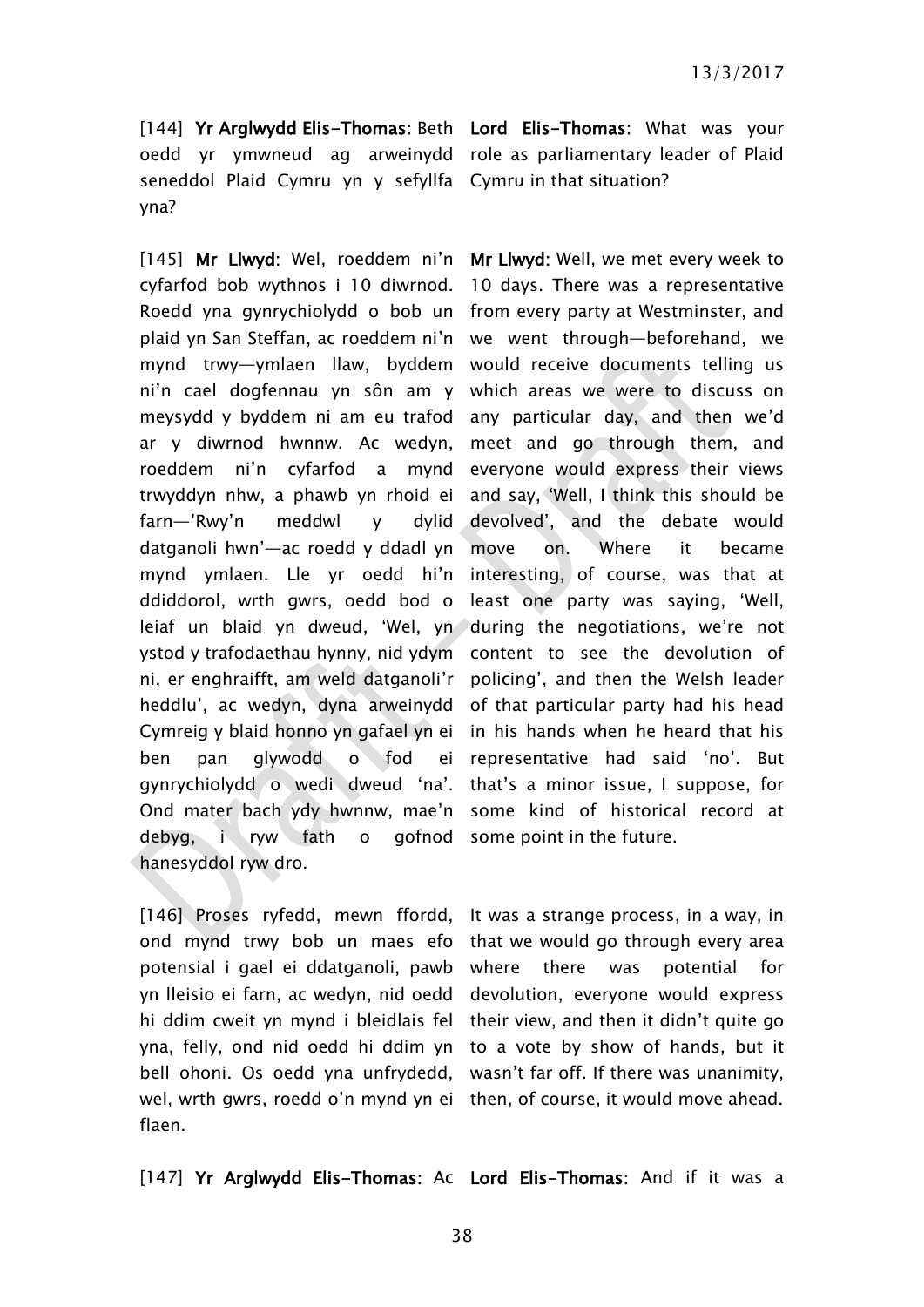| | |
|---|---|
| [144] **Yr Arglwydd Elis-Thomas:** Beth oedd yr ymwneud ag arweinydd seneddol Plaid Cymru yn y sefyllfa yna? | **Lord Elis-Thomas**: What was your role as parliamentary leader of Plaid Cymru in that situation? |
| [145] **Mr Llwyd**: Wel, roeddem ni'n cyfarfod bob wythnos i 10 diwrnod. Roedd yna gynrychiolydd o bob un plaid yn San Steffan, ac roeddem ni'n mynd trwy—ymlaen llaw, byddem ni'n cael dogfennau yn sôn am y meysydd y byddem ni am eu trafod ar y diwrnod hwnnw. Ac wedyn, roeddem ni'n cyfarfod a mynd trwyddyn nhw, a phawb yn rhoid ei farn—'Rwy'n meddwl y dylid datganoli hwn'—ac roedd y ddadl yn mynd ymlaen. Lle yr oedd hi'n ddiddorol, wrth gwrs, oedd bod o leiaf un blaid yn dweud, 'Wel, yn ystod y trafodaethau hynny, nid ydym ni, er enghraifft, am weld datganoli'r heddlu', ac wedyn, dyna arweinydd Cymreig y blaid honno yn gafael yn ei ben pan glywodd o fod ei gynrychiolydd o wedi dweud 'na'. Ond mater bach ydy hwnnw, mae'n debyg, i ryw fath o gofnod hanesyddol ryw dro. | **Mr Llwyd:** Well, we met every week to 10 days. There was a representative from every party at Westminster, and we went through—beforehand, we would receive documents telling us which areas we were to discuss on any particular day, and then we'd meet and go through them, and everyone would express their views and say, 'Well, I think this should be devolved', and the debate would move on. Where it became interesting, of course, was that at least one party was saying, 'Well, during the negotiations, we're not content to see the devolution of policing', and then the Welsh leader of that particular party had his head in his hands when he heard that his representative had said 'no'. But that's a minor issue, I suppose, for some kind of historical record at some point in the future. |
| [146] Proses ryfedd, mewn ffordd, ond mynd trwy bob un maes efo potensial i gael ei ddatganoli, pawb yn lleisio ei farn, ac wedyn, nid oedd hi ddim cweit yn mynd i bleidlais fel yna, felly, ond nid oedd hi ddim yn bell ohoni. Os oedd yna unfrydedd, wel, wrth gwrs, roedd o'n mynd yn ei flaen. | It was a strange process, in a way, in that we would go through every area where there was potential for devolution, everyone would express their view, and then it didn't quite go to a vote by show of hands, but it wasn't far off. If there was unanimity, then, of course, it would move ahead. |
| [147] **Yr Arglwydd Elis-Thomas:** Ac | **Lord Elis-Thomas:** And if it was a |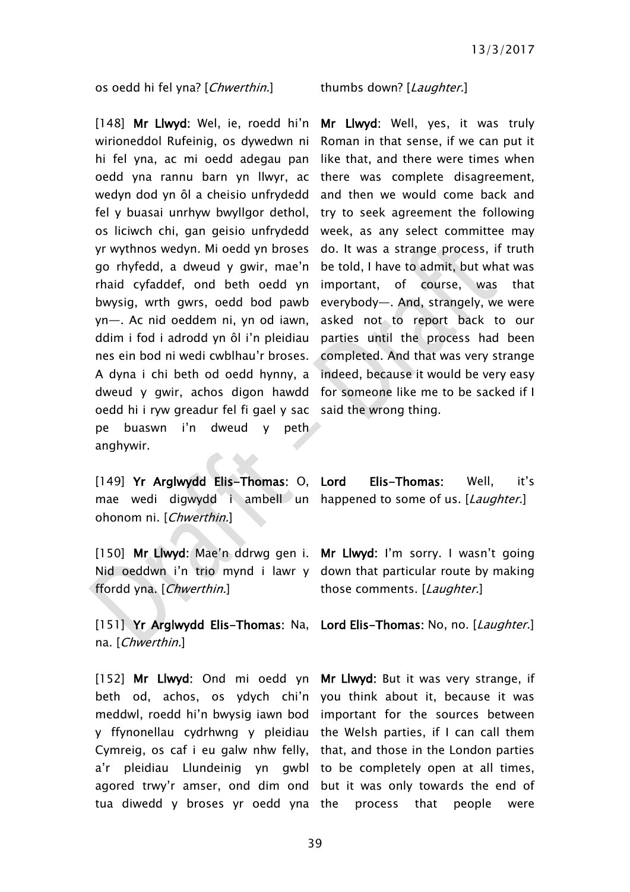os oedd hi fel yna? [*Chwerthin.*]

thumbs down? [*Laughter.*]

[148] **Mr Llwyd**: Wel, ie, roedd hi'n wirioneddol Rufeinig, os dywedwn ni hi fel yna, ac mi oedd adegau pan oedd yna rannu barn yn llwyr, ac wedyn dod yn ôl a cheisio unfrydedd fel y buasai unrhyw bwyllgor dethol, os liciwch chi, gan geisio unfrydedd yr wythnos wedyn. Mi oedd yn broses go rhyfedd, a dweud y gwir, mae'n rhaid cyfaddef, ond beth oedd yn bwysig, wrth gwrs, oedd bod pawb yn—. Ac nid oeddem ni, yn od iawn, ddim i fod i adrodd yn ôl i'n pleidiau nes ein bod ni wedi cwblhau'r broses. A dyna i chi beth od oedd hynny, a dweud y gwir, achos digon hawdd oedd hi i ryw greadur fel fi gael y sac pe buaswn i'n dweud y peth anghywir.

**Mr Llwyd**: Well, yes, it was truly Roman in that sense, if we can put it like that, and there were times when there was complete disagreement, and then we would come back and try to seek agreement the following week, as any select committee may do. It was a strange process, if truth be told, I have to admit, but what was important, of course, was that everybody—. And, strangely, we were asked not to report back to our parties until the process had been completed. And that was very strange indeed, because it would be very easy for someone like me to be sacked if I said the wrong thing.

[149] **Yr Arglwydd Elis-Thomas**: O, mae wedi digwydd i ambell un ohonom ni. [*Chwerthin.*]

**Lord Elis-Thomas**: Well, it's happened to some of us. [*Laughter.*]

[150] **Mr Llwyd**: Mae'n ddrwg gen i. Nid oeddwn i'n trio mynd i lawr y ffordd yna. [*Chwerthin.*]

**Mr Llwyd**: I'm sorry. I wasn't going down that particular route by making those comments. [*Laughter.*]

[151] **Yr Arglwydd Elis-Thomas**: Na, na. [*Chwerthin.*]

**Lord Elis-Thomas**: No, no. [*Laughter.*]

[152] **Mr Llwyd**: Ond mi oedd yn beth od, achos, os ydych chi'n meddwl, roedd hi'n bwysig iawn bod y ffynonellau cydrhwng y pleidiau Cymreig, os caf i eu galw nhw felly, a'r pleidiau Llundeinig yn gwbl agored trwy'r amser, ond dim ond tua diwedd y broses yr oedd yna

**Mr Llwyd**: But it was very strange, if you think about it, because it was important for the sources between the Welsh parties, if I can call them that, and those in the London parties to be completely open at all times, but it was only towards the end of the process that people were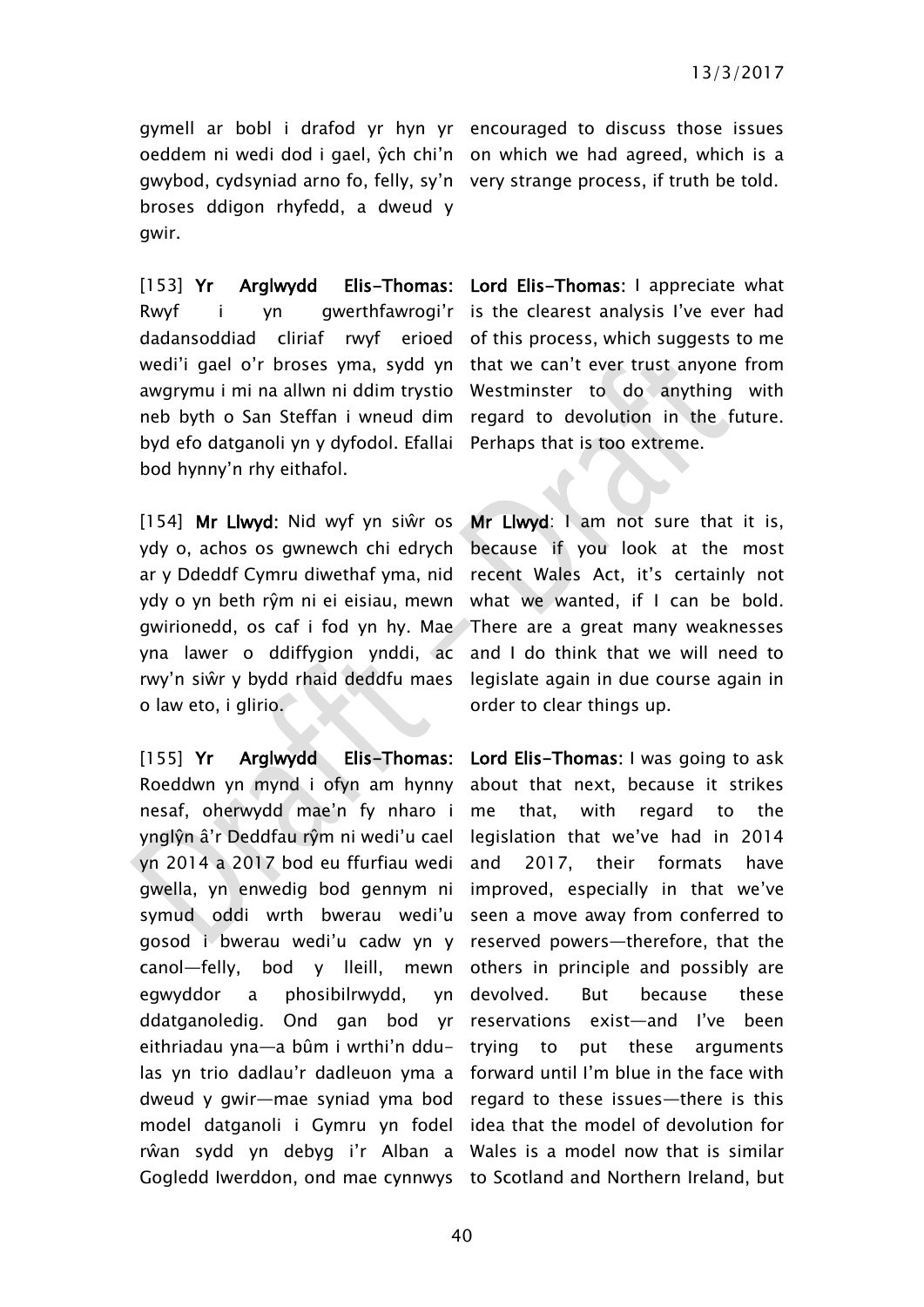gymell ar bobl i drafod yr hyn yr oeddem ni wedi dod i gael, ŷch chi'n gwybod, cydsyniad arno fo, felly, sy'n broses ddigon rhyfedd, a dweud y gwir.

encouraged to discuss those issues on which we had agreed, which is a very strange process, if truth be told.

[153] **Yr Arglwydd Elis-Thomas:** Rwyf i yn gwerthfawrogi'r dadansoddiad cliriaf rwyf erioed wedi'i gael o'r broses yma, sydd yn awgrymu i mi na allwn ni ddim trystio neb byth o San Steffan i wneud dim byd efo datganoli yn y dyfodol. Efallai bod hynny'n rhy eithafol.

**Lord Elis-Thomas:** I appreciate what is the clearest analysis I've ever had of this process, which suggests to me that we can't ever trust anyone from Westminster to do anything with regard to devolution in the future. Perhaps that is too extreme.

[154] **Mr Llwyd:** Nid wyf yn siŵr os ydy o, achos os gwnewch chi edrych ar y Ddeddf Cymru diwethaf yma, nid ydy o yn beth rŷm ni ei eisiau, mewn gwirionedd, os caf i fod yn hy. Mae yna lawer o ddiffygion ynddi, ac rwy'n siŵr y bydd rhaid deddfu maes o law eto, i glirio.

**Mr Llwyd:** I am not sure that it is, because if you look at the most recent Wales Act, it's certainly not what we wanted, if I can be bold. There are a great many weaknesses and I do think that we will need to legislate again in due course again in order to clear things up.

[155] **Yr Arglwydd Elis-Thomas:** Roeddwn yn mynd i ofyn am hynny nesaf, oherwydd mae'n fy nharo i ynglŷn â'r Deddfau rŷm ni wedi'u cael yn 2014 a 2017 bod eu ffurfiau wedi gwella, yn enwedig bod gennym ni symud oddi wrth bwerau wedi'u gosod i bwerau wedi'u cadw yn y canol—felly, bod y lleill, mewn egwyddor a phosibilrwydd, yn ddatganoledig. Ond gan bod yr eithriadau yna—a bûm i wrthi'n ddu-las yn trio dadlau'r dadleuon yma a dweud y gwir—mae syniad yma bod model datganoli i Gymru yn fodel rŵan sydd yn debyg i'r Alban a Gogledd Iwerddon, ond mae cynnwys

**Lord Elis-Thomas:** I was going to ask about that next, because it strikes me that, with regard to the legislation that we've had in 2014 and 2017, their formats have improved, especially in that we've seen a move away from conferred to reserved powers—therefore, that the others in principle and possibly are devolved. But because these reservations exist—and I've been trying to put these arguments forward until I'm blue in the face with regard to these issues—there is this idea that the model of devolution for Wales is a model now that is similar to Scotland and Northern Ireland, but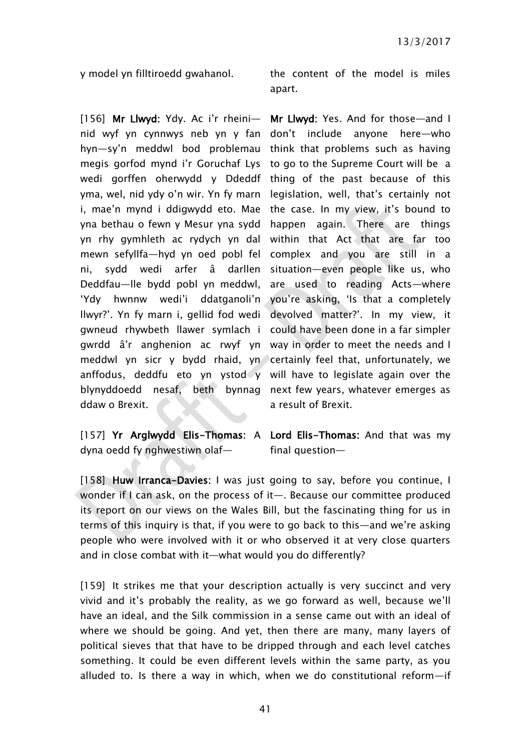y model yn filltiroedd gwahanol. | the content of the model is miles apart.

[156] **Mr Llwyd**: Ydy. Ac i'r rheini—nid wyf yn cynnwys neb yn y fan hyn—sy'n meddwl bod problemau megis gorfod mynd i'r Goruchaf Lys wedi gorffen oherwydd y Ddeddf yma, wel, nid ydy o'n wir. Yn fy marn i, mae'n mynd i ddigwydd eto. Mae yna bethau o fewn y Mesur yna sydd yn rhy gymhleth ac rydych yn dal mewn sefyllfa—hyd yn oed pobl fel ni, sydd wedi arfer â darllen Deddfau—lle bydd pobl yn meddwl, 'Ydy hwnnw wedi'i ddatganoli'n llwyr?'. Yn fy marn i, gellid fod wedi gwneud rhywbeth llawer symlach i gwrdd â'r anghenion ac rwyf yn meddwl yn sicr y bydd rhaid, yn anffodus, deddfu eto yn ystod y blynyddoedd nesaf, beth bynnag ddaw o Brexit.

**Mr Llwyd**: Yes. And for those—and I don't include anyone here—who think that problems such as having to go to the Supreme Court will be a thing of the past because of this legislation, well, that's certainly not the case. In my view, it's bound to happen again. There are things within that Act that are far too complex and you are still in a situation—even people like us, who are used to reading Acts—where you're asking, 'Is that a completely devolved matter?'. In my view, it could have been done in a far simpler way in order to meet the needs and I certainly feel that, unfortunately, we will have to legislate again over the next few years, whatever emerges as a result of Brexit.

[157] **Yr Arglwydd Elis-Thomas**: A dyna oedd fy nghwestiwn olaf—

**Lord Elis-Thomas**: And that was my final question—

[158] **Huw Irranca-Davies**: I was just going to say, before you continue, I wonder if I can ask, on the process of it—. Because our committee produced its report on our views on the Wales Bill, but the fascinating thing for us in terms of this inquiry is that, if you were to go back to this—and we're asking people who were involved with it or who observed it at very close quarters and in close combat with it—what would you do differently?

[159] It strikes me that your description actually is very succinct and very vivid and it's probably the reality, as we go forward as well, because we'll have an ideal, and the Silk commission in a sense came out with an ideal of where we should be going. And yet, then there are many, many layers of political sieves that that have to be dripped through and each level catches something. It could be even different levels within the same party, as you alluded to. Is there a way in which, when we do constitutional reform—if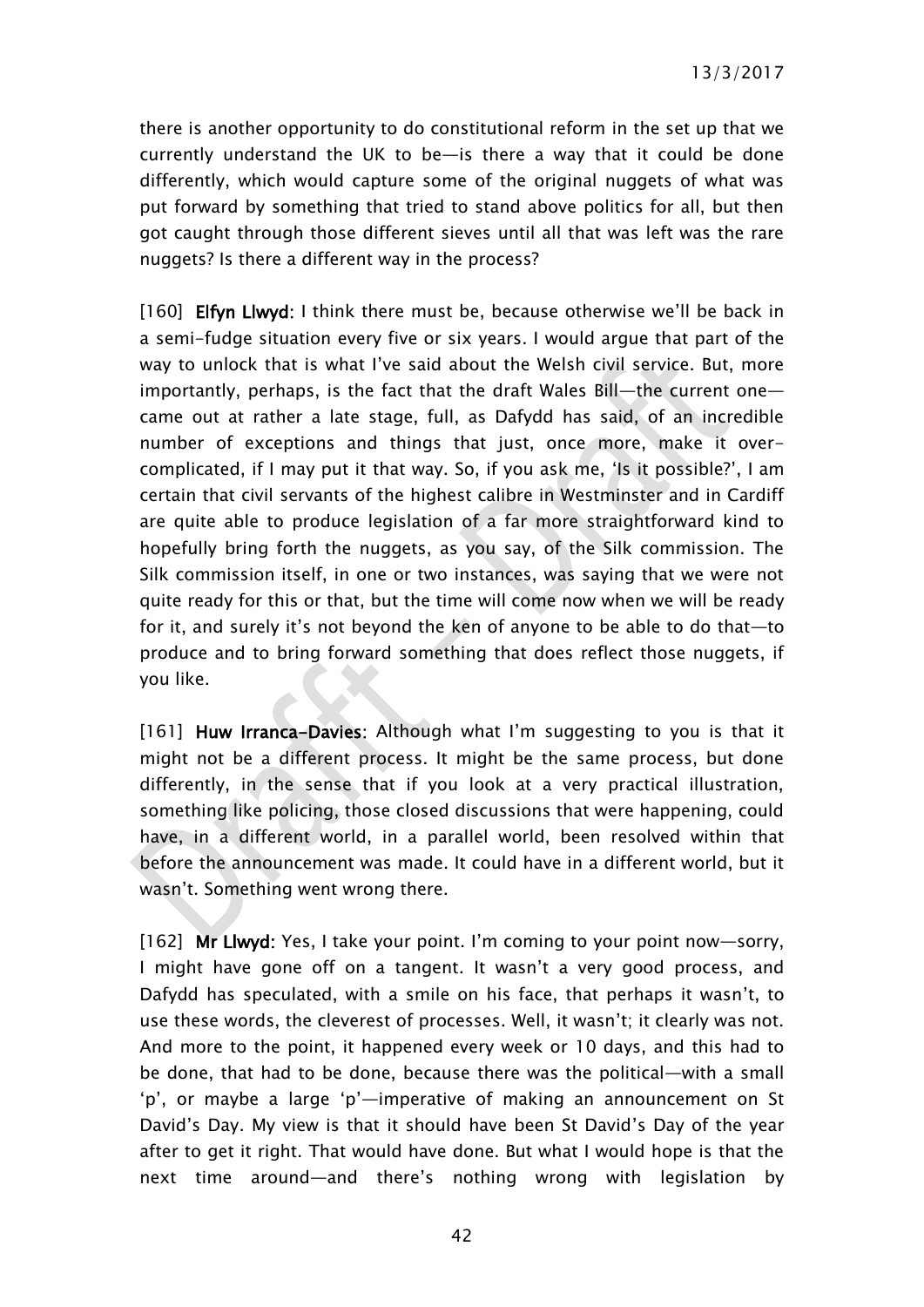there is another opportunity to do constitutional reform in the set up that we currently understand the UK to be—is there a way that it could be done differently, which would capture some of the original nuggets of what was put forward by something that tried to stand above politics for all, but then got caught through those different sieves until all that was left was the rare nuggets? Is there a different way in the process?

[160] **Elfyn Llwyd:** I think there must be, because otherwise we'll be back in a semi-fudge situation every five or six years. I would argue that part of the way to unlock that is what I've said about the Welsh civil service. But, more importantly, perhaps, is the fact that the draft Wales Bill—the current one—came out at rather a late stage, full, as Dafydd has said, of an incredible number of exceptions and things that just, once more, make it over-complicated, if I may put it that way. So, if you ask me, 'Is it possible?', I am certain that civil servants of the highest calibre in Westminster and in Cardiff are quite able to produce legislation of a far more straightforward kind to hopefully bring forth the nuggets, as you say, of the Silk commission. The Silk commission itself, in one or two instances, was saying that we were not quite ready for this or that, but the time will come now when we will be ready for it, and surely it's not beyond the ken of anyone to be able to do that—to produce and to bring forward something that does reflect those nuggets, if you like.

[161] **Huw Irranca-Davies:** Although what I'm suggesting to you is that it might not be a different process. It might be the same process, but done differently, in the sense that if you look at a very practical illustration, something like policing, those closed discussions that were happening, could have, in a different world, in a parallel world, been resolved within that before the announcement was made. It could have in a different world, but it wasn't. Something went wrong there.

[162] **Mr Llwyd:** Yes, I take your point. I'm coming to your point now—sorry, I might have gone off on a tangent. It wasn't a very good process, and Dafydd has speculated, with a smile on his face, that perhaps it wasn't, to use these words, the cleverest of processes. Well, it wasn't; it clearly was not. And more to the point, it happened every week or 10 days, and this had to be done, that had to be done, because there was the political—with a small 'p', or maybe a large 'p'—imperative of making an announcement on St David's Day. My view is that it should have been St David's Day of the year after to get it right. That would have done. But what I would hope is that the next time around—and there's nothing wrong with legislation by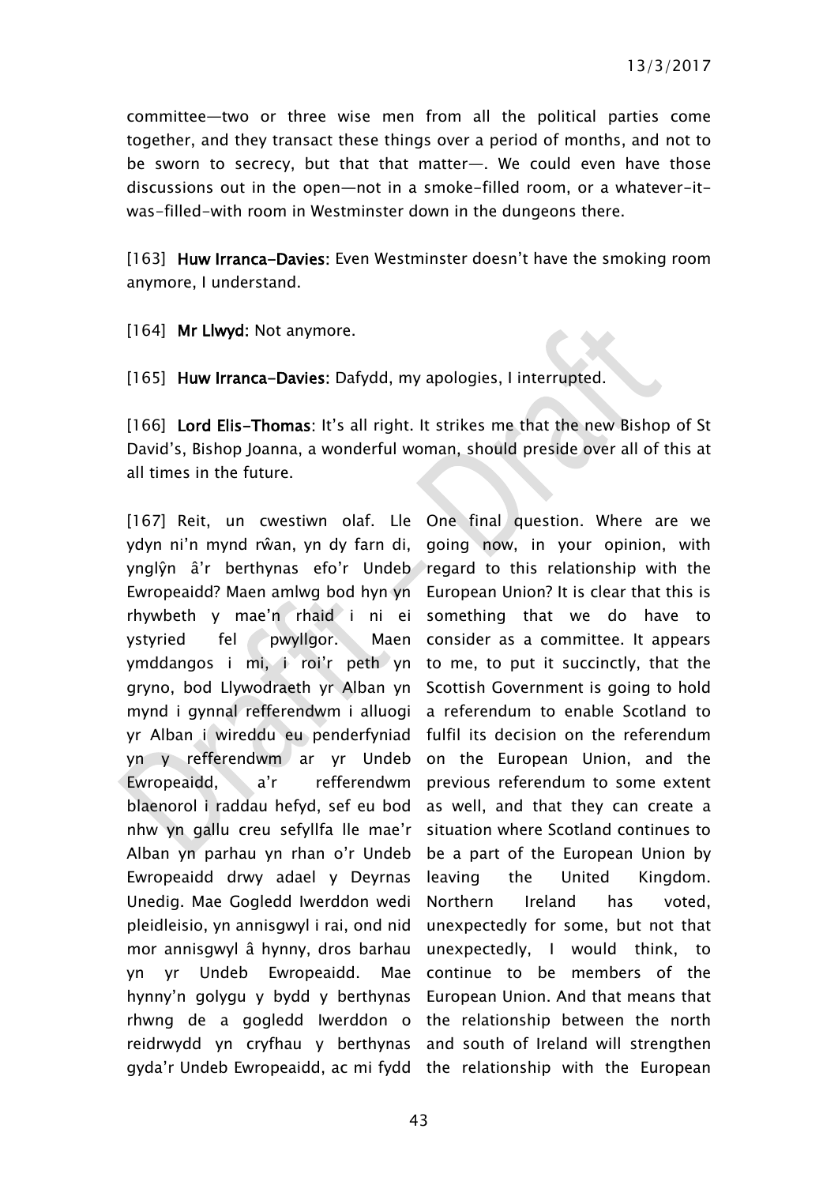committee—two or three wise men from all the political parties come together, and they transact these things over a period of months, and not to be sworn to secrecy, but that that matter—. We could even have those discussions out in the open—not in a smoke-filled room, or a whatever-it-was-filled-with room in Westminster down in the dungeons there.

[163] **Huw Irranca-Davies**: Even Westminster doesn't have the smoking room anymore, I understand.

[164] **Mr Llwyd**: Not anymore.

[165] **Huw Irranca-Davies**: Dafydd, my apologies, I interrupted.

[166] **Lord Elis-Thomas**: It's all right. It strikes me that the new Bishop of St David's, Bishop Joanna, a wonderful woman, should preside over all of this at all times in the future.

[167] Reit, un cwestiwn olaf. Lle ydyn ni'n mynd rŵan, yn dy farn di, ynglŷn â'r berthynas efo'r Undeb Ewropeaidd? Maen amlwg bod hyn yn rhywbeth y mae'n rhaid i ni ei ystyried fel pwyllgor. Maen ymddangos i mi, i roi'r peth yn gryno, bod Llywodraeth yr Alban yn mynd i gynnal refferendwm i alluogi yr Alban i wireddu eu penderfyniad yn y refferendwm ar yr Undeb Ewropeaidd, a'r refferendwm blaenorol i raddau hefyd, sef eu bod nhw yn gallu creu sefyllfa lle mae'r Alban yn parhau yn rhan o'r Undeb Ewropeaidd drwy adael y Deyrnas Unedig. Mae Gogledd Iwerddon wedi pleidleisio, yn annisgwyl i rai, ond nid mor annisgwyl â hynny, dros barhau yn yr Undeb Ewropeaidd. Mae hynny'n golygu y bydd y berthynas rhwng de a gogledd Iwerddon o reidrwydd yn cryfhau y berthynas gyda'r Undeb Ewropeaidd, ac mi fydd

One final question. Where are we going now, in your opinion, with regard to this relationship with the European Union? It is clear that this is something that we do have to consider as a committee. It appears to me, to put it succinctly, that the Scottish Government is going to hold a referendum to enable Scotland to fulfil its decision on the referendum on the European Union, and the previous referendum to some extent as well, and that they can create a situation where Scotland continues to be a part of the European Union by leaving the United Kingdom. Northern Ireland has voted, unexpectedly for some, but not that unexpectedly, I would think, to continue to be members of the European Union. And that means that the relationship between the north and south of Ireland will strengthen the relationship with the European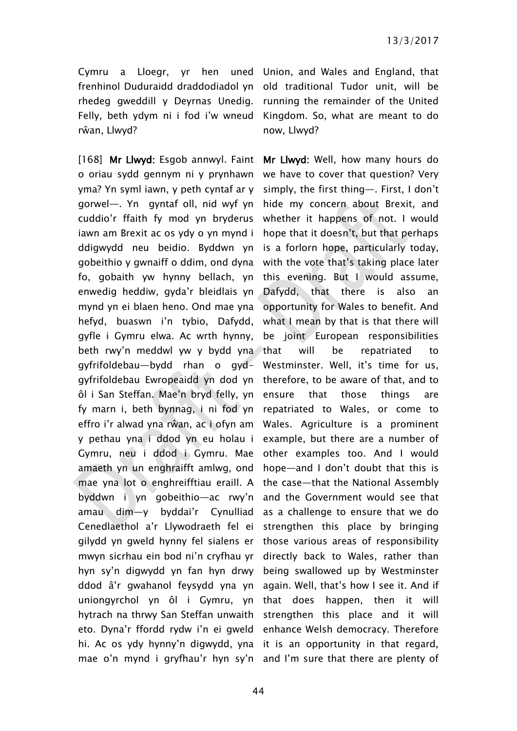Cymru a Lloegr, yr hen uned frenhinol Duduraidd draddodiadol yn rhedeg gweddill y Deyrnas Unedig. Felly, beth ydym ni i fod i'w wneud rŵan, Llwyd?

Union, and Wales and England, that old traditional Tudor unit, will be running the remainder of the United Kingdom. So, what are meant to do now, Llwyd?

[168] **Mr Llwyd:** Esgob annwyl. Faint o oriau sydd gennym ni y prynhawn yma? Yn syml iawn, y peth cyntaf ar y gorwel—. Yn gyntaf oll, nid wyf yn cuddio'r ffaith fy mod yn bryderus iawn am Brexit ac os ydy o yn mynd i ddigwydd neu beidio. Byddwn yn gobeithio y gwnaiff o ddim, ond dyna fo, gobaith yw hynny bellach, yn enwedig heddiw, gyda'r bleidlais yn mynd yn ei blaen heno. Ond mae yna hefyd, buaswn i'n tybio, Dafydd, gyfle i Gymru elwa. Ac wrth hynny, beth rwy'n meddwl yw y bydd yna gyfrifoldebau—bydd rhan o gyd-gyfrifoldebau Ewropeaidd yn dod yn ôl i San Steffan. Mae'n bryd felly, yn fy marn i, beth bynnag, i ni fod yn effro i'r alwad yna rŵan, ac i ofyn am y pethau yna i ddod yn eu holau i Gymru, neu i ddod i Gymru. Mae amaeth yn un enghraifft amlwg, ond mae yna lot o enghreifftiau eraill. A byddwn i yn gobeithio—ac rwy'n amau dim—y byddai'r Cynulliad Cenedlaethol a'r Llywodraeth fel ei gilydd yn gweld hynny fel sialens er mwyn sicrhau ein bod ni'n cryfhau yr hyn sy'n digwydd yn fan hyn drwy ddod â'r gwahanol feysydd yna yn uniongyrchol yn ôl i Gymru, yn hytrach na thrwy San Steffan unwaith eto. Dyna'r ffordd rydw i'n ei gweld hi. Ac os ydy hynny'n digwydd, yna mae o'n mynd i gryfhau'r hyn sy'n

**Mr Llwyd:** Well, how many hours do we have to cover that question? Very simply, the first thing—. First, I don't hide my concern about Brexit, and whether it happens of not. I would hope that it doesn't, but that perhaps is a forlorn hope, particularly today, with the vote that's taking place later this evening. But I would assume, Dafydd, that there is also an opportunity for Wales to benefit. And what I mean by that is that there will be joint European responsibilities that will be repatriated to Westminster. Well, it's time for us, therefore, to be aware of that, and to ensure that those things are repatriated to Wales, or come to Wales. Agriculture is a prominent example, but there are a number of other examples too. And I would hope—and I don't doubt that this is the case—that the National Assembly and the Government would see that as a challenge to ensure that we do strengthen this place by bringing those various areas of responsibility directly back to Wales, rather than being swallowed up by Westminster again. Well, that's how I see it. And if that does happen, then it will strengthen this place and it will enhance Welsh democracy. Therefore it is an opportunity in that regard, and I'm sure that there are plenty of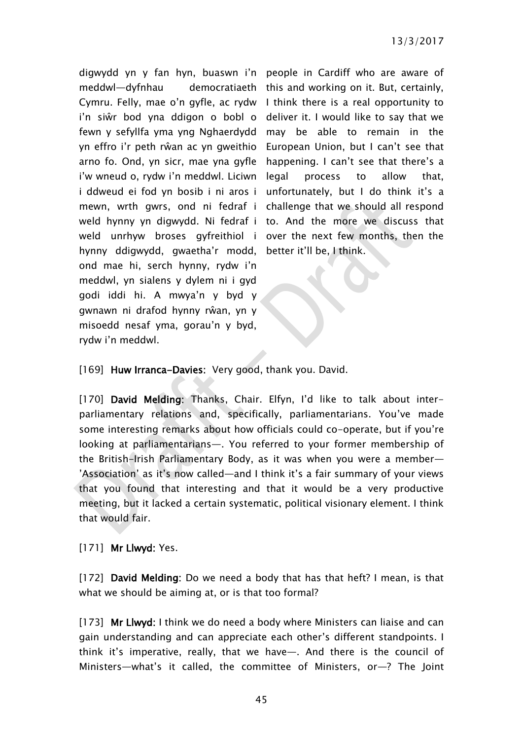digwydd yn y fan hyn, buaswn i'n meddwl—dyfnhau democratiaeth Cymru. Felly, mae o'n gyfle, ac rydw i'n siŵr bod yna ddigon o bobl o fewn y sefyllfa yma yng Nghaerdydd yn effro i'r peth rŵan ac yn gweithio arno fo. Ond, yn sicr, mae yna gyfle i'w wneud o, rydw i'n meddwl. Liciwn i ddweud ei fod yn bosib i ni aros i mewn, wrth gwrs, ond ni fedraf i weld hynny yn digwydd. Ni fedraf i weld unrhyw broses gyfreithiol i hynny ddigwydd, gwaetha'r modd, ond mae hi, serch hynny, rydw i'n meddwl, yn sialens y dylem ni i gyd godi iddi hi. A mwya'n y byd y gwnawn ni drafod hynny rŵan, yn y misoedd nesaf yma, gorau'n y byd, rydw i'n meddwl.

people in Cardiff who are aware of this and working on it. But, certainly, I think there is a real opportunity to deliver it. I would like to say that we may be able to remain in the European Union, but I can't see that happening. I can't see that there's a legal process to allow that, unfortunately, but I do think it's a challenge that we should all respond to. And the more we discuss that over the next few months, then the better it'll be, I think.

[169] **Huw Irranca-Davies**: Very good, thank you. David.

[170] **David Melding**: Thanks, Chair. Elfyn, I'd like to talk about inter-parliamentary relations and, specifically, parliamentarians. You've made some interesting remarks about how officials could co-operate, but if you're looking at parliamentarians—. You referred to your former membership of the British-Irish Parliamentary Body, as it was when you were a member—'Association' as it's now called—and I think it's a fair summary of your views that you found that interesting and that it would be a very productive meeting, but it lacked a certain systematic, political visionary element. I think that would fair.

[171] **Mr Llwyd**: Yes.

[172] **David Melding**: Do we need a body that has that heft? I mean, is that what we should be aiming at, or is that too formal?

[173] **Mr Llwyd**: I think we do need a body where Ministers can liaise and can gain understanding and can appreciate each other's different standpoints. I think it's imperative, really, that we have—. And there is the council of Ministers—what's it called, the committee of Ministers, or—? The Joint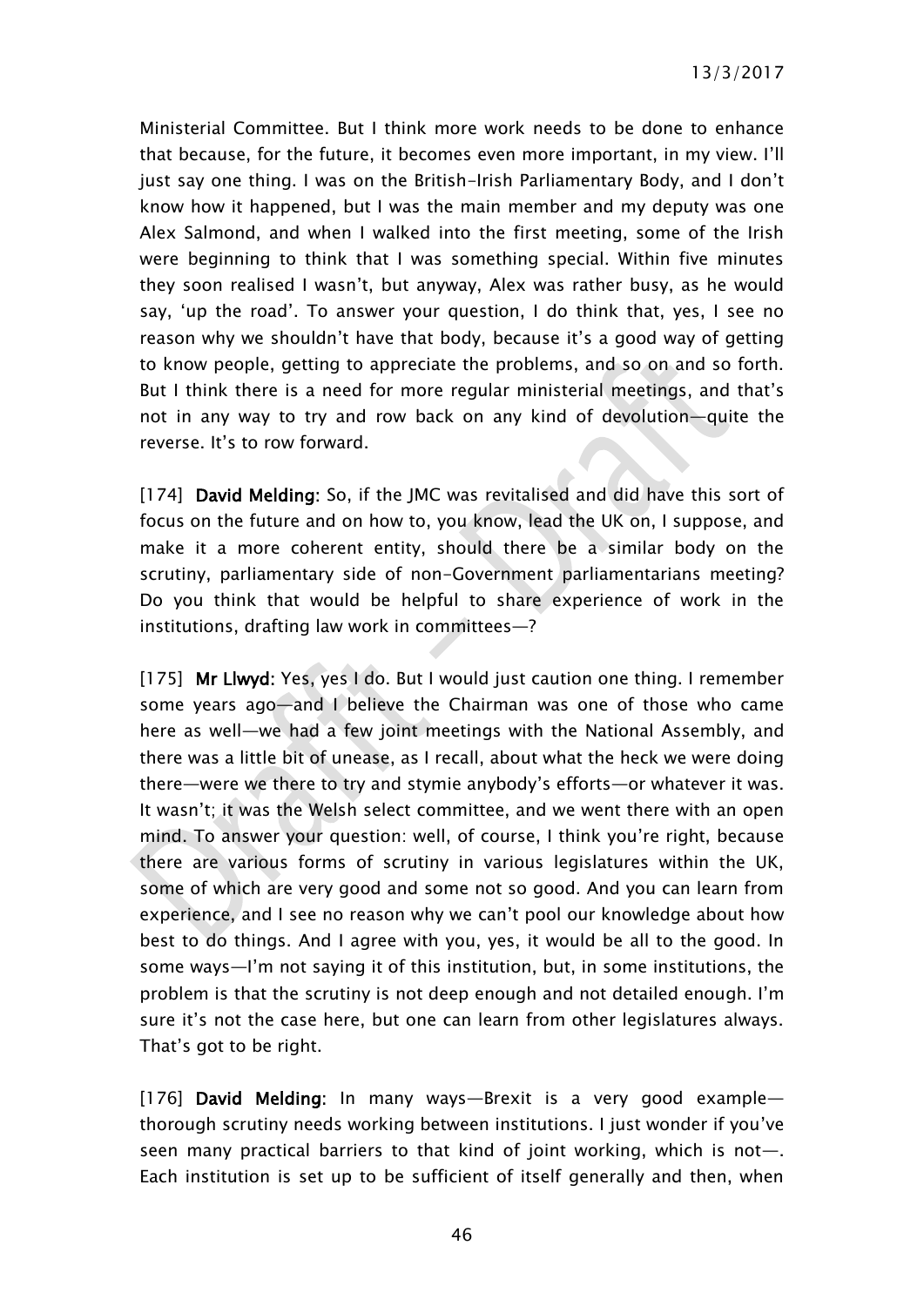Ministerial Committee. But I think more work needs to be done to enhance that because, for the future, it becomes even more important, in my view. I'll just say one thing. I was on the British-Irish Parliamentary Body, and I don't know how it happened, but I was the main member and my deputy was one Alex Salmond, and when I walked into the first meeting, some of the Irish were beginning to think that I was something special. Within five minutes they soon realised I wasn't, but anyway, Alex was rather busy, as he would say, 'up the road'. To answer your question, I do think that, yes, I see no reason why we shouldn't have that body, because it's a good way of getting to know people, getting to appreciate the problems, and so on and so forth. But I think there is a need for more regular ministerial meetings, and that's not in any way to try and row back on any kind of devolution—quite the reverse. It's to row forward.

[174] **David Melding:** So, if the JMC was revitalised and did have this sort of focus on the future and on how to, you know, lead the UK on, I suppose, and make it a more coherent entity, should there be a similar body on the scrutiny, parliamentary side of non-Government parliamentarians meeting? Do you think that would be helpful to share experience of work in the institutions, drafting law work in committees—?

[175] **Mr Llwyd:** Yes, yes I do. But I would just caution one thing. I remember some years ago—and I believe the Chairman was one of those who came here as well—we had a few joint meetings with the National Assembly, and there was a little bit of unease, as I recall, about what the heck we were doing there—were we there to try and stymie anybody's efforts—or whatever it was. It wasn't; it was the Welsh select committee, and we went there with an open mind. To answer your question: well, of course, I think you're right, because there are various forms of scrutiny in various legislatures within the UK, some of which are very good and some not so good. And you can learn from experience, and I see no reason why we can't pool our knowledge about how best to do things. And I agree with you, yes, it would be all to the good. In some ways—I'm not saying it of this institution, but, in some institutions, the problem is that the scrutiny is not deep enough and not detailed enough. I'm sure it's not the case here, but one can learn from other legislatures always. That's got to be right.

[176] **David Melding:** In many ways—Brexit is a very good example—thorough scrutiny needs working between institutions. I just wonder if you've seen many practical barriers to that kind of joint working, which is not—. Each institution is set up to be sufficient of itself generally and then, when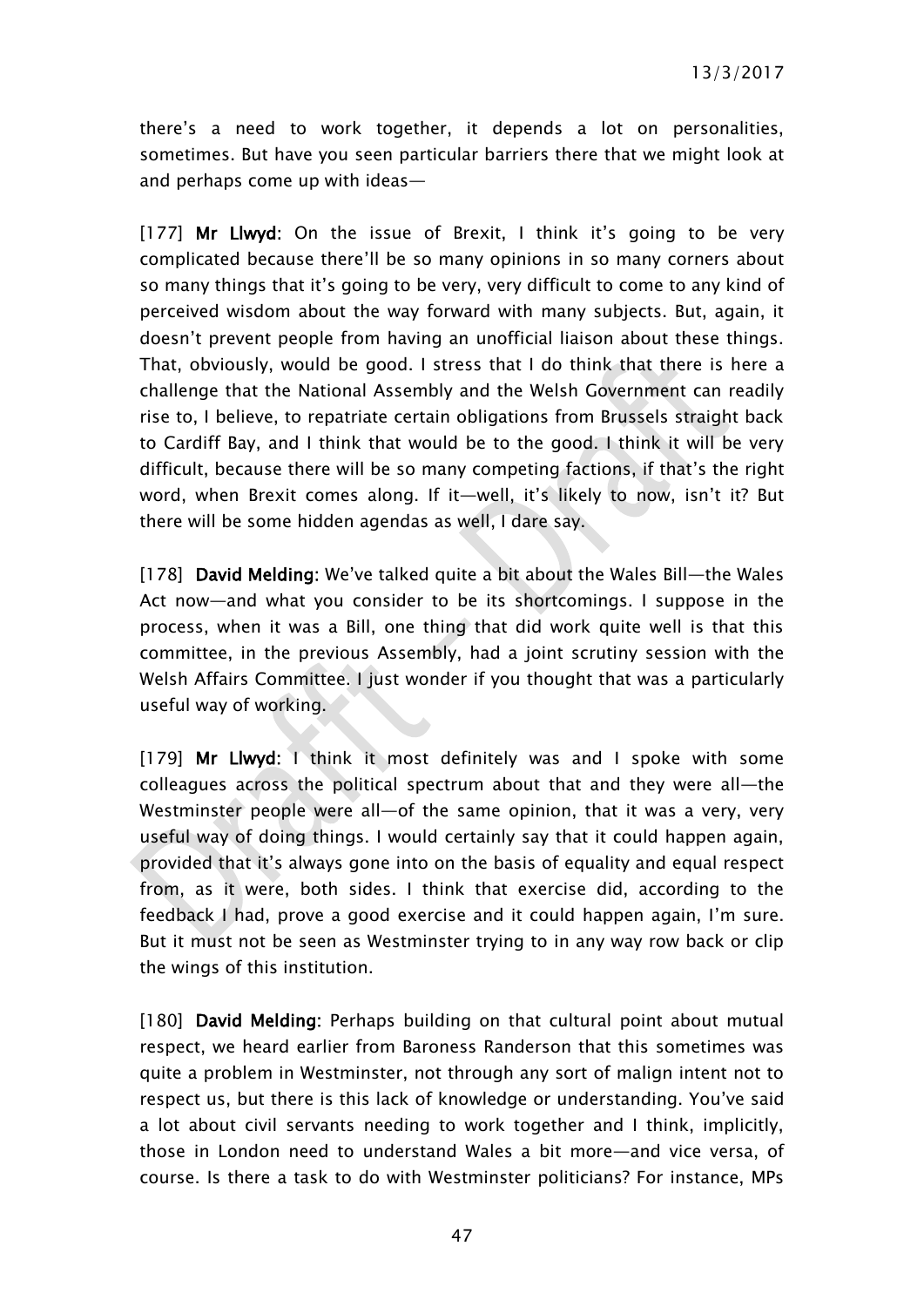there's a need to work together, it depends a lot on personalities, sometimes. But have you seen particular barriers there that we might look at and perhaps come up with ideas—

[177] **Mr Llwyd:** On the issue of Brexit, I think it's going to be very complicated because there'll be so many opinions in so many corners about so many things that it's going to be very, very difficult to come to any kind of perceived wisdom about the way forward with many subjects. But, again, it doesn't prevent people from having an unofficial liaison about these things. That, obviously, would be good. I stress that I do think that there is here a challenge that the National Assembly and the Welsh Government can readily rise to, I believe, to repatriate certain obligations from Brussels straight back to Cardiff Bay, and I think that would be to the good. I think it will be very difficult, because there will be so many competing factions, if that's the right word, when Brexit comes along. If it—well, it's likely to now, isn't it? But there will be some hidden agendas as well, I dare say.

[178] **David Melding:** We've talked quite a bit about the Wales Bill—the Wales Act now—and what you consider to be its shortcomings. I suppose in the process, when it was a Bill, one thing that did work quite well is that this committee, in the previous Assembly, had a joint scrutiny session with the Welsh Affairs Committee. I just wonder if you thought that was a particularly useful way of working.

[179] **Mr Llwyd:** I think it most definitely was and I spoke with some colleagues across the political spectrum about that and they were all—the Westminster people were all—of the same opinion, that it was a very, very useful way of doing things. I would certainly say that it could happen again, provided that it's always gone into on the basis of equality and equal respect from, as it were, both sides. I think that exercise did, according to the feedback I had, prove a good exercise and it could happen again, I'm sure. But it must not be seen as Westminster trying to in any way row back or clip the wings of this institution.

[180] **David Melding:** Perhaps building on that cultural point about mutual respect, we heard earlier from Baroness Randerson that this sometimes was quite a problem in Westminster, not through any sort of malign intent not to respect us, but there is this lack of knowledge or understanding. You've said a lot about civil servants needing to work together and I think, implicitly, those in London need to understand Wales a bit more—and vice versa, of course. Is there a task to do with Westminster politicians? For instance, MPs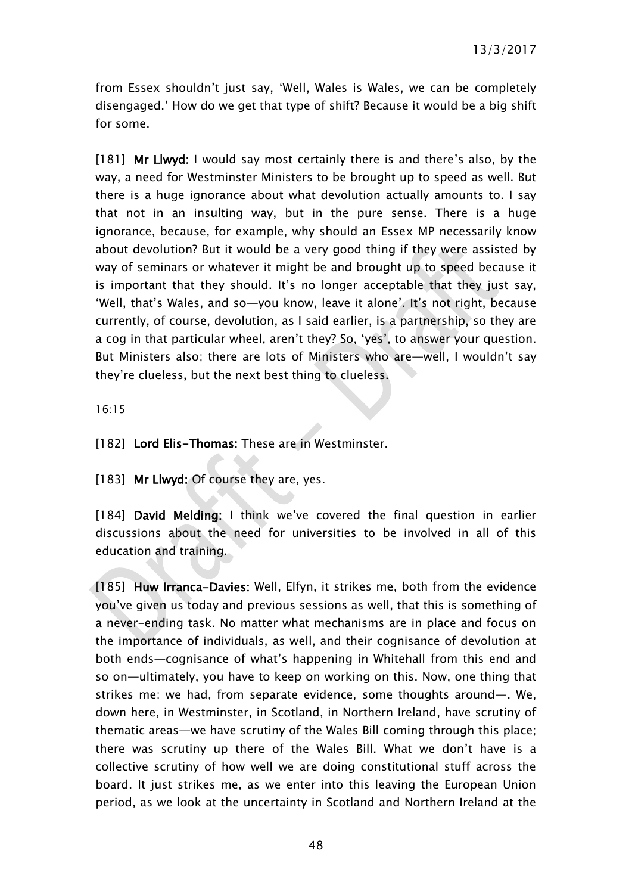from Essex shouldn't just say, 'Well, Wales is Wales, we can be completely disengaged.' How do we get that type of shift? Because it would be a big shift for some.

[181] **Mr Llwyd:** I would say most certainly there is and there's also, by the way, a need for Westminster Ministers to be brought up to speed as well. But there is a huge ignorance about what devolution actually amounts to. I say that not in an insulting way, but in the pure sense. There is a huge ignorance, because, for example, why should an Essex MP necessarily know about devolution? But it would be a very good thing if they were assisted by way of seminars or whatever it might be and brought up to speed because it is important that they should. It's no longer acceptable that they just say, 'Well, that's Wales, and so—you know, leave it alone'. It's not right, because currently, of course, devolution, as I said earlier, is a partnership, so they are a cog in that particular wheel, aren't they? So, 'yes', to answer your question. But Ministers also; there are lots of Ministers who are—well, I wouldn't say they're clueless, but the next best thing to clueless.

16:15

[182] **Lord Elis-Thomas:** These are in Westminster.

[183] **Mr Llwyd:** Of course they are, yes.

[184] **David Melding:** I think we've covered the final question in earlier discussions about the need for universities to be involved in all of this education and training.

[185] **Huw Irranca-Davies:** Well, Elfyn, it strikes me, both from the evidence you've given us today and previous sessions as well, that this is something of a never-ending task. No matter what mechanisms are in place and focus on the importance of individuals, as well, and their cognisance of devolution at both ends—cognisance of what's happening in Whitehall from this end and so on—ultimately, you have to keep on working on this. Now, one thing that strikes me: we had, from separate evidence, some thoughts around—. We, down here, in Westminster, in Scotland, in Northern Ireland, have scrutiny of thematic areas—we have scrutiny of the Wales Bill coming through this place; there was scrutiny up there of the Wales Bill. What we don't have is a collective scrutiny of how well we are doing constitutional stuff across the board. It just strikes me, as we enter into this leaving the European Union period, as we look at the uncertainty in Scotland and Northern Ireland at the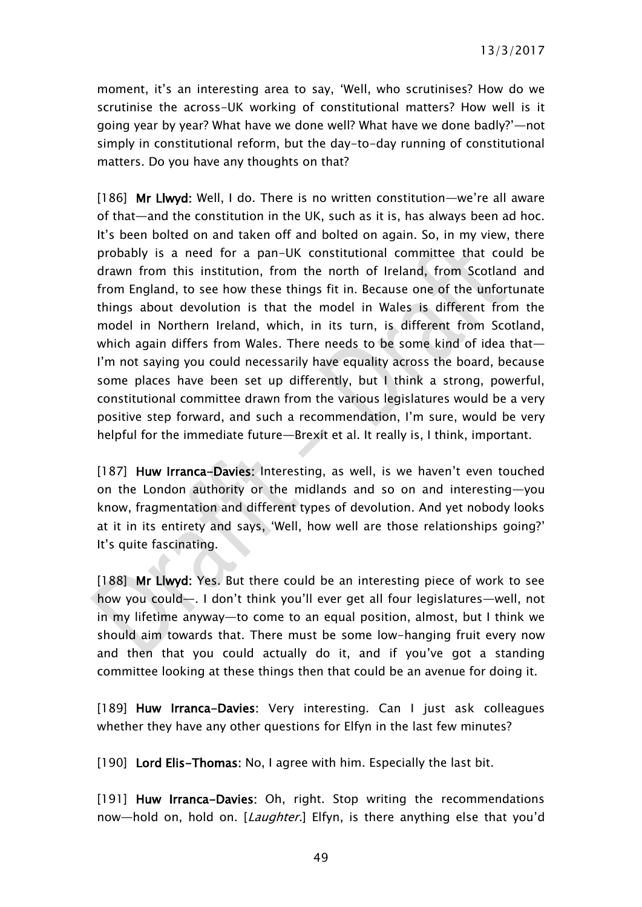moment, it's an interesting area to say, 'Well, who scrutinises? How do we scrutinise the across-UK working of constitutional matters? How well is it going year by year? What have we done well? What have we done badly?'—not simply in constitutional reform, but the day-to-day running of constitutional matters. Do you have any thoughts on that?

[186] **Mr Llwyd:** Well, I do. There is no written constitution—we're all aware of that—and the constitution in the UK, such as it is, has always been ad hoc. It's been bolted on and taken off and bolted on again. So, in my view, there probably is a need for a pan-UK constitutional committee that could be drawn from this institution, from the north of Ireland, from Scotland and from England, to see how these things fit in. Because one of the unfortunate things about devolution is that the model in Wales is different from the model in Northern Ireland, which, in its turn, is different from Scotland, which again differs from Wales. There needs to be some kind of idea that—I'm not saying you could necessarily have equality across the board, because some places have been set up differently, but I think a strong, powerful, constitutional committee drawn from the various legislatures would be a very positive step forward, and such a recommendation, I'm sure, would be very helpful for the immediate future—Brexit et al. It really is, I think, important.

[187] **Huw Irranca-Davies:** Interesting, as well, is we haven't even touched on the London authority or the midlands and so on and interesting—you know, fragmentation and different types of devolution. And yet nobody looks at it in its entirety and says, 'Well, how well are those relationships going?' It's quite fascinating.

[188] **Mr Llwyd:** Yes. But there could be an interesting piece of work to see how you could—. I don't think you'll ever get all four legislatures—well, not in my lifetime anyway—to come to an equal position, almost, but I think we should aim towards that. There must be some low-hanging fruit every now and then that you could actually do it, and if you've got a standing committee looking at these things then that could be an avenue for doing it.

[189] **Huw Irranca-Davies:** Very interesting. Can I just ask colleagues whether they have any other questions for Elfyn in the last few minutes?

[190] **Lord Elis-Thomas:** No, I agree with him. Especially the last bit.

[191] **Huw Irranca-Davies:** Oh, right. Stop writing the recommendations now—hold on, hold on. [*Laughter.*] Elfyn, is there anything else that you'd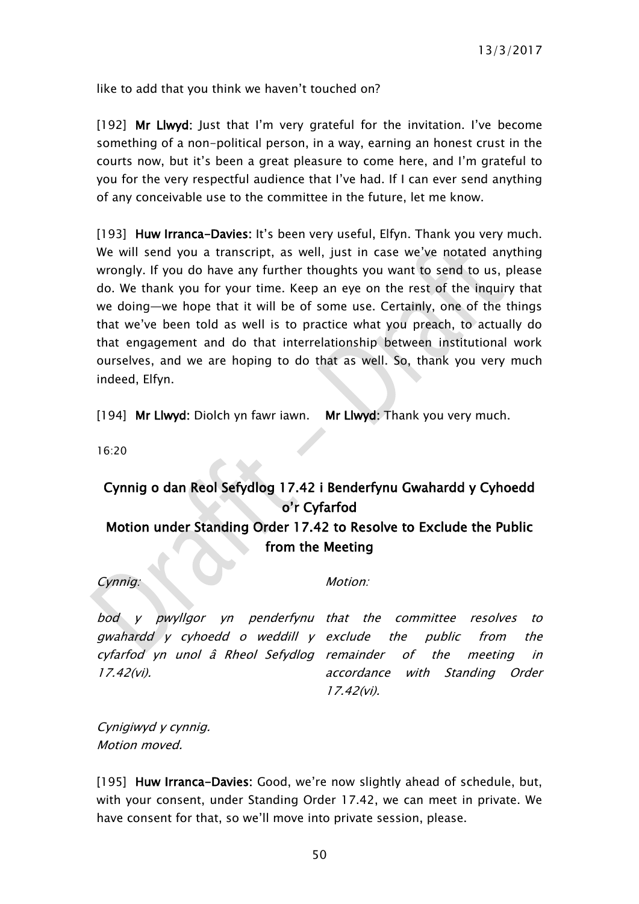like to add that you think we haven't touched on?

[192] **Mr Llwyd:** Just that I'm very grateful for the invitation. I've become something of a non-political person, in a way, earning an honest crust in the courts now, but it's been a great pleasure to come here, and I'm grateful to you for the very respectful audience that I've had. If I can ever send anything of any conceivable use to the committee in the future, let me know.

[193] **Huw Irranca-Davies:** It's been very useful, Elfyn. Thank you very much. We will send you a transcript, as well, just in case we've notated anything wrongly. If you do have any further thoughts you want to send to us, please do. We thank you for your time. Keep an eye on the rest of the inquiry that we doing—we hope that it will be of some use. Certainly, one of the things that we've been told as well is to practice what you preach, to actually do that engagement and do that interrelationship between institutional work ourselves, and we are hoping to do that as well. So, thank you very much indeed, Elfyn.

[194] **Mr Llwyd:** Diolch yn fawr iawn. **Mr Llwyd:** Thank you very much.

16:20

## Cynnig o dan Reol Sefydlog 17.42 i Benderfynu Gwahardd y Cyhoedd o'r Cyfarfod
## Motion under Standing Order 17.42 to Resolve to Exclude the Public from the Meeting

*Cynnig:*

*bod y pwyllgor yn penderfynu gwahardd y cyhoedd o weddill y cyfarfod yn unol â Rheol Sefydlog 17.42(vi).*

*Motion:*

*that the committee resolves to exclude the public from the remainder of the meeting in accordance with Standing Order 17.42(vi).*

*Cynigiwyd y cynnig.*
*Motion moved.*

[195] **Huw Irranca-Davies:** Good, we're now slightly ahead of schedule, but, with your consent, under Standing Order 17.42, we can meet in private. We have consent for that, so we'll move into private session, please.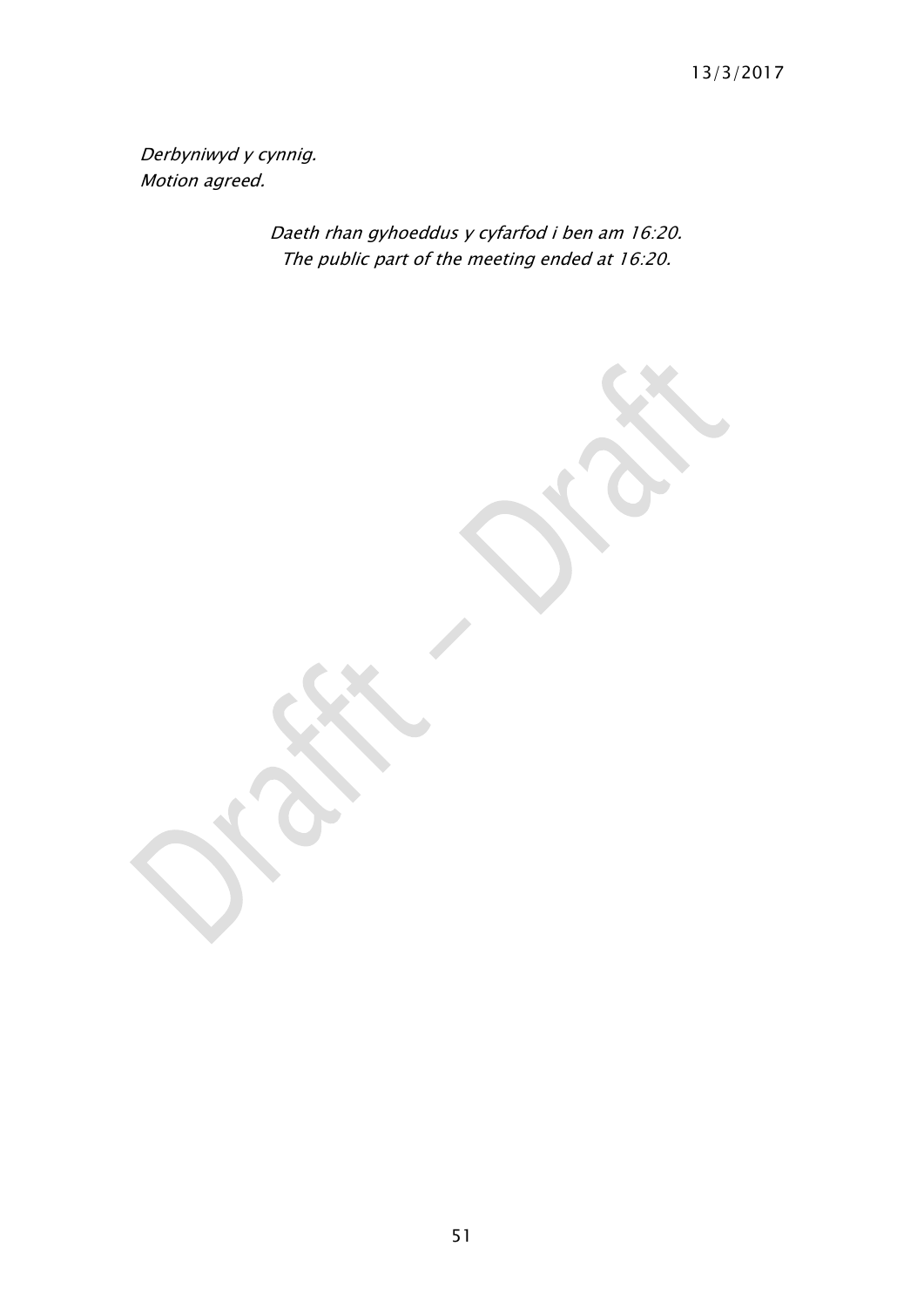*Derbyniwyd y cynnig.*
*Motion agreed.*

*Daeth rhan gyhoeddus y cyfarfod i ben am 16:20.*
*The public part of the meeting ended at 16:20.*